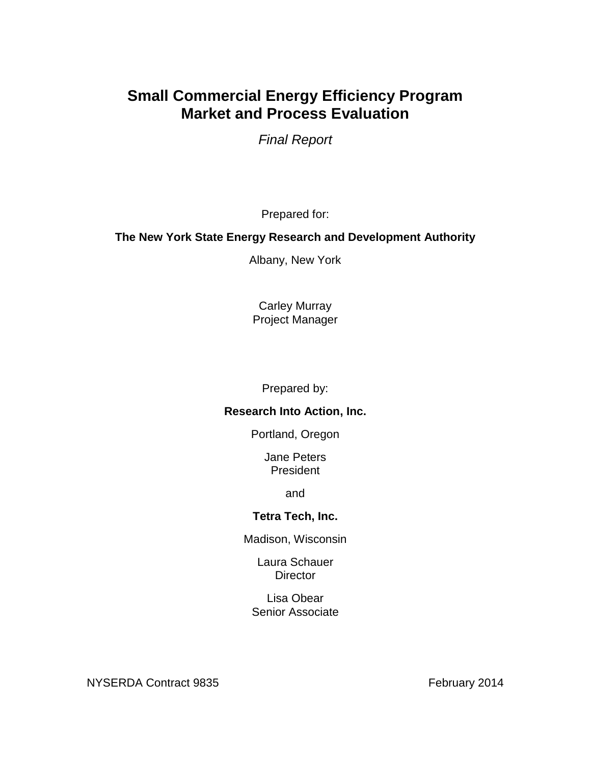# Small Commercial Energy Efficiency Program Market and Process Evaluation

*Final Report*

Prepared for:

**The New York State Energy Research and Development Authority**

Albany, New York

Carley Murray
Project Manager

Prepared by:

**Research Into Action, Inc.**

Portland, Oregon

Jane Peters
President

and

**Tetra Tech, Inc.**

Madison, Wisconsin

Laura Schauer
Director

Lisa Obear
Senior Associate

NYSERDA Contract 9835

February 2014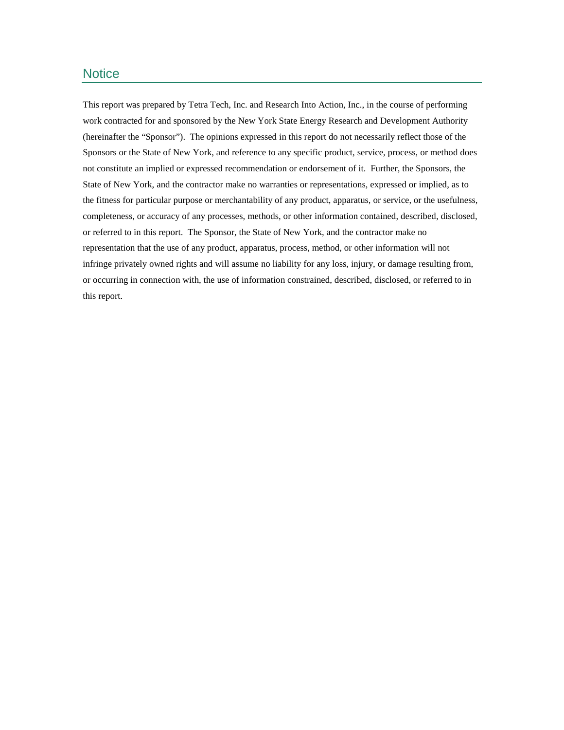## Notice

This report was prepared by Tetra Tech, Inc. and Research Into Action, Inc., in the course of performing work contracted for and sponsored by the New York State Energy Research and Development Authority (hereinafter the "Sponsor"). The opinions expressed in this report do not necessarily reflect those of the Sponsors or the State of New York, and reference to any specific product, service, process, or method does not constitute an implied or expressed recommendation or endorsement of it. Further, the Sponsors, the State of New York, and the contractor make no warranties or representations, expressed or implied, as to the fitness for particular purpose or merchantability of any product, apparatus, or service, or the usefulness, completeness, or accuracy of any processes, methods, or other information contained, described, disclosed, or referred to in this report. The Sponsor, the State of New York, and the contractor make no representation that the use of any product, apparatus, process, method, or other information will not infringe privately owned rights and will assume no liability for any loss, injury, or damage resulting from, or occurring in connection with, the use of information constrained, described, disclosed, or referred to in this report.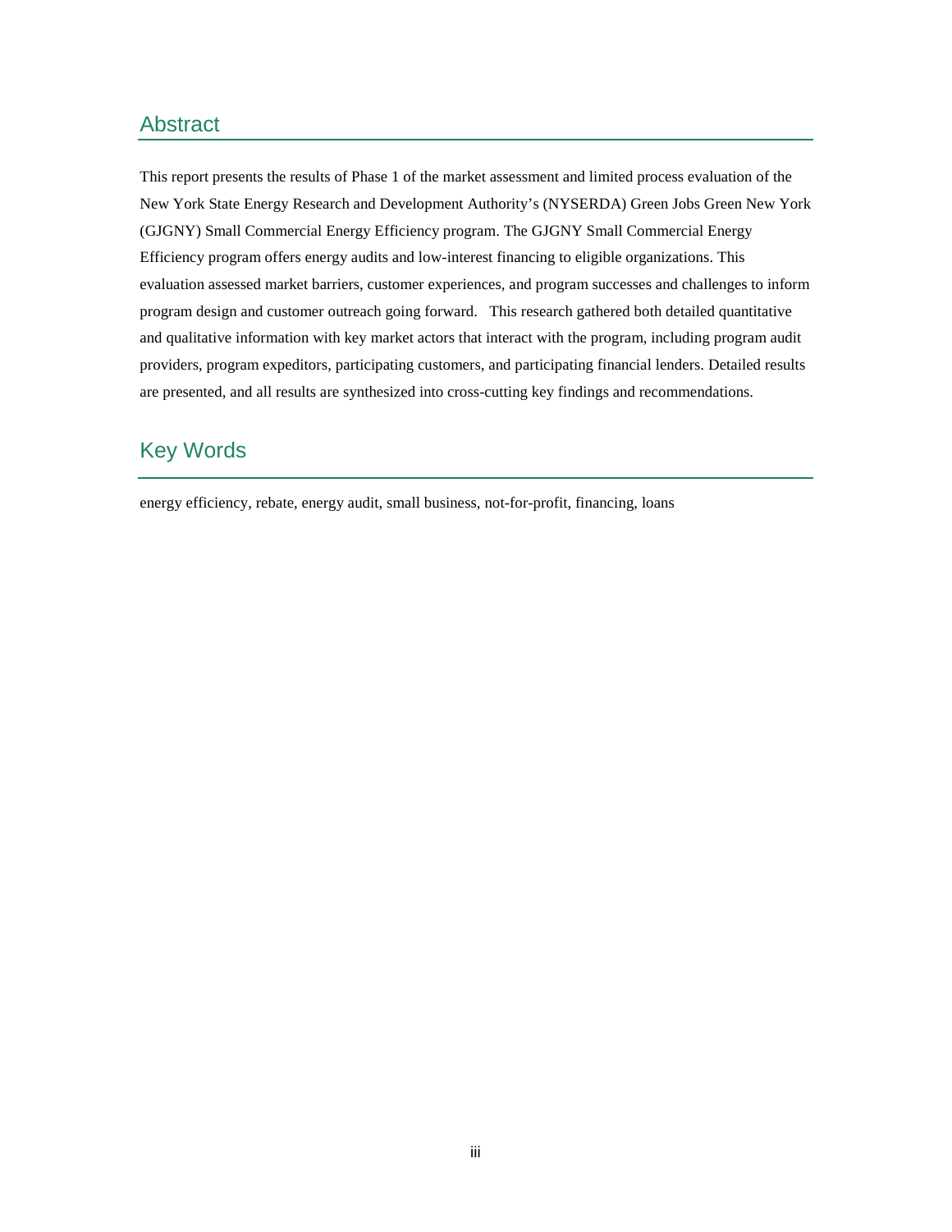## Abstract

This report presents the results of Phase 1 of the market assessment and limited process evaluation of the New York State Energy Research and Development Authority's (NYSERDA) Green Jobs Green New York (GJGNY) Small Commercial Energy Efficiency program. The GJGNY Small Commercial Energy Efficiency program offers energy audits and low-interest financing to eligible organizations. This evaluation assessed market barriers, customer experiences, and program successes and challenges to inform program design and customer outreach going forward. This research gathered both detailed quantitative and qualitative information with key market actors that interact with the program, including program audit providers, program expeditors, participating customers, and participating financial lenders. Detailed results are presented, and all results are synthesized into cross-cutting key findings and recommendations.

## Key Words

energy efficiency, rebate, energy audit, small business, not-for-profit, financing, loans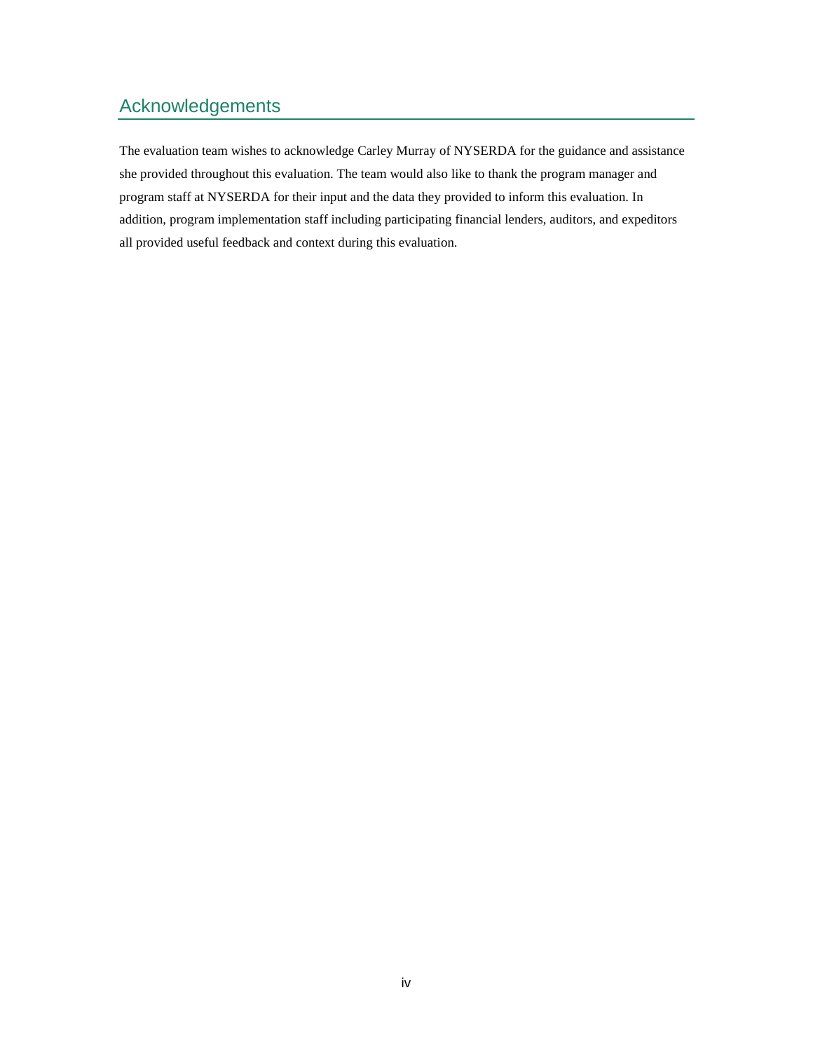## Acknowledgements

The evaluation team wishes to acknowledge Carley Murray of NYSERDA for the guidance and assistance she provided throughout this evaluation. The team would also like to thank the program manager and program staff at NYSERDA for their input and the data they provided to inform this evaluation. In addition, program implementation staff including participating financial lenders, auditors, and expeditors all provided useful feedback and context during this evaluation.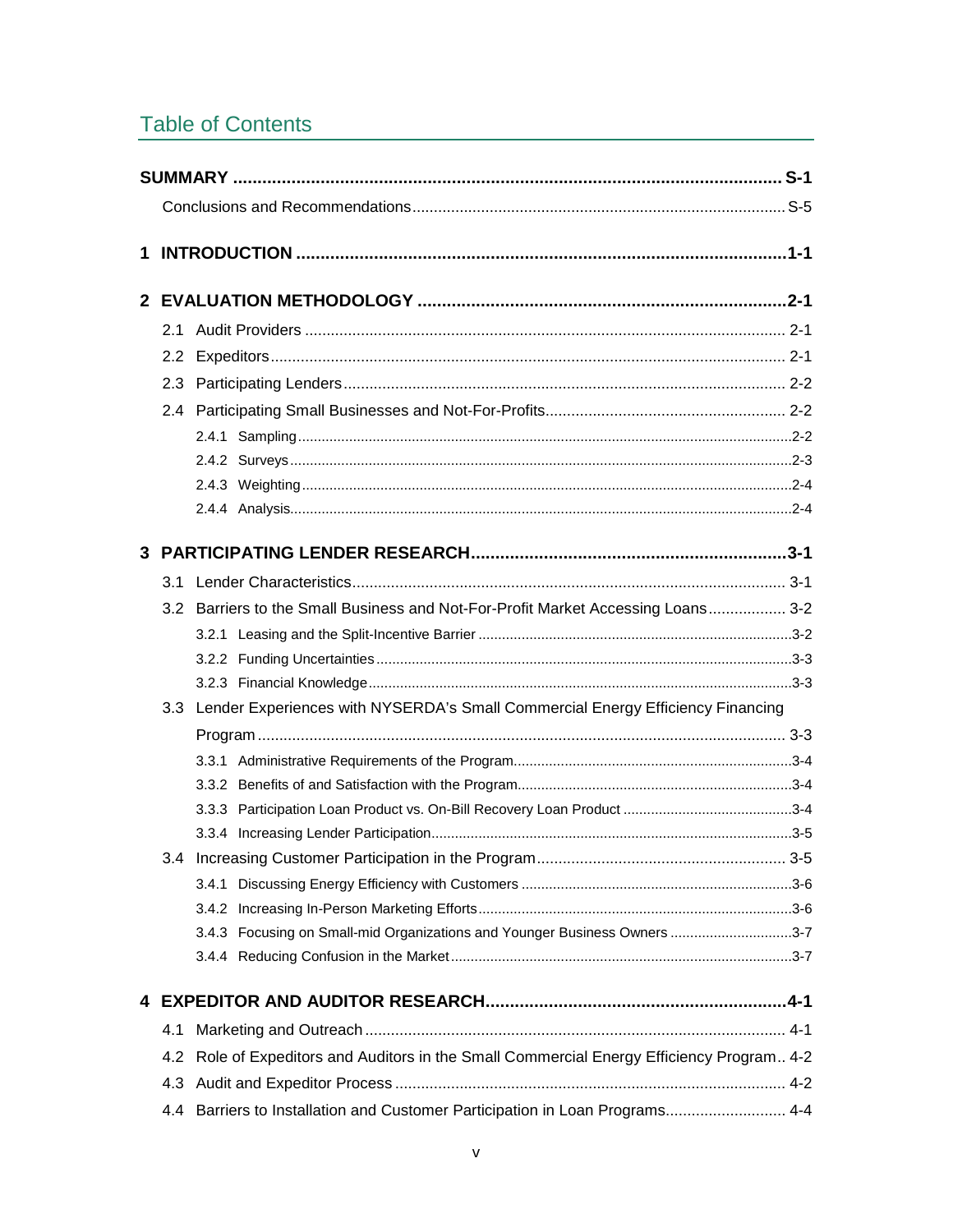## Table of Contents

**SUMMARY** ..... **S-1**

- Conclusions and Recommendations ..... S-5

**1 INTRODUCTION** ..... **1-1**

**2 EVALUATION METHODOLOGY** ..... **2-1**

- 2.1 Audit Providers ..... 2-1
- 2.2 Expeditors ..... 2-1
- 2.3 Participating Lenders ..... 2-2
- 2.4 Participating Small Businesses and Not-For-Profits ..... 2-2
  - 2.4.1 Sampling ..... 2-2
  - 2.4.2 Surveys ..... 2-3
  - 2.4.3 Weighting ..... 2-4
  - 2.4.4 Analysis ..... 2-4

**3 PARTICIPATING LENDER RESEARCH** ..... **3-1**

- 3.1 Lender Characteristics ..... 3-1
- 3.2 Barriers to the Small Business and Not-For-Profit Market Accessing Loans ..... 3-2
  - 3.2.1 Leasing and the Split-Incentive Barrier ..... 3-2
  - 3.2.2 Funding Uncertainties ..... 3-3
  - 3.2.3 Financial Knowledge ..... 3-3
- 3.3 Lender Experiences with NYSERDA's Small Commercial Energy Efficiency Financing Program ..... 3-3
  - 3.3.1 Administrative Requirements of the Program ..... 3-4
  - 3.3.2 Benefits of and Satisfaction with the Program ..... 3-4
  - 3.3.3 Participation Loan Product vs. On-Bill Recovery Loan Product ..... 3-4
  - 3.3.4 Increasing Lender Participation ..... 3-5
- 3.4 Increasing Customer Participation in the Program ..... 3-5
  - 3.4.1 Discussing Energy Efficiency with Customers ..... 3-6
  - 3.4.2 Increasing In-Person Marketing Efforts ..... 3-6
  - 3.4.3 Focusing on Small-mid Organizations and Younger Business Owners ..... 3-7
  - 3.4.4 Reducing Confusion in the Market ..... 3-7

**4 EXPEDITOR AND AUDITOR RESEARCH** ..... **4-1**

- 4.1 Marketing and Outreach ..... 4-1
- 4.2 Role of Expeditors and Auditors in the Small Commercial Energy Efficiency Program ..... 4-2
- 4.3 Audit and Expeditor Process ..... 4-2
- 4.4 Barriers to Installation and Customer Participation in Loan Programs ..... 4-4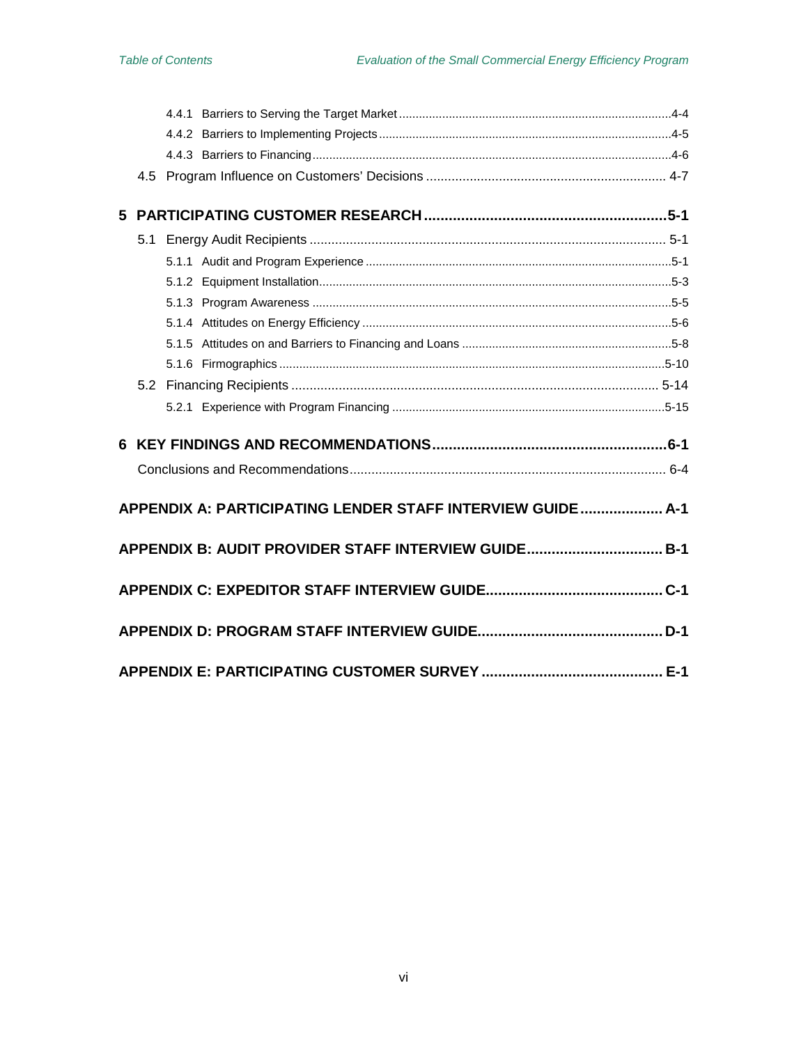4.4.1 Barriers to Serving the Target Market ....................................................................................4-4
4.4.2 Barriers to Implementing Projects ..........................................................................................4-5
4.4.3 Barriers to Financing ...............................................................................................................4-6
4.5 Program Influence on Customers' Decisions ................................................................. 4-7

**5 PARTICIPATING CUSTOMER RESEARCH ..........................................................5-1**

5.1 Energy Audit Recipients ................................................................................................ 5-1
5.1.1 Audit and Program Experience ...............................................................................................5-1
5.1.2 Equipment Installation.............................................................................................................5-3
5.1.3 Program Awareness ...............................................................................................................5-5
5.1.4 Attitudes on Energy Efficiency ................................................................................................5-6
5.1.5 Attitudes on and Barriers to Financing and Loans ..................................................................5-8
5.1.6 Firmographics .......................................................................................................................5-10
5.2 Financing Recipients .................................................................................................... 5-14
5.2.1 Experience with Program Financing .....................................................................................5-15

**6 KEY FINDINGS AND RECOMMENDATIONS.........................................................6-1**

Conclusions and Recommendations...................................................................................... 6-4

**APPENDIX A: PARTICIPATING LENDER STAFF INTERVIEW GUIDE .................... A-1**

**APPENDIX B: AUDIT PROVIDER STAFF INTERVIEW GUIDE................................ B-1**

**APPENDIX C: EXPEDITOR STAFF INTERVIEW GUIDE.......................................... C-1**

**APPENDIX D: PROGRAM STAFF INTERVIEW GUIDE............................................ D-1**

**APPENDIX E: PARTICIPATING CUSTOMER SURVEY ........................................... E-1**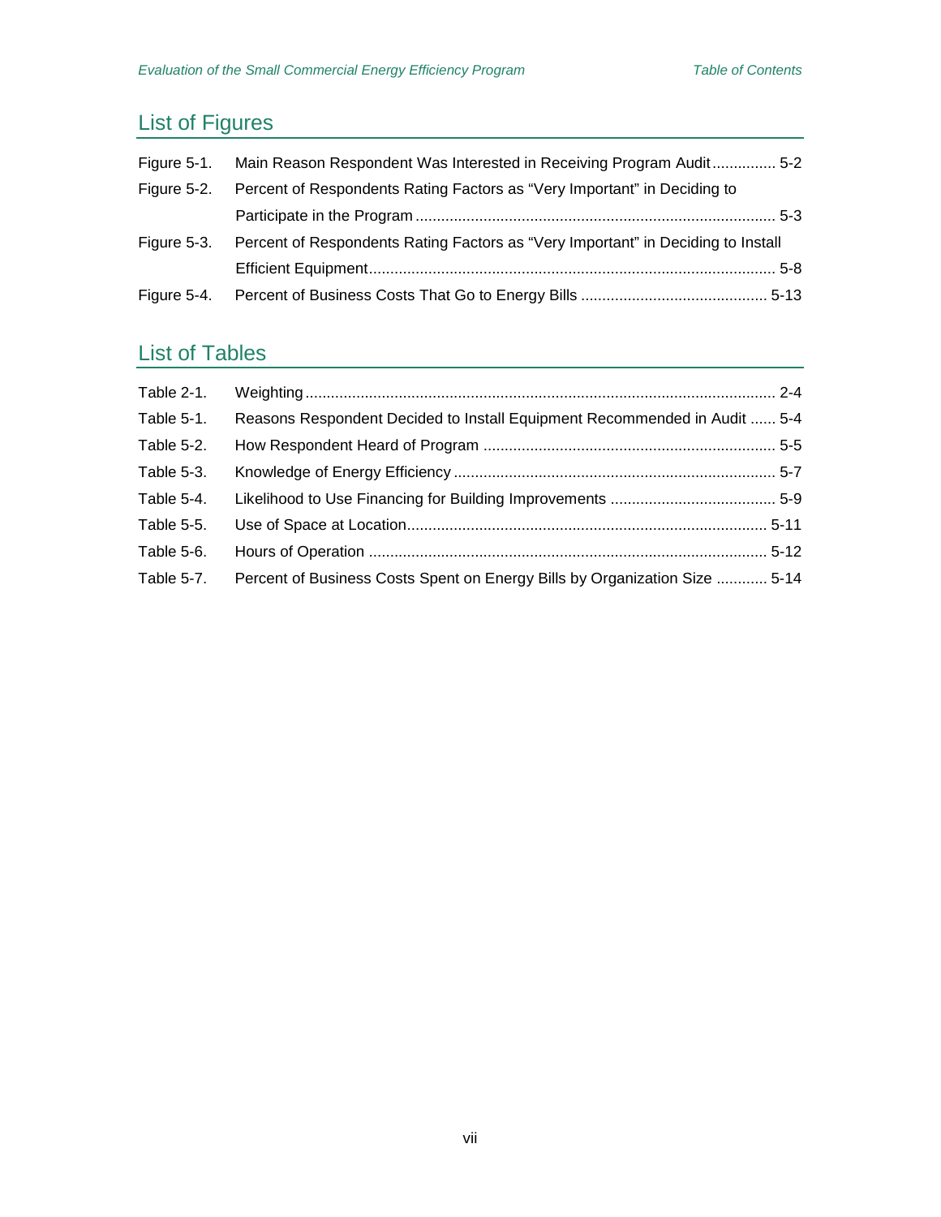## List of Figures

Figure 5-1. Main Reason Respondent Was Interested in Receiving Program Audit ............... 5-2

Figure 5-2. Percent of Respondents Rating Factors as “Very Important” in Deciding to Participate in the Program ..................................................................................... 5-3

Figure 5-3. Percent of Respondents Rating Factors as “Very Important” in Deciding to Install Efficient Equipment ................................................................................................ 5-8

Figure 5-4. Percent of Business Costs That Go to Energy Bills ............................................ 5-13

## List of Tables

Table 2-1. Weighting .............................................................................................................. 2-4

Table 5-1. Reasons Respondent Decided to Install Equipment Recommended in Audit ...... 5-4

Table 5-2. How Respondent Heard of Program ..................................................................... 5-5

Table 5-3. Knowledge of Energy Efficiency ........................................................................... 5-7

Table 5-4. Likelihood to Use Financing for Building Improvements ....................................... 5-9

Table 5-5. Use of Space at Location .................................................................................... 5-11

Table 5-6. Hours of Operation ............................................................................................. 5-12

Table 5-7. Percent of Business Costs Spent on Energy Bills by Organization Size ............ 5-14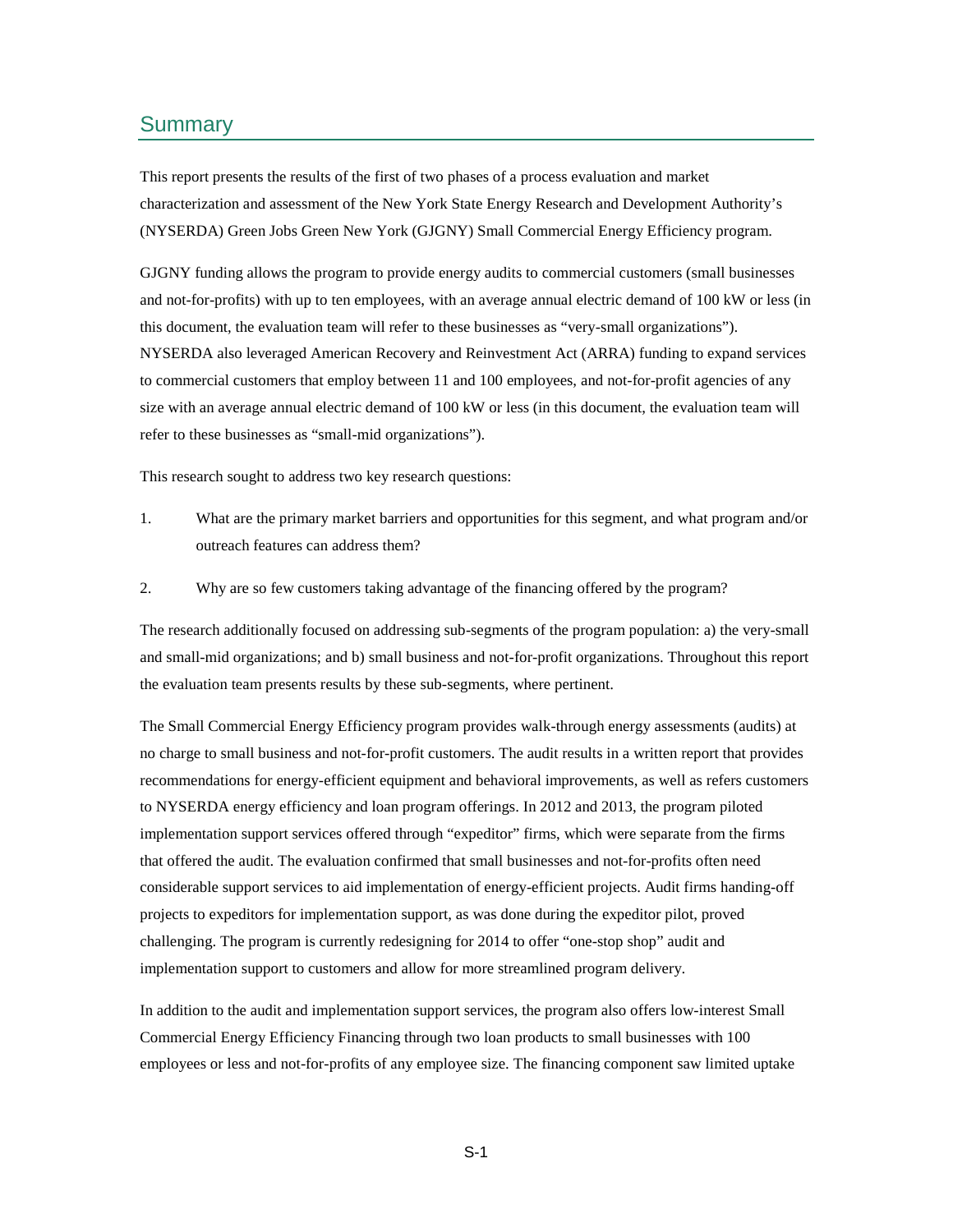## Summary

This report presents the results of the first of two phases of a process evaluation and market characterization and assessment of the New York State Energy Research and Development Authority's (NYSERDA) Green Jobs Green New York (GJGNY) Small Commercial Energy Efficiency program.

GJGNY funding allows the program to provide energy audits to commercial customers (small businesses and not-for-profits) with up to ten employees, with an average annual electric demand of 100 kW or less (in this document, the evaluation team will refer to these businesses as "very-small organizations"). NYSERDA also leveraged American Recovery and Reinvestment Act (ARRA) funding to expand services to commercial customers that employ between 11 and 100 employees, and not-for-profit agencies of any size with an average annual electric demand of 100 kW or less (in this document, the evaluation team will refer to these businesses as "small-mid organizations").

This research sought to address two key research questions:

1. What are the primary market barriers and opportunities for this segment, and what program and/or outreach features can address them?
2. Why are so few customers taking advantage of the financing offered by the program?

The research additionally focused on addressing sub-segments of the program population: a) the very-small and small-mid organizations; and b) small business and not-for-profit organizations. Throughout this report the evaluation team presents results by these sub-segments, where pertinent.

The Small Commercial Energy Efficiency program provides walk-through energy assessments (audits) at no charge to small business and not-for-profit customers. The audit results in a written report that provides recommendations for energy-efficient equipment and behavioral improvements, as well as refers customers to NYSERDA energy efficiency and loan program offerings. In 2012 and 2013, the program piloted implementation support services offered through "expeditor" firms, which were separate from the firms that offered the audit. The evaluation confirmed that small businesses and not-for-profits often need considerable support services to aid implementation of energy-efficient projects. Audit firms handing-off projects to expeditors for implementation support, as was done during the expeditor pilot, proved challenging. The program is currently redesigning for 2014 to offer "one-stop shop" audit and implementation support to customers and allow for more streamlined program delivery.

In addition to the audit and implementation support services, the program also offers low-interest Small Commercial Energy Efficiency Financing through two loan products to small businesses with 100 employees or less and not-for-profits of any employee size. The financing component saw limited uptake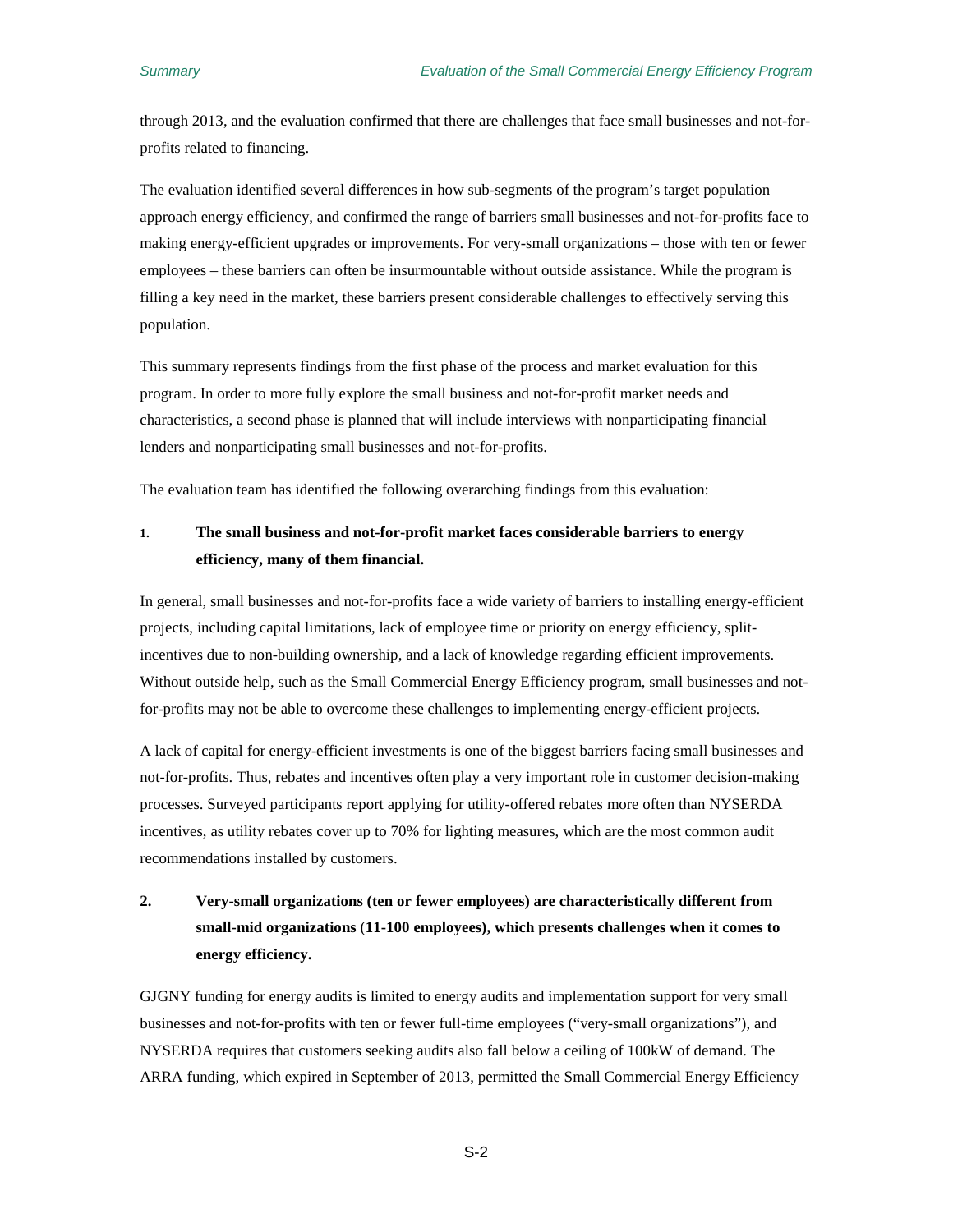through 2013, and the evaluation confirmed that there are challenges that face small businesses and not-for-profits related to financing.

The evaluation identified several differences in how sub-segments of the program's target population approach energy efficiency, and confirmed the range of barriers small businesses and not-for-profits face to making energy-efficient upgrades or improvements. For very-small organizations – those with ten or fewer employees – these barriers can often be insurmountable without outside assistance. While the program is filling a key need in the market, these barriers present considerable challenges to effectively serving this population.

This summary represents findings from the first phase of the process and market evaluation for this program. In order to more fully explore the small business and not-for-profit market needs and characteristics, a second phase is planned that will include interviews with nonparticipating financial lenders and nonparticipating small businesses and not-for-profits.

The evaluation team has identified the following overarching findings from this evaluation:

1. **The small business and not-for-profit market faces considerable barriers to energy efficiency, many of them financial.**

In general, small businesses and not-for-profits face a wide variety of barriers to installing energy-efficient projects, including capital limitations, lack of employee time or priority on energy efficiency, split-incentives due to non-building ownership, and a lack of knowledge regarding efficient improvements. Without outside help, such as the Small Commercial Energy Efficiency program, small businesses and not-for-profits may not be able to overcome these challenges to implementing energy-efficient projects.

A lack of capital for energy-efficient investments is one of the biggest barriers facing small businesses and not-for-profits. Thus, rebates and incentives often play a very important role in customer decision-making processes. Surveyed participants report applying for utility-offered rebates more often than NYSERDA incentives, as utility rebates cover up to 70% for lighting measures, which are the most common audit recommendations installed by customers.

2. **Very-small organizations (ten or fewer employees) are characteristically different from small-mid organizations (11-100 employees), which presents challenges when it comes to energy efficiency.**

GJGNY funding for energy audits is limited to energy audits and implementation support for very small businesses and not-for-profits with ten or fewer full-time employees ("very-small organizations"), and NYSERDA requires that customers seeking audits also fall below a ceiling of 100kW of demand. The ARRA funding, which expired in September of 2013, permitted the Small Commercial Energy Efficiency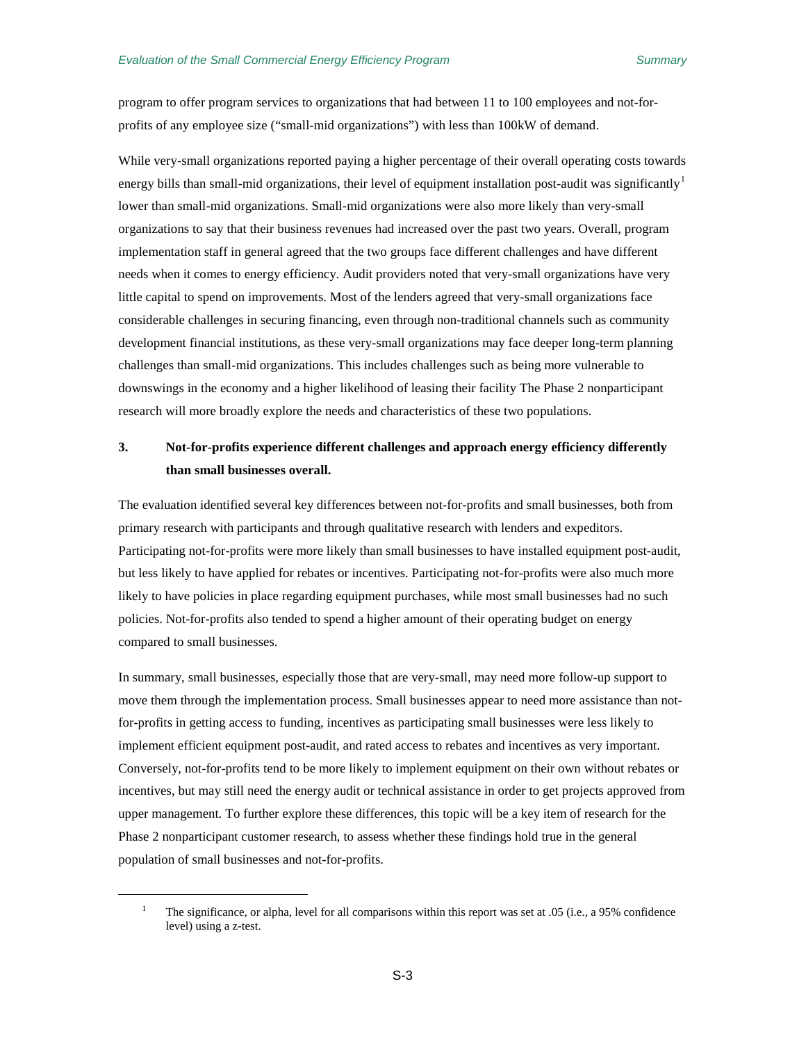program to offer program services to organizations that had between 11 to 100 employees and not-for-profits of any employee size ("small-mid organizations") with less than 100kW of demand.

While very-small organizations reported paying a higher percentage of their overall operating costs towards energy bills than small-mid organizations, their level of equipment installation post-audit was significantly[1] lower than small-mid organizations. Small-mid organizations were also more likely than very-small organizations to say that their business revenues had increased over the past two years. Overall, program implementation staff in general agreed that the two groups face different challenges and have different needs when it comes to energy efficiency. Audit providers noted that very-small organizations have very little capital to spend on improvements. Most of the lenders agreed that very-small organizations face considerable challenges in securing financing, even through non-traditional channels such as community development financial institutions, as these very-small organizations may face deeper long-term planning challenges than small-mid organizations. This includes challenges such as being more vulnerable to downswings in the economy and a higher likelihood of leasing their facility The Phase 2 nonparticipant research will more broadly explore the needs and characteristics of these two populations.

### 3. Not-for-profits experience different challenges and approach energy efficiency differently than small businesses overall.

The evaluation identified several key differences between not-for-profits and small businesses, both from primary research with participants and through qualitative research with lenders and expeditors. Participating not-for-profits were more likely than small businesses to have installed equipment post-audit, but less likely to have applied for rebates or incentives. Participating not-for-profits were also much more likely to have policies in place regarding equipment purchases, while most small businesses had no such policies. Not-for-profits also tended to spend a higher amount of their operating budget on energy compared to small businesses.

In summary, small businesses, especially those that are very-small, may need more follow-up support to move them through the implementation process. Small businesses appear to need more assistance than not-for-profits in getting access to funding, incentives as participating small businesses were less likely to implement efficient equipment post-audit, and rated access to rebates and incentives as very important. Conversely, not-for-profits tend to be more likely to implement equipment on their own without rebates or incentives, but may still need the energy audit or technical assistance in order to get projects approved from upper management. To further explore these differences, this topic will be a key item of research for the Phase 2 nonparticipant customer research, to assess whether these findings hold true in the general population of small businesses and not-for-profits.

---

[1] The significance, or alpha, level for all comparisons within this report was set at .05 (i.e., a 95% confidence level) using a z-test.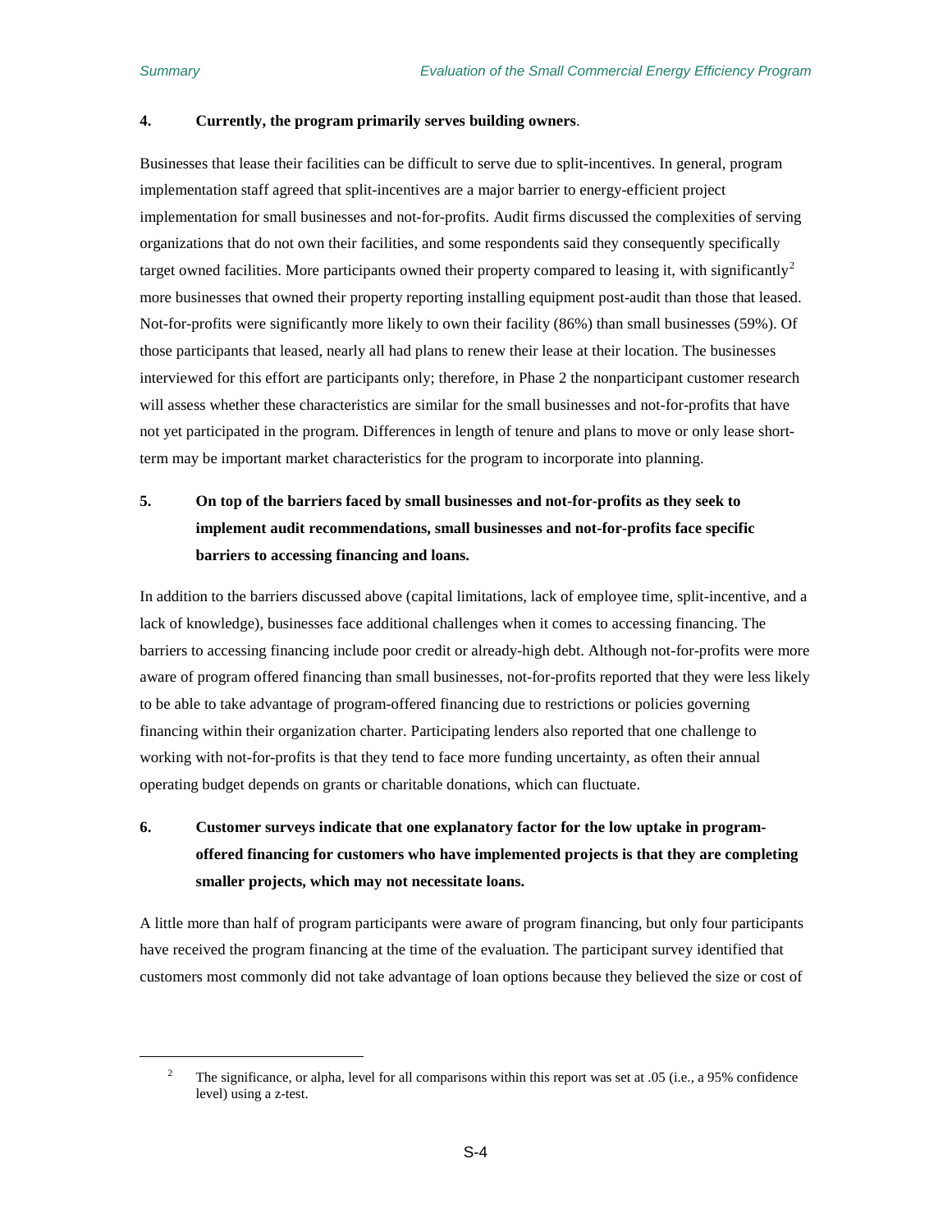**4. Currently, the program primarily serves building owners**.

Businesses that lease their facilities can be difficult to serve due to split-incentives. In general, program implementation staff agreed that split-incentives are a major barrier to energy-efficient project implementation for small businesses and not-for-profits. Audit firms discussed the complexities of serving organizations that do not own their facilities, and some respondents said they consequently specifically target owned facilities. More participants owned their property compared to leasing it, with significantly[2] more businesses that owned their property reporting installing equipment post-audit than those that leased. Not-for-profits were significantly more likely to own their facility (86%) than small businesses (59%). Of those participants that leased, nearly all had plans to renew their lease at their location. The businesses interviewed for this effort are participants only; therefore, in Phase 2 the nonparticipant customer research will assess whether these characteristics are similar for the small businesses and not-for-profits that have not yet participated in the program. Differences in length of tenure and plans to move or only lease short-term may be important market characteristics for the program to incorporate into planning.

**5. On top of the barriers faced by small businesses and not-for-profits as they seek to implement audit recommendations, small businesses and not-for-profits face specific barriers to accessing financing and loans.**

In addition to the barriers discussed above (capital limitations, lack of employee time, split-incentive, and a lack of knowledge), businesses face additional challenges when it comes to accessing financing. The barriers to accessing financing include poor credit or already-high debt. Although not-for-profits were more aware of program offered financing than small businesses, not-for-profits reported that they were less likely to be able to take advantage of program-offered financing due to restrictions or policies governing financing within their organization charter. Participating lenders also reported that one challenge to working with not-for-profits is that they tend to face more funding uncertainty, as often their annual operating budget depends on grants or charitable donations, which can fluctuate.

**6. Customer surveys indicate that one explanatory factor for the low uptake in program-offered financing for customers who have implemented projects is that they are completing smaller projects, which may not necessitate loans.**

A little more than half of program participants were aware of program financing, but only four participants have received the program financing at the time of the evaluation. The participant survey identified that customers most commonly did not take advantage of loan options because they believed the size or cost of

[2] The significance, or alpha, level for all comparisons within this report was set at .05 (i.e., a 95% confidence level) using a z-test.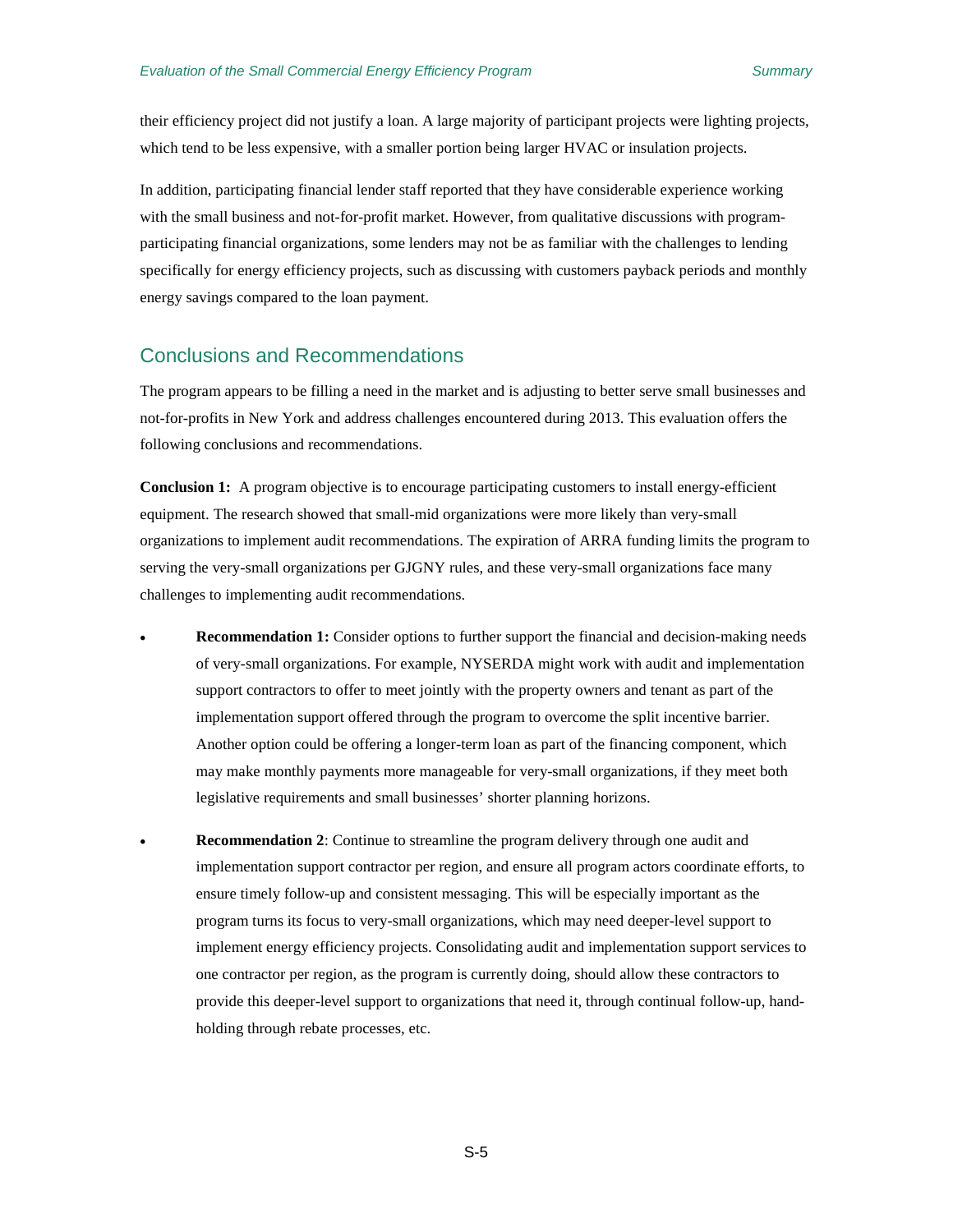their efficiency project did not justify a loan. A large majority of participant projects were lighting projects, which tend to be less expensive, with a smaller portion being larger HVAC or insulation projects.

In addition, participating financial lender staff reported that they have considerable experience working with the small business and not-for-profit market. However, from qualitative discussions with program-participating financial organizations, some lenders may not be as familiar with the challenges to lending specifically for energy efficiency projects, such as discussing with customers payback periods and monthly energy savings compared to the loan payment.

## Conclusions and Recommendations

The program appears to be filling a need in the market and is adjusting to better serve small businesses and not-for-profits in New York and address challenges encountered during 2013. This evaluation offers the following conclusions and recommendations.

**Conclusion 1:** A program objective is to encourage participating customers to install energy-efficient equipment. The research showed that small-mid organizations were more likely than very-small organizations to implement audit recommendations. The expiration of ARRA funding limits the program to serving the very-small organizations per GJGNY rules, and these very-small organizations face many challenges to implementing audit recommendations.

- **Recommendation 1:** Consider options to further support the financial and decision-making needs of very-small organizations. For example, NYSERDA might work with audit and implementation support contractors to offer to meet jointly with the property owners and tenant as part of the implementation support offered through the program to overcome the split incentive barrier. Another option could be offering a longer-term loan as part of the financing component, which may make monthly payments more manageable for very-small organizations, if they meet both legislative requirements and small businesses' shorter planning horizons.
- **Recommendation 2**: Continue to streamline the program delivery through one audit and implementation support contractor per region, and ensure all program actors coordinate efforts, to ensure timely follow-up and consistent messaging. This will be especially important as the program turns its focus to very-small organizations, which may need deeper-level support to implement energy efficiency projects. Consolidating audit and implementation support services to one contractor per region, as the program is currently doing, should allow these contractors to provide this deeper-level support to organizations that need it, through continual follow-up, hand-holding through rebate processes, etc.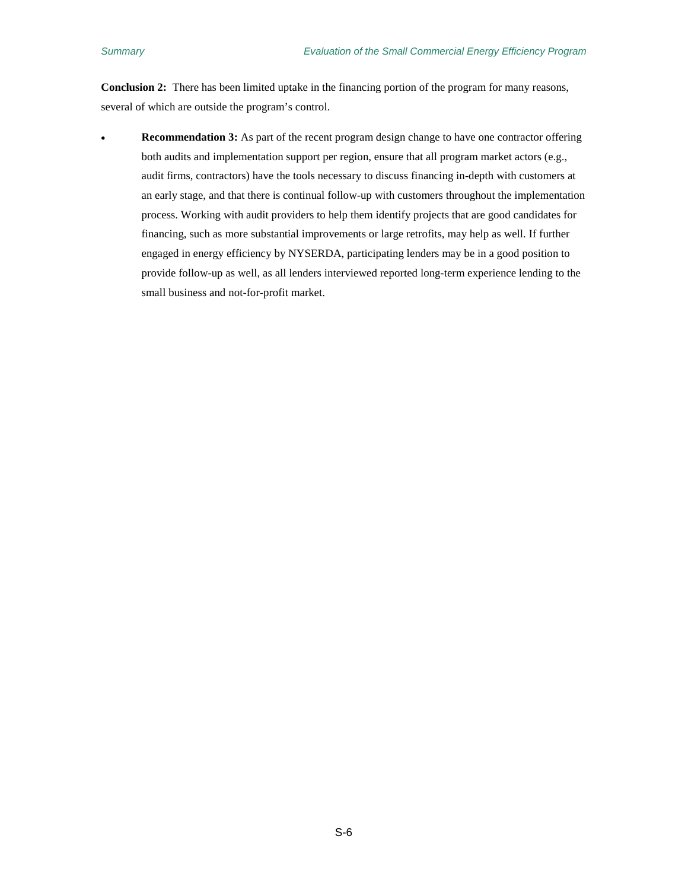**Conclusion 2:** There has been limited uptake in the financing portion of the program for many reasons, several of which are outside the program's control.

- **Recommendation 3:** As part of the recent program design change to have one contractor offering both audits and implementation support per region, ensure that all program market actors (e.g., audit firms, contractors) have the tools necessary to discuss financing in-depth with customers at an early stage, and that there is continual follow-up with customers throughout the implementation process. Working with audit providers to help them identify projects that are good candidates for financing, such as more substantial improvements or large retrofits, may help as well. If further engaged in energy efficiency by NYSERDA, participating lenders may be in a good position to provide follow-up as well, as all lenders interviewed reported long-term experience lending to the small business and not-for-profit market.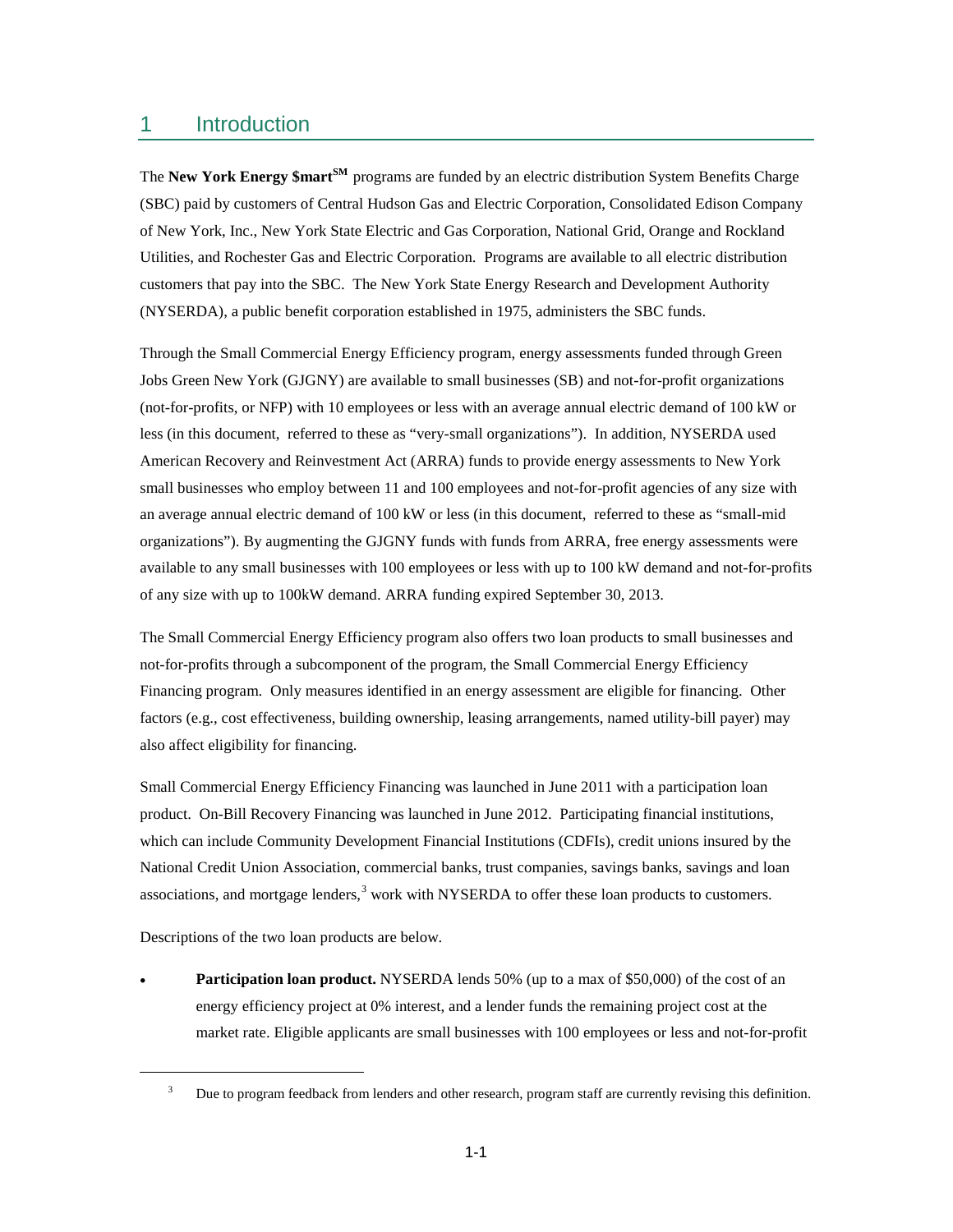# 1 Introduction

The **New York Energy $mart**SM programs are funded by an electric distribution System Benefits Charge (SBC) paid by customers of Central Hudson Gas and Electric Corporation, Consolidated Edison Company of New York, Inc., New York State Electric and Gas Corporation, National Grid, Orange and Rockland Utilities, and Rochester Gas and Electric Corporation. Programs are available to all electric distribution customers that pay into the SBC. The New York State Energy Research and Development Authority (NYSERDA), a public benefit corporation established in 1975, administers the SBC funds.

Through the Small Commercial Energy Efficiency program, energy assessments funded through Green Jobs Green New York (GJGNY) are available to small businesses (SB) and not-for-profit organizations (not-for-profits, or NFP) with 10 employees or less with an average annual electric demand of 100 kW or less (in this document, referred to these as "very-small organizations"). In addition, NYSERDA used American Recovery and Reinvestment Act (ARRA) funds to provide energy assessments to New York small businesses who employ between 11 and 100 employees and not-for-profit agencies of any size with an average annual electric demand of 100 kW or less (in this document, referred to these as "small-mid organizations"). By augmenting the GJGNY funds with funds from ARRA, free energy assessments were available to any small businesses with 100 employees or less with up to 100 kW demand and not-for-profits of any size with up to 100kW demand. ARRA funding expired September 30, 2013.

The Small Commercial Energy Efficiency program also offers two loan products to small businesses and not-for-profits through a subcomponent of the program, the Small Commercial Energy Efficiency Financing program. Only measures identified in an energy assessment are eligible for financing. Other factors (e.g., cost effectiveness, building ownership, leasing arrangements, named utility-bill payer) may also affect eligibility for financing.

Small Commercial Energy Efficiency Financing was launched in June 2011 with a participation loan product. On-Bill Recovery Financing was launched in June 2012. Participating financial institutions, which can include Community Development Financial Institutions (CDFIs), credit unions insured by the National Credit Union Association, commercial banks, trust companies, savings banks, savings and loan associations, and mortgage lenders,[3] work with NYSERDA to offer these loan products to customers.

Descriptions of the two loan products are below.

- **Participation loan product.** NYSERDA lends 50% (up to a max of $50,000) of the cost of an energy efficiency project at 0% interest, and a lender funds the remaining project cost at the market rate. Eligible applicants are small businesses with 100 employees or less and not-for-profit

[3] Due to program feedback from lenders and other research, program staff are currently revising this definition.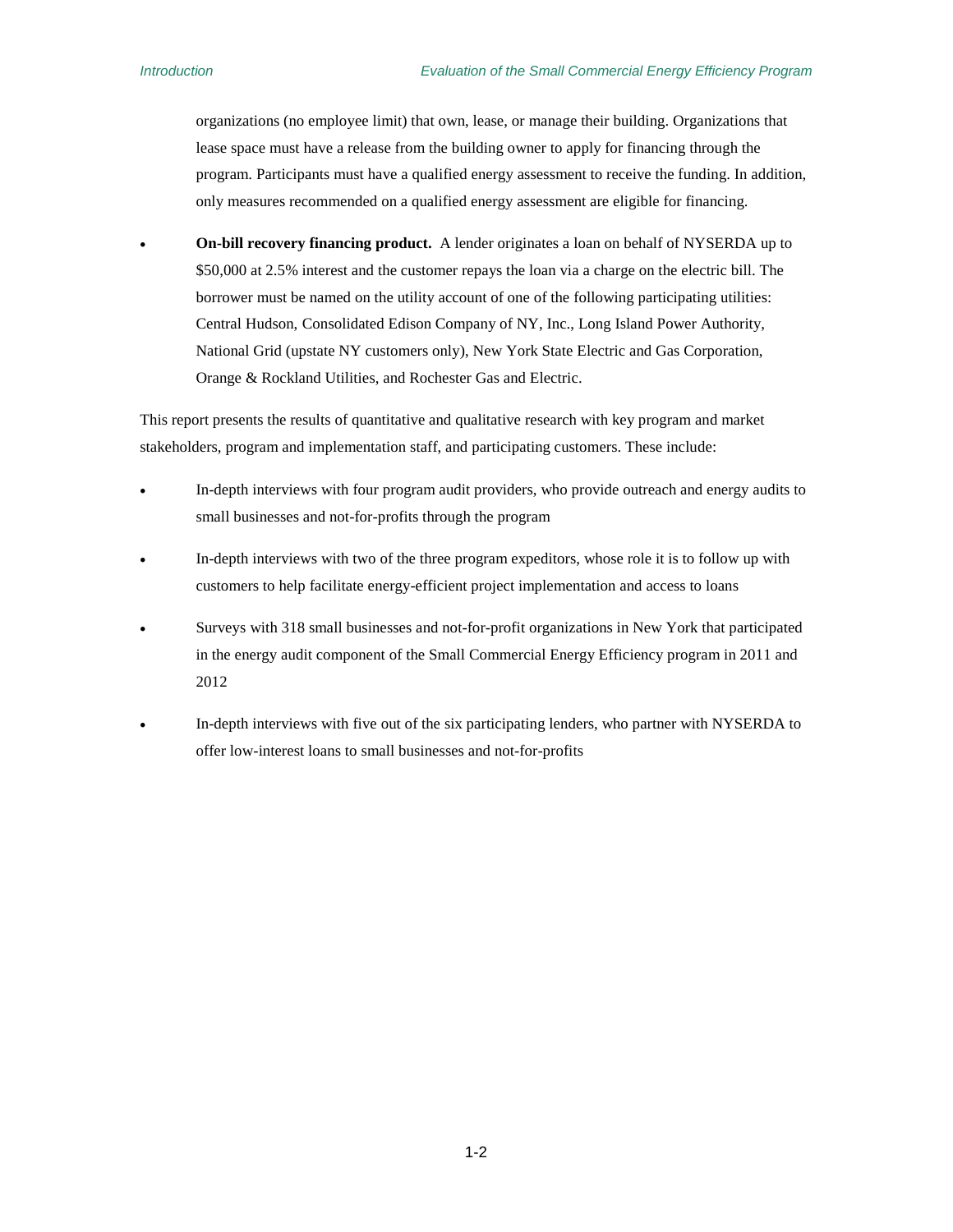organizations (no employee limit) that own, lease, or manage their building. Organizations that lease space must have a release from the building owner to apply for financing through the program. Participants must have a qualified energy assessment to receive the funding. In addition, only measures recommended on a qualified energy assessment are eligible for financing.

- **On-bill recovery financing product.** A lender originates a loan on behalf of NYSERDA up to $50,000 at 2.5% interest and the customer repays the loan via a charge on the electric bill. The borrower must be named on the utility account of one of the following participating utilities: Central Hudson, Consolidated Edison Company of NY, Inc., Long Island Power Authority, National Grid (upstate NY customers only), New York State Electric and Gas Corporation, Orange & Rockland Utilities, and Rochester Gas and Electric.

This report presents the results of quantitative and qualitative research with key program and market stakeholders, program and implementation staff, and participating customers. These include:

- In-depth interviews with four program audit providers, who provide outreach and energy audits to small businesses and not-for-profits through the program
- In-depth interviews with two of the three program expeditors, whose role it is to follow up with customers to help facilitate energy-efficient project implementation and access to loans
- Surveys with 318 small businesses and not-for-profit organizations in New York that participated in the energy audit component of the Small Commercial Energy Efficiency program in 2011 and 2012
- In-depth interviews with five out of the six participating lenders, who partner with NYSERDA to offer low-interest loans to small businesses and not-for-profits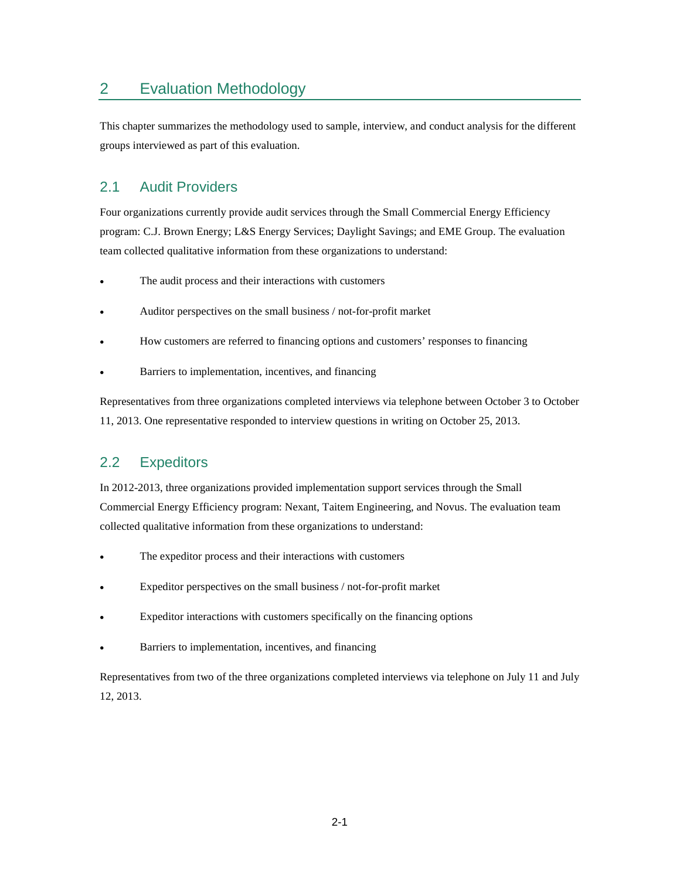# 2 Evaluation Methodology

This chapter summarizes the methodology used to sample, interview, and conduct analysis for the different groups interviewed as part of this evaluation.

## 2.1 Audit Providers

Four organizations currently provide audit services through the Small Commercial Energy Efficiency program: C.J. Brown Energy; L&S Energy Services; Daylight Savings; and EME Group. The evaluation team collected qualitative information from these organizations to understand:

- The audit process and their interactions with customers
- Auditor perspectives on the small business / not-for-profit market
- How customers are referred to financing options and customers' responses to financing
- Barriers to implementation, incentives, and financing

Representatives from three organizations completed interviews via telephone between October 3 to October 11, 2013. One representative responded to interview questions in writing on October 25, 2013.

## 2.2 Expeditors

In 2012-2013, three organizations provided implementation support services through the Small Commercial Energy Efficiency program: Nexant, Taitem Engineering, and Novus. The evaluation team collected qualitative information from these organizations to understand:

- The expeditor process and their interactions with customers
- Expeditor perspectives on the small business / not-for-profit market
- Expeditor interactions with customers specifically on the financing options
- Barriers to implementation, incentives, and financing

Representatives from two of the three organizations completed interviews via telephone on July 11 and July 12, 2013.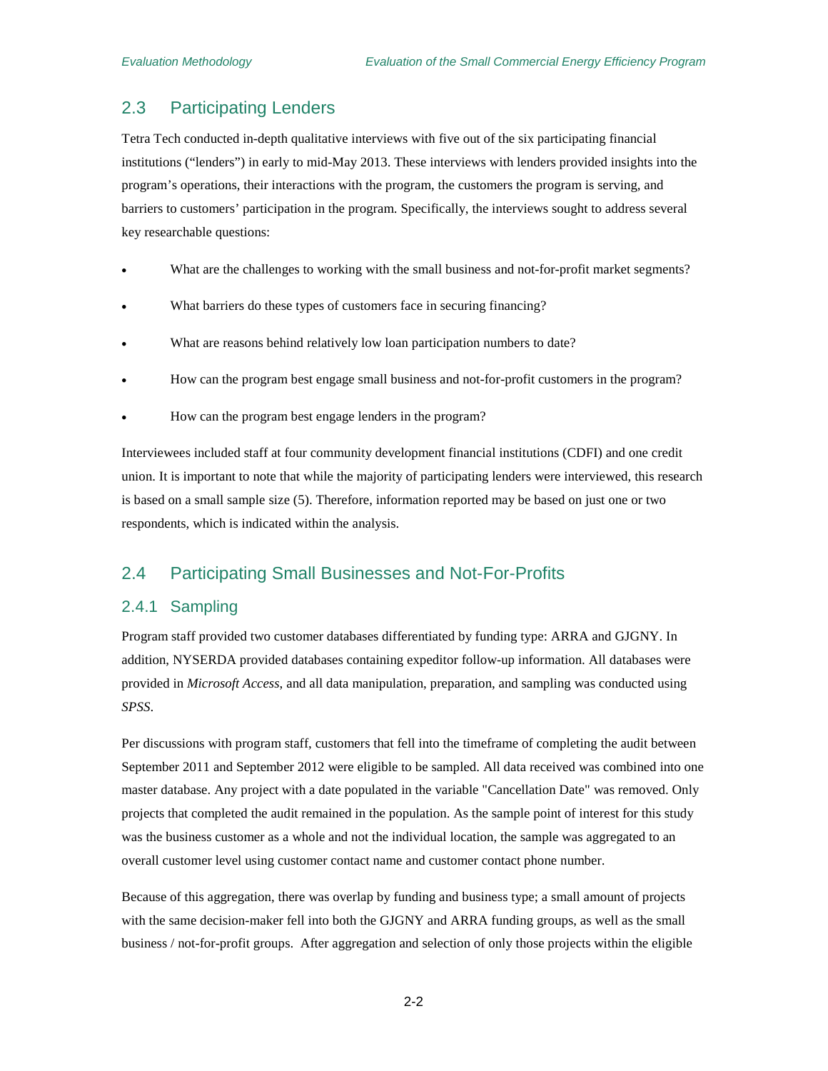## 2.3 Participating Lenders

Tetra Tech conducted in-depth qualitative interviews with five out of the six participating financial institutions ("lenders") in early to mid-May 2013. These interviews with lenders provided insights into the program's operations, their interactions with the program, the customers the program is serving, and barriers to customers' participation in the program. Specifically, the interviews sought to address several key researchable questions:

- What are the challenges to working with the small business and not-for-profit market segments?
- What barriers do these types of customers face in securing financing?
- What are reasons behind relatively low loan participation numbers to date?
- How can the program best engage small business and not-for-profit customers in the program?
- How can the program best engage lenders in the program?

Interviewees included staff at four community development financial institutions (CDFI) and one credit union. It is important to note that while the majority of participating lenders were interviewed, this research is based on a small sample size (5). Therefore, information reported may be based on just one or two respondents, which is indicated within the analysis.

## 2.4 Participating Small Businesses and Not-For-Profits

### 2.4.1 Sampling

Program staff provided two customer databases differentiated by funding type: ARRA and GJGNY. In addition, NYSERDA provided databases containing expeditor follow-up information. All databases were provided in *Microsoft Access*, and all data manipulation, preparation, and sampling was conducted using *SPSS*.

Per discussions with program staff, customers that fell into the timeframe of completing the audit between September 2011 and September 2012 were eligible to be sampled. All data received was combined into one master database. Any project with a date populated in the variable "Cancellation Date" was removed. Only projects that completed the audit remained in the population. As the sample point of interest for this study was the business customer as a whole and not the individual location, the sample was aggregated to an overall customer level using customer contact name and customer contact phone number.

Because of this aggregation, there was overlap by funding and business type; a small amount of projects with the same decision-maker fell into both the GJGNY and ARRA funding groups, as well as the small business / not-for-profit groups. After aggregation and selection of only those projects within the eligible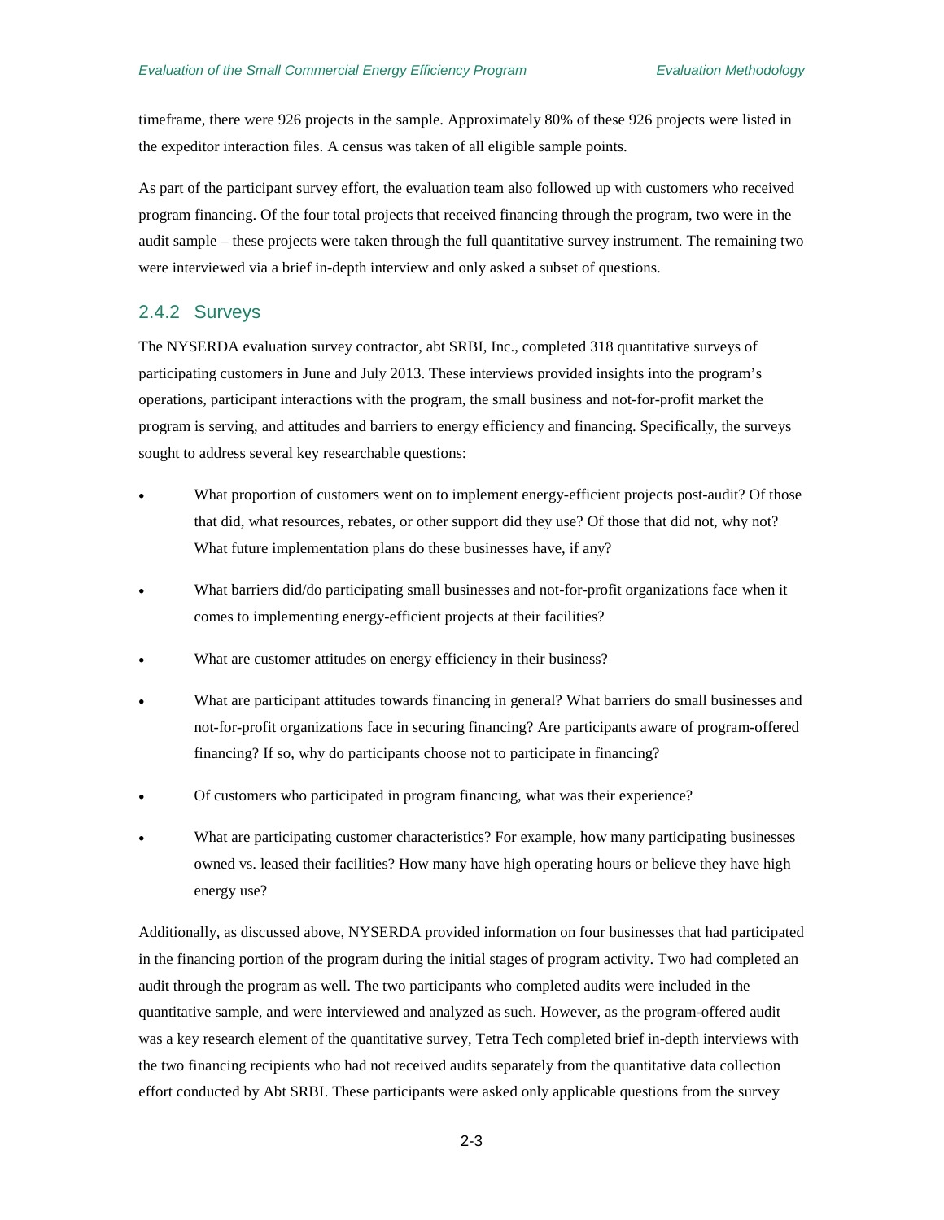timeframe, there were 926 projects in the sample. Approximately 80% of these 926 projects were listed in the expeditor interaction files. A census was taken of all eligible sample points.

As part of the participant survey effort, the evaluation team also followed up with customers who received program financing. Of the four total projects that received financing through the program, two were in the audit sample – these projects were taken through the full quantitative survey instrument. The remaining two were interviewed via a brief in-depth interview and only asked a subset of questions.

### 2.4.2 Surveys

The NYSERDA evaluation survey contractor, abt SRBI, Inc., completed 318 quantitative surveys of participating customers in June and July 2013. These interviews provided insights into the program's operations, participant interactions with the program, the small business and not-for-profit market the program is serving, and attitudes and barriers to energy efficiency and financing. Specifically, the surveys sought to address several key researchable questions:

- What proportion of customers went on to implement energy-efficient projects post-audit? Of those that did, what resources, rebates, or other support did they use? Of those that did not, why not? What future implementation plans do these businesses have, if any?
- What barriers did/do participating small businesses and not-for-profit organizations face when it comes to implementing energy-efficient projects at their facilities?
- What are customer attitudes on energy efficiency in their business?
- What are participant attitudes towards financing in general? What barriers do small businesses and not-for-profit organizations face in securing financing? Are participants aware of program-offered financing? If so, why do participants choose not to participate in financing?
- Of customers who participated in program financing, what was their experience?
- What are participating customer characteristics? For example, how many participating businesses owned vs. leased their facilities? How many have high operating hours or believe they have high energy use?

Additionally, as discussed above, NYSERDA provided information on four businesses that had participated in the financing portion of the program during the initial stages of program activity. Two had completed an audit through the program as well. The two participants who completed audits were included in the quantitative sample, and were interviewed and analyzed as such. However, as the program-offered audit was a key research element of the quantitative survey, Tetra Tech completed brief in-depth interviews with the two financing recipients who had not received audits separately from the quantitative data collection effort conducted by Abt SRBI. These participants were asked only applicable questions from the survey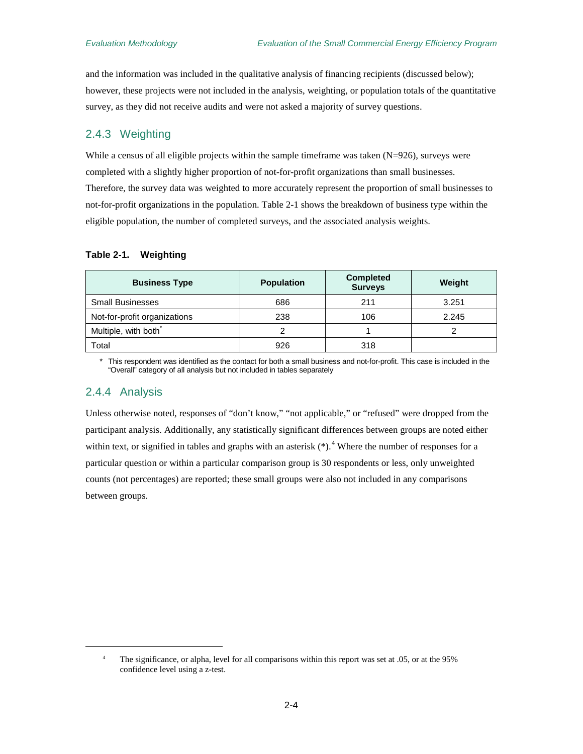and the information was included in the qualitative analysis of financing recipients (discussed below); however, these projects were not included in the analysis, weighting, or population totals of the quantitative survey, as they did not receive audits and were not asked a majority of survey questions.

### 2.4.3 Weighting

While a census of all eligible projects within the sample timeframe was taken (N=926), surveys were completed with a slightly higher proportion of not-for-profit organizations than small businesses. Therefore, the survey data was weighted to more accurately represent the proportion of small businesses to not-for-profit organizations in the population. Table 2-1 shows the breakdown of business type within the eligible population, the number of completed surveys, and the associated analysis weights.

**Table 2-1. Weighting**

| Business Type | Population | Completed Surveys | Weight |
|---|---|---|---|
| Small Businesses | 686 | 211 | 3.251 |
| Not-for-profit organizations | 238 | 106 | 2.245 |
| Multiple, with both* | 2 | 1 | 2 |
| Total | 926 | 318 | |

\* This respondent was identified as the contact for both a small business and not-for-profit. This case is included in the "Overall" category of all analysis but not included in tables separately

### 2.4.4 Analysis

Unless otherwise noted, responses of "don't know," "not applicable," or "refused" were dropped from the participant analysis. Additionally, any statistically significant differences between groups are noted either within text, or signified in tables and graphs with an asterisk (*).[4] Where the number of responses for a particular question or within a particular comparison group is 30 respondents or less, only unweighted counts (not percentages) are reported; these small groups were also not included in any comparisons between groups.

[4] The significance, or alpha, level for all comparisons within this report was set at .05, or at the 95% confidence level using a z-test.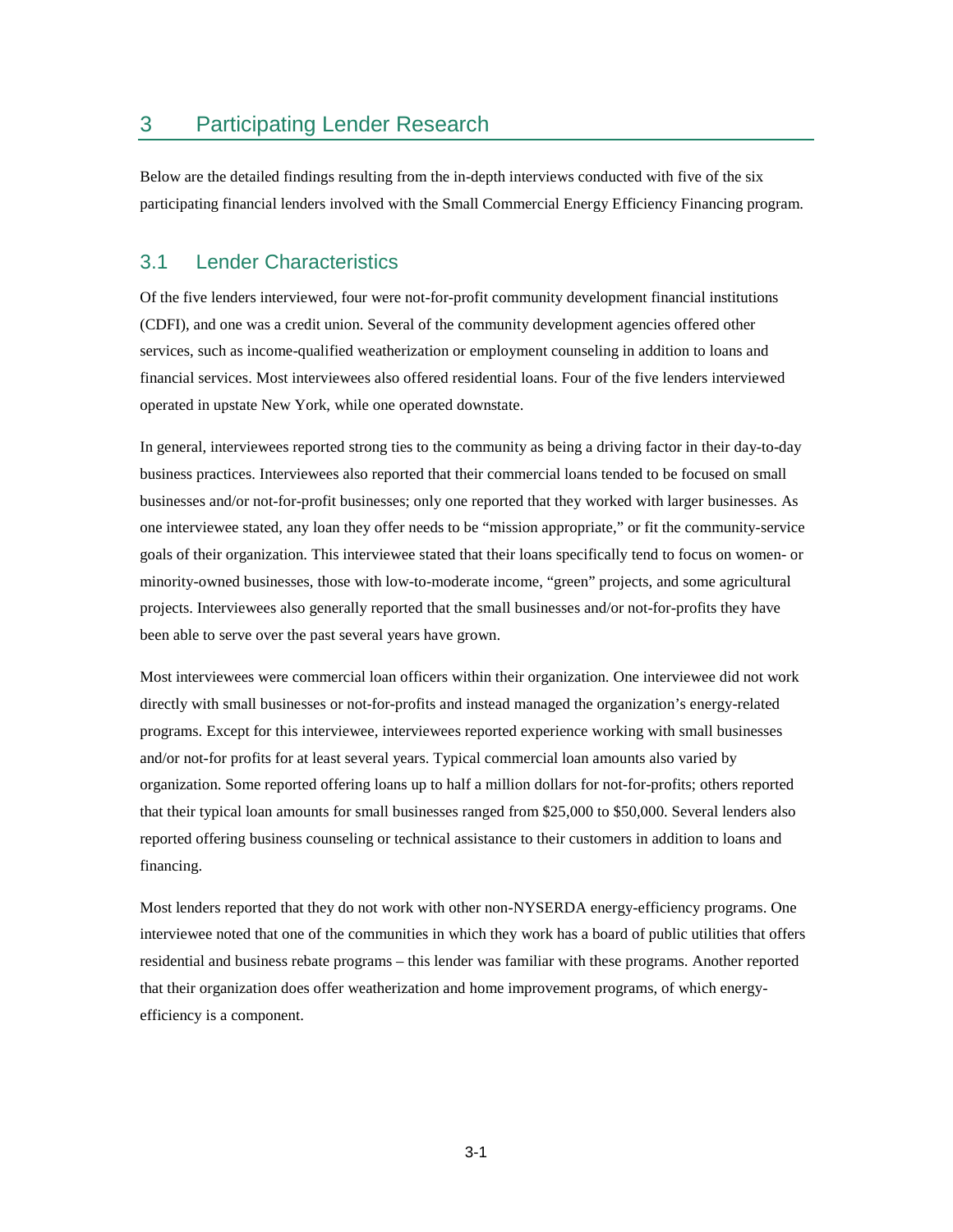# 3 Participating Lender Research

Below are the detailed findings resulting from the in-depth interviews conducted with five of the six participating financial lenders involved with the Small Commercial Energy Efficiency Financing program.

## 3.1 Lender Characteristics

Of the five lenders interviewed, four were not-for-profit community development financial institutions (CDFI), and one was a credit union. Several of the community development agencies offered other services, such as income-qualified weatherization or employment counseling in addition to loans and financial services. Most interviewees also offered residential loans. Four of the five lenders interviewed operated in upstate New York, while one operated downstate.

In general, interviewees reported strong ties to the community as being a driving factor in their day-to-day business practices. Interviewees also reported that their commercial loans tended to be focused on small businesses and/or not-for-profit businesses; only one reported that they worked with larger businesses. As one interviewee stated, any loan they offer needs to be "mission appropriate," or fit the community-service goals of their organization. This interviewee stated that their loans specifically tend to focus on women- or minority-owned businesses, those with low-to-moderate income, "green" projects, and some agricultural projects. Interviewees also generally reported that the small businesses and/or not-for-profits they have been able to serve over the past several years have grown.

Most interviewees were commercial loan officers within their organization. One interviewee did not work directly with small businesses or not-for-profits and instead managed the organization's energy-related programs. Except for this interviewee, interviewees reported experience working with small businesses and/or not-for profits for at least several years. Typical commercial loan amounts also varied by organization. Some reported offering loans up to half a million dollars for not-for-profits; others reported that their typical loan amounts for small businesses ranged from $25,000 to $50,000. Several lenders also reported offering business counseling or technical assistance to their customers in addition to loans and financing.

Most lenders reported that they do not work with other non-NYSERDA energy-efficiency programs. One interviewee noted that one of the communities in which they work has a board of public utilities that offers residential and business rebate programs – this lender was familiar with these programs. Another reported that their organization does offer weatherization and home improvement programs, of which energy-efficiency is a component.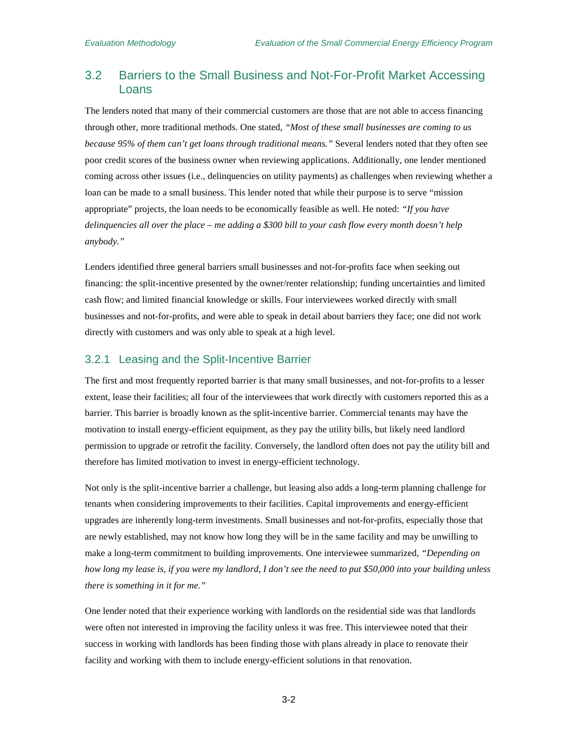## 3.2 Barriers to the Small Business and Not-For-Profit Market Accessing Loans

The lenders noted that many of their commercial customers are those that are not able to access financing through other, more traditional methods. One stated, *"Most of these small businesses are coming to us because 95% of them can't get loans through traditional means."* Several lenders noted that they often see poor credit scores of the business owner when reviewing applications. Additionally, one lender mentioned coming across other issues (i.e., delinquencies on utility payments) as challenges when reviewing whether a loan can be made to a small business. This lender noted that while their purpose is to serve "mission appropriate" projects, the loan needs to be economically feasible as well. He noted: *"If you have delinquencies all over the place – me adding a $300 bill to your cash flow every month doesn't help anybody."*

Lenders identified three general barriers small businesses and not-for-profits face when seeking out financing: the split-incentive presented by the owner/renter relationship; funding uncertainties and limited cash flow; and limited financial knowledge or skills. Four interviewees worked directly with small businesses and not-for-profits, and were able to speak in detail about barriers they face; one did not work directly with customers and was only able to speak at a high level.

### 3.2.1 Leasing and the Split-Incentive Barrier

The first and most frequently reported barrier is that many small businesses, and not-for-profits to a lesser extent, lease their facilities; all four of the interviewees that work directly with customers reported this as a barrier. This barrier is broadly known as the split-incentive barrier. Commercial tenants may have the motivation to install energy-efficient equipment, as they pay the utility bills, but likely need landlord permission to upgrade or retrofit the facility. Conversely, the landlord often does not pay the utility bill and therefore has limited motivation to invest in energy-efficient technology.

Not only is the split-incentive barrier a challenge, but leasing also adds a long-term planning challenge for tenants when considering improvements to their facilities. Capital improvements and energy-efficient upgrades are inherently long-term investments. Small businesses and not-for-profits, especially those that are newly established, may not know how long they will be in the same facility and may be unwilling to make a long-term commitment to building improvements. One interviewee summarized, *"Depending on how long my lease is, if you were my landlord, I don't see the need to put $50,000 into your building unless there is something in it for me."*

One lender noted that their experience working with landlords on the residential side was that landlords were often not interested in improving the facility unless it was free. This interviewee noted that their success in working with landlords has been finding those with plans already in place to renovate their facility and working with them to include energy-efficient solutions in that renovation.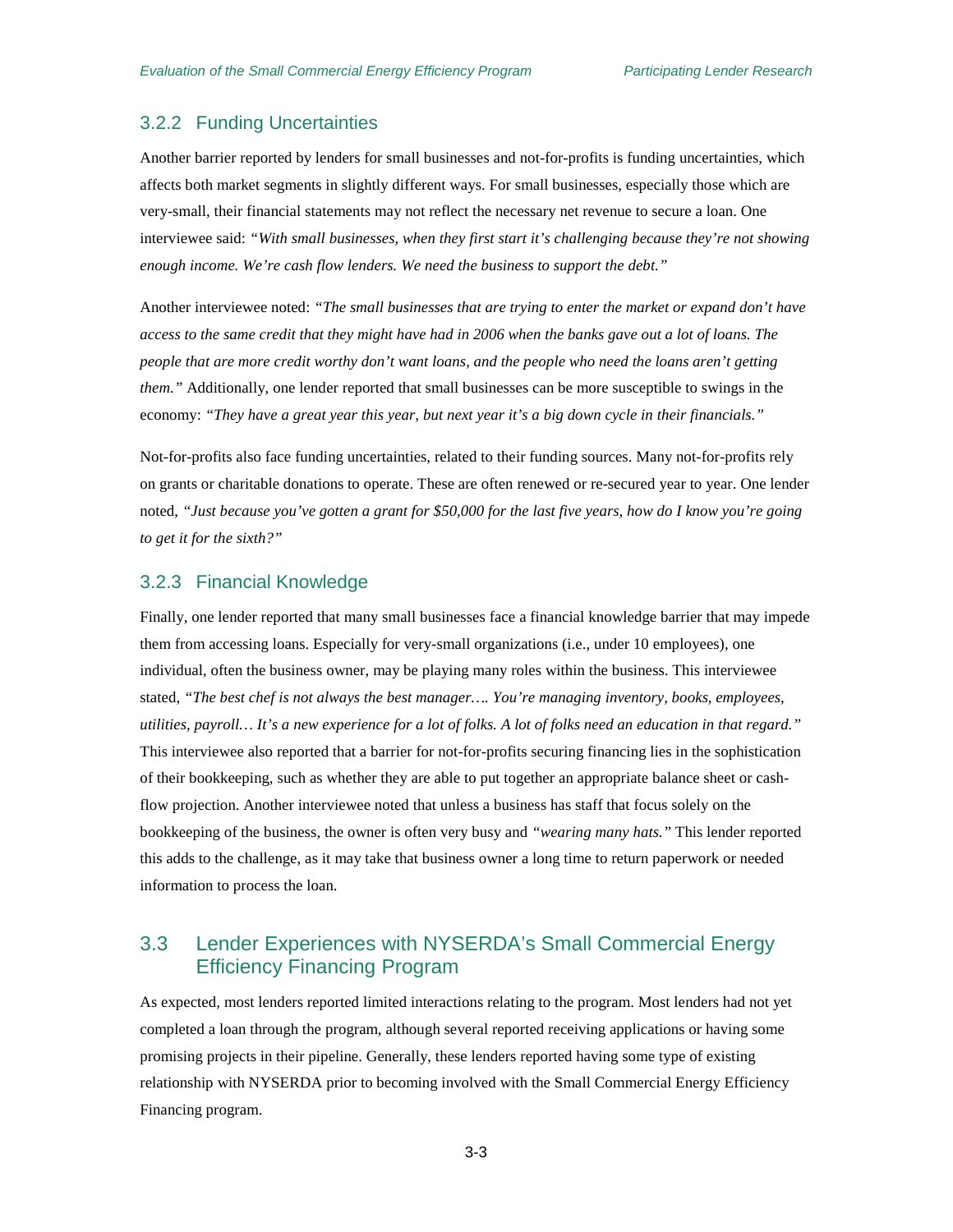### 3.2.2 Funding Uncertainties

Another barrier reported by lenders for small businesses and not-for-profits is funding uncertainties, which affects both market segments in slightly different ways. For small businesses, especially those which are very-small, their financial statements may not reflect the necessary net revenue to secure a loan. One interviewee said: *"With small businesses, when they first start it's challenging because they're not showing enough income. We're cash flow lenders. We need the business to support the debt."*

Another interviewee noted: *"The small businesses that are trying to enter the market or expand don't have access to the same credit that they might have had in 2006 when the banks gave out a lot of loans. The people that are more credit worthy don't want loans, and the people who need the loans aren't getting them."* Additionally, one lender reported that small businesses can be more susceptible to swings in the economy: *"They have a great year this year, but next year it's a big down cycle in their financials."*

Not-for-profits also face funding uncertainties, related to their funding sources. Many not-for-profits rely on grants or charitable donations to operate. These are often renewed or re-secured year to year. One lender noted, *"Just because you've gotten a grant for $50,000 for the last five years, how do I know you're going to get it for the sixth?"*

### 3.2.3 Financial Knowledge

Finally, one lender reported that many small businesses face a financial knowledge barrier that may impede them from accessing loans. Especially for very-small organizations (i.e., under 10 employees), one individual, often the business owner, may be playing many roles within the business. This interviewee stated, *"The best chef is not always the best manager…. You're managing inventory, books, employees, utilities, payroll… It's a new experience for a lot of folks. A lot of folks need an education in that regard."* This interviewee also reported that a barrier for not-for-profits securing financing lies in the sophistication of their bookkeeping, such as whether they are able to put together an appropriate balance sheet or cash-flow projection. Another interviewee noted that unless a business has staff that focus solely on the bookkeeping of the business, the owner is often very busy and *"wearing many hats."* This lender reported this adds to the challenge, as it may take that business owner a long time to return paperwork or needed information to process the loan.

## 3.3 Lender Experiences with NYSERDA's Small Commercial Energy Efficiency Financing Program

As expected, most lenders reported limited interactions relating to the program. Most lenders had not yet completed a loan through the program, although several reported receiving applications or having some promising projects in their pipeline. Generally, these lenders reported having some type of existing relationship with NYSERDA prior to becoming involved with the Small Commercial Energy Efficiency Financing program.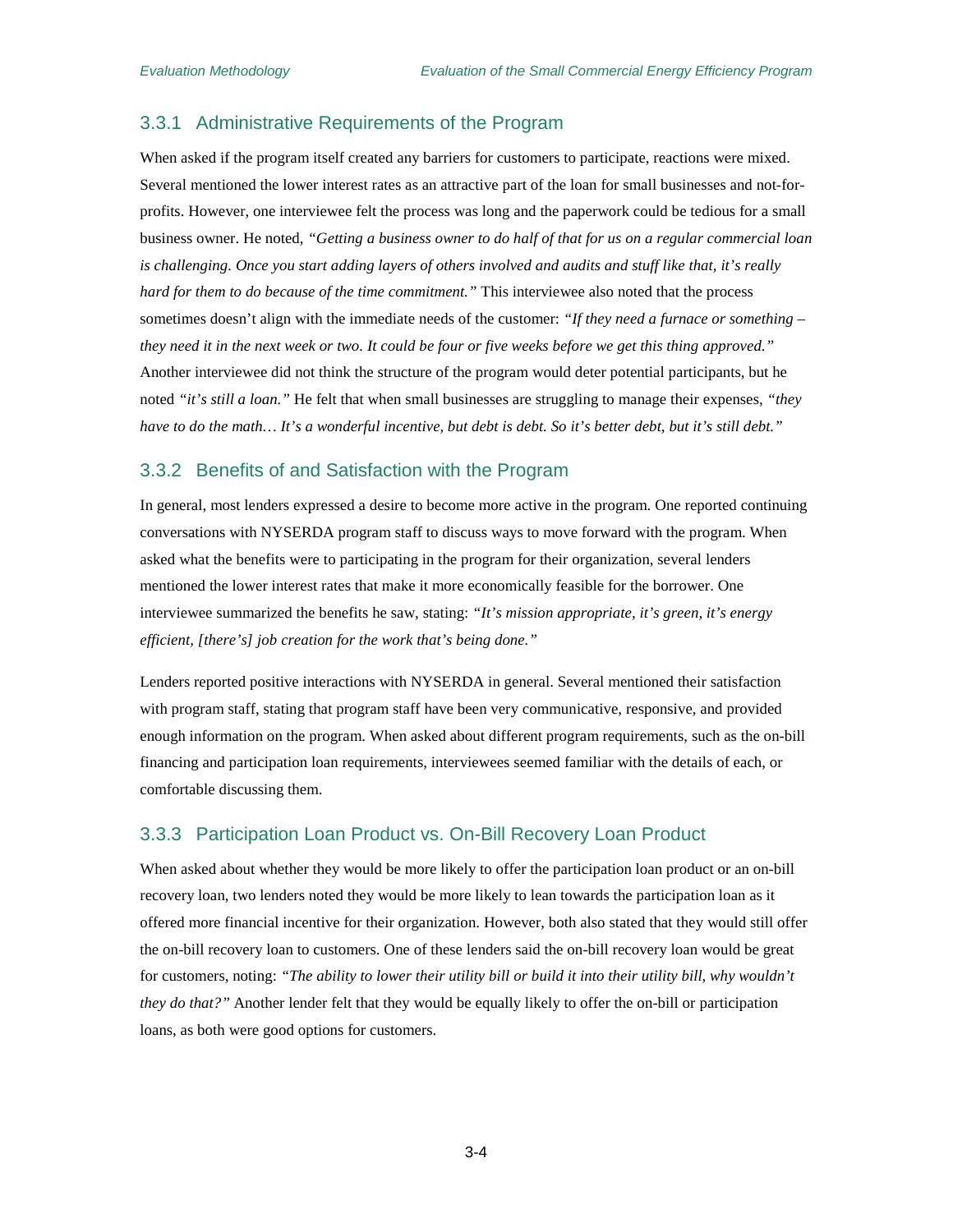### 3.3.1 Administrative Requirements of the Program

When asked if the program itself created any barriers for customers to participate, reactions were mixed. Several mentioned the lower interest rates as an attractive part of the loan for small businesses and not-for-profits. However, one interviewee felt the process was long and the paperwork could be tedious for a small business owner. He noted, *"Getting a business owner to do half of that for us on a regular commercial loan is challenging. Once you start adding layers of others involved and audits and stuff like that, it's really hard for them to do because of the time commitment."* This interviewee also noted that the process sometimes doesn't align with the immediate needs of the customer: *"If they need a furnace or something – they need it in the next week or two. It could be four or five weeks before we get this thing approved."* Another interviewee did not think the structure of the program would deter potential participants, but he noted *"it's still a loan."* He felt that when small businesses are struggling to manage their expenses, *"they have to do the math… It's a wonderful incentive, but debt is debt. So it's better debt, but it's still debt."*

### 3.3.2 Benefits of and Satisfaction with the Program

In general, most lenders expressed a desire to become more active in the program. One reported continuing conversations with NYSERDA program staff to discuss ways to move forward with the program. When asked what the benefits were to participating in the program for their organization, several lenders mentioned the lower interest rates that make it more economically feasible for the borrower. One interviewee summarized the benefits he saw, stating: *"It's mission appropriate, it's green, it's energy efficient, [there's] job creation for the work that's being done."*

Lenders reported positive interactions with NYSERDA in general. Several mentioned their satisfaction with program staff, stating that program staff have been very communicative, responsive, and provided enough information on the program. When asked about different program requirements, such as the on-bill financing and participation loan requirements, interviewees seemed familiar with the details of each, or comfortable discussing them.

### 3.3.3 Participation Loan Product vs. On-Bill Recovery Loan Product

When asked about whether they would be more likely to offer the participation loan product or an on-bill recovery loan, two lenders noted they would be more likely to lean towards the participation loan as it offered more financial incentive for their organization. However, both also stated that they would still offer the on-bill recovery loan to customers. One of these lenders said the on-bill recovery loan would be great for customers, noting: *"The ability to lower their utility bill or build it into their utility bill, why wouldn't they do that?"* Another lender felt that they would be equally likely to offer the on-bill or participation loans, as both were good options for customers.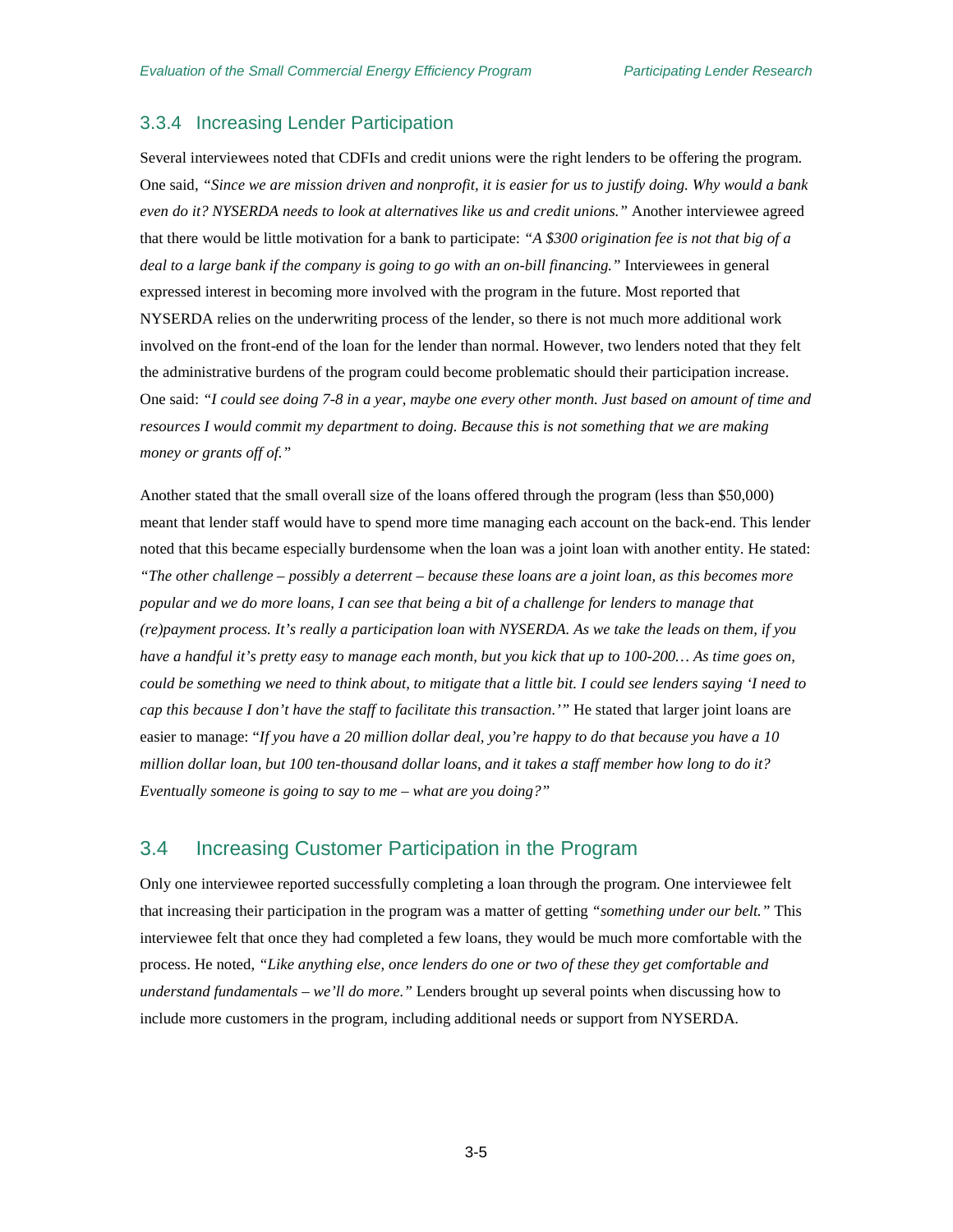### 3.3.4 Increasing Lender Participation

Several interviewees noted that CDFIs and credit unions were the right lenders to be offering the program. One said, *"Since we are mission driven and nonprofit, it is easier for us to justify doing. Why would a bank even do it? NYSERDA needs to look at alternatives like us and credit unions."* Another interviewee agreed that there would be little motivation for a bank to participate: *"A $300 origination fee is not that big of a deal to a large bank if the company is going to go with an on-bill financing."* Interviewees in general expressed interest in becoming more involved with the program in the future. Most reported that NYSERDA relies on the underwriting process of the lender, so there is not much more additional work involved on the front-end of the loan for the lender than normal. However, two lenders noted that they felt the administrative burdens of the program could become problematic should their participation increase. One said: *"I could see doing 7-8 in a year, maybe one every other month. Just based on amount of time and resources I would commit my department to doing. Because this is not something that we are making money or grants off of."*

Another stated that the small overall size of the loans offered through the program (less than $50,000) meant that lender staff would have to spend more time managing each account on the back-end. This lender noted that this became especially burdensome when the loan was a joint loan with another entity. He stated: *"The other challenge – possibly a deterrent – because these loans are a joint loan, as this becomes more popular and we do more loans, I can see that being a bit of a challenge for lenders to manage that (re)payment process. It's really a participation loan with NYSERDA. As we take the leads on them, if you have a handful it's pretty easy to manage each month, but you kick that up to 100-200… As time goes on, could be something we need to think about, to mitigate that a little bit. I could see lenders saying 'I need to cap this because I don't have the staff to facilitate this transaction.'"* He stated that larger joint loans are easier to manage: "*If you have a 20 million dollar deal, you're happy to do that because you have a 10 million dollar loan, but 100 ten-thousand dollar loans, and it takes a staff member how long to do it? Eventually someone is going to say to me – what are you doing?"*

## 3.4 Increasing Customer Participation in the Program

Only one interviewee reported successfully completing a loan through the program. One interviewee felt that increasing their participation in the program was a matter of getting *"something under our belt."* This interviewee felt that once they had completed a few loans, they would be much more comfortable with the process. He noted, *"Like anything else, once lenders do one or two of these they get comfortable and understand fundamentals – we'll do more."* Lenders brought up several points when discussing how to include more customers in the program, including additional needs or support from NYSERDA.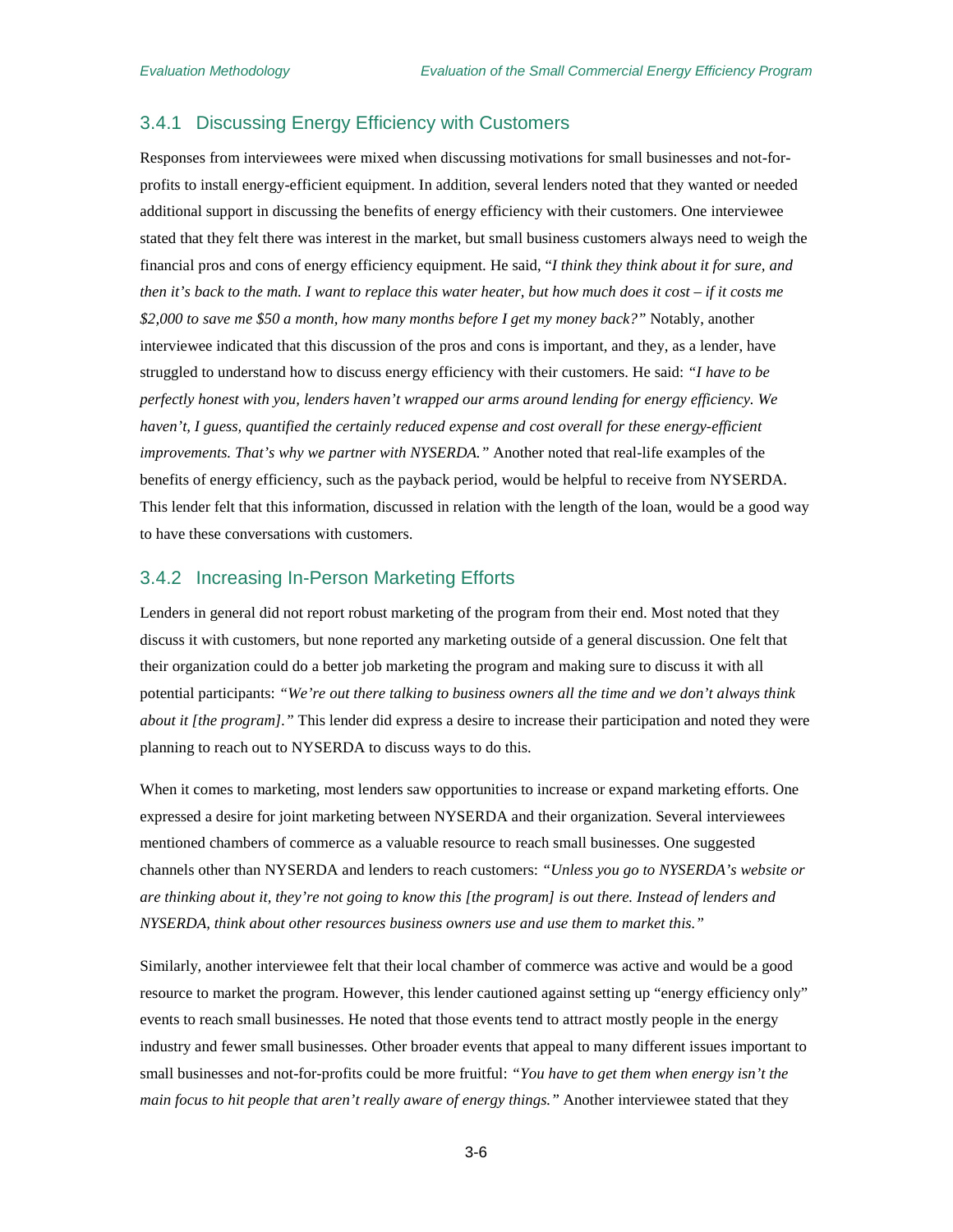### 3.4.1 Discussing Energy Efficiency with Customers

Responses from interviewees were mixed when discussing motivations for small businesses and not-for-profits to install energy-efficient equipment. In addition, several lenders noted that they wanted or needed additional support in discussing the benefits of energy efficiency with their customers. One interviewee stated that they felt there was interest in the market, but small business customers always need to weigh the financial pros and cons of energy efficiency equipment. He said, "*I think they think about it for sure, and then it's back to the math. I want to replace this water heater, but how much does it cost – if it costs me $2,000 to save me $50 a month, how many months before I get my money back?"* Notably, another interviewee indicated that this discussion of the pros and cons is important, and they, as a lender, have struggled to understand how to discuss energy efficiency with their customers. He said: *"I have to be perfectly honest with you, lenders haven't wrapped our arms around lending for energy efficiency. We haven't, I guess, quantified the certainly reduced expense and cost overall for these energy-efficient improvements. That's why we partner with NYSERDA."* Another noted that real-life examples of the benefits of energy efficiency, such as the payback period, would be helpful to receive from NYSERDA. This lender felt that this information, discussed in relation with the length of the loan, would be a good way to have these conversations with customers.

### 3.4.2 Increasing In-Person Marketing Efforts

Lenders in general did not report robust marketing of the program from their end. Most noted that they discuss it with customers, but none reported any marketing outside of a general discussion. One felt that their organization could do a better job marketing the program and making sure to discuss it with all potential participants: *"We're out there talking to business owners all the time and we don't always think about it [the program]."* This lender did express a desire to increase their participation and noted they were planning to reach out to NYSERDA to discuss ways to do this.

When it comes to marketing, most lenders saw opportunities to increase or expand marketing efforts. One expressed a desire for joint marketing between NYSERDA and their organization. Several interviewees mentioned chambers of commerce as a valuable resource to reach small businesses. One suggested channels other than NYSERDA and lenders to reach customers: *"Unless you go to NYSERDA's website or are thinking about it, they're not going to know this [the program] is out there. Instead of lenders and NYSERDA, think about other resources business owners use and use them to market this."*

Similarly, another interviewee felt that their local chamber of commerce was active and would be a good resource to market the program. However, this lender cautioned against setting up "energy efficiency only" events to reach small businesses. He noted that those events tend to attract mostly people in the energy industry and fewer small businesses. Other broader events that appeal to many different issues important to small businesses and not-for-profits could be more fruitful: *"You have to get them when energy isn't the main focus to hit people that aren't really aware of energy things."* Another interviewee stated that they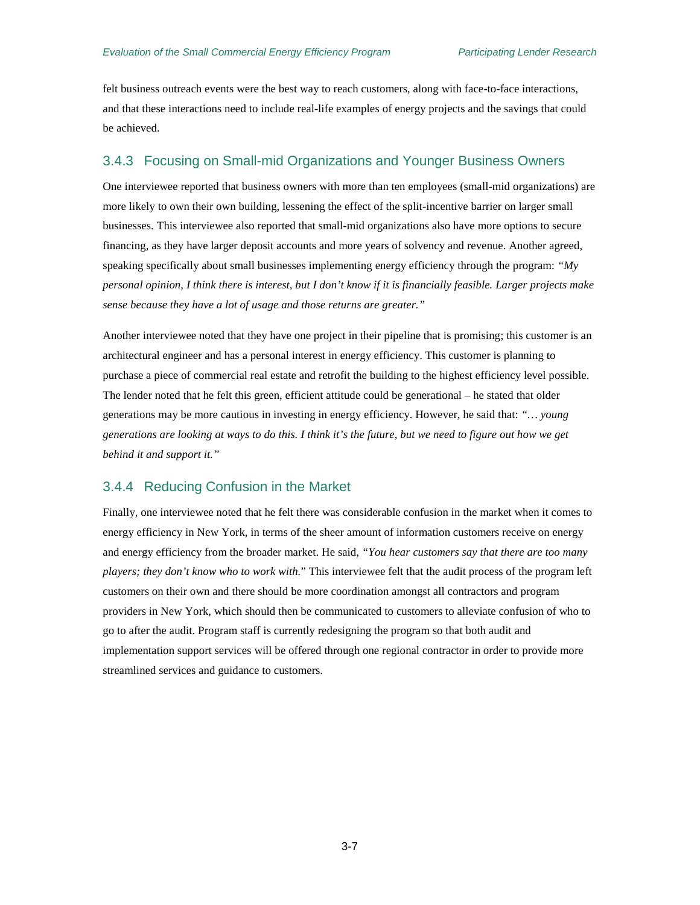felt business outreach events were the best way to reach customers, along with face-to-face interactions, and that these interactions need to include real-life examples of energy projects and the savings that could be achieved.

### 3.4.3 Focusing on Small-mid Organizations and Younger Business Owners

One interviewee reported that business owners with more than ten employees (small-mid organizations) are more likely to own their own building, lessening the effect of the split-incentive barrier on larger small businesses. This interviewee also reported that small-mid organizations also have more options to secure financing, as they have larger deposit accounts and more years of solvency and revenue. Another agreed, speaking specifically about small businesses implementing energy efficiency through the program: *"My personal opinion, I think there is interest, but I don't know if it is financially feasible. Larger projects make sense because they have a lot of usage and those returns are greater."*

Another interviewee noted that they have one project in their pipeline that is promising; this customer is an architectural engineer and has a personal interest in energy efficiency. This customer is planning to purchase a piece of commercial real estate and retrofit the building to the highest efficiency level possible. The lender noted that he felt this green, efficient attitude could be generational – he stated that older generations may be more cautious in investing in energy efficiency. However, he said that: *"… young generations are looking at ways to do this. I think it's the future, but we need to figure out how we get behind it and support it."*

### 3.4.4 Reducing Confusion in the Market

Finally, one interviewee noted that he felt there was considerable confusion in the market when it comes to energy efficiency in New York, in terms of the sheer amount of information customers receive on energy and energy efficiency from the broader market. He said, *"You hear customers say that there are too many players; they don't know who to work with.*" This interviewee felt that the audit process of the program left customers on their own and there should be more coordination amongst all contractors and program providers in New York, which should then be communicated to customers to alleviate confusion of who to go to after the audit. Program staff is currently redesigning the program so that both audit and implementation support services will be offered through one regional contractor in order to provide more streamlined services and guidance to customers.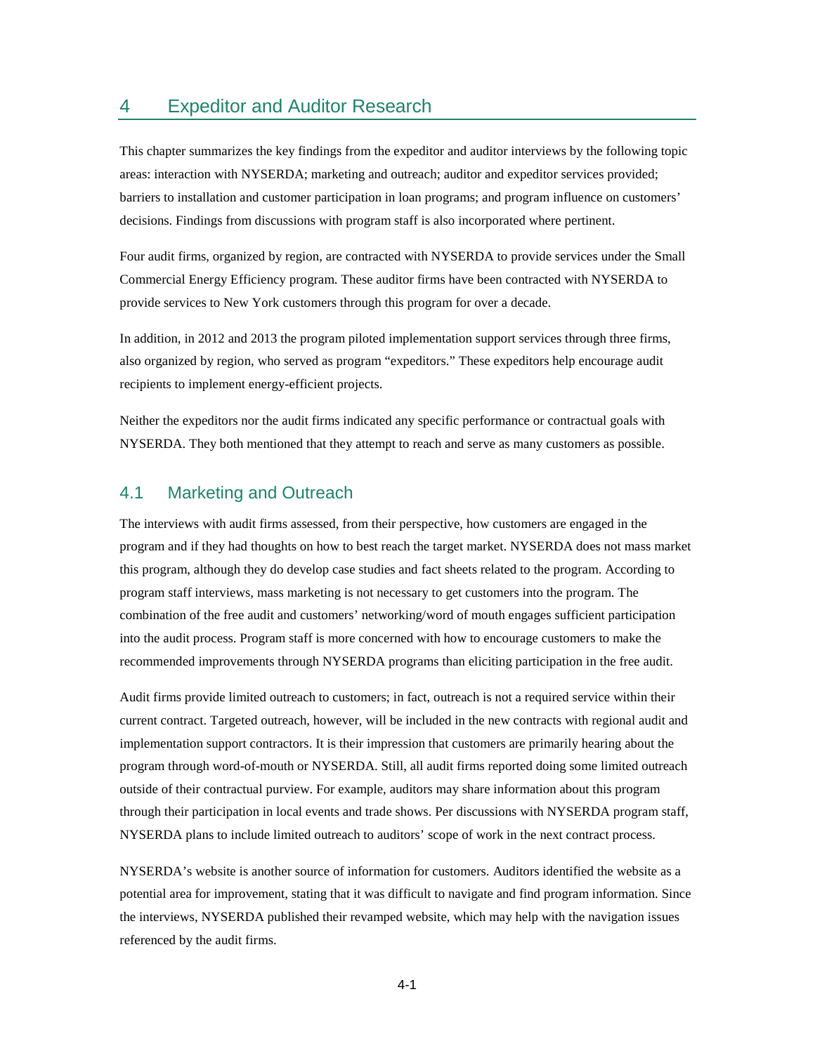# 4 Expeditor and Auditor Research

This chapter summarizes the key findings from the expeditor and auditor interviews by the following topic areas: interaction with NYSERDA; marketing and outreach; auditor and expeditor services provided; barriers to installation and customer participation in loan programs; and program influence on customers' decisions. Findings from discussions with program staff is also incorporated where pertinent.

Four audit firms, organized by region, are contracted with NYSERDA to provide services under the Small Commercial Energy Efficiency program. These auditor firms have been contracted with NYSERDA to provide services to New York customers through this program for over a decade.

In addition, in 2012 and 2013 the program piloted implementation support services through three firms, also organized by region, who served as program "expeditors." These expeditors help encourage audit recipients to implement energy-efficient projects.

Neither the expeditors nor the audit firms indicated any specific performance or contractual goals with NYSERDA. They both mentioned that they attempt to reach and serve as many customers as possible.

## 4.1 Marketing and Outreach

The interviews with audit firms assessed, from their perspective, how customers are engaged in the program and if they had thoughts on how to best reach the target market. NYSERDA does not mass market this program, although they do develop case studies and fact sheets related to the program. According to program staff interviews, mass marketing is not necessary to get customers into the program. The combination of the free audit and customers' networking/word of mouth engages sufficient participation into the audit process. Program staff is more concerned with how to encourage customers to make the recommended improvements through NYSERDA programs than eliciting participation in the free audit.

Audit firms provide limited outreach to customers; in fact, outreach is not a required service within their current contract. Targeted outreach, however, will be included in the new contracts with regional audit and implementation support contractors. It is their impression that customers are primarily hearing about the program through word-of-mouth or NYSERDA. Still, all audit firms reported doing some limited outreach outside of their contractual purview. For example, auditors may share information about this program through their participation in local events and trade shows. Per discussions with NYSERDA program staff, NYSERDA plans to include limited outreach to auditors' scope of work in the next contract process.

NYSERDA's website is another source of information for customers. Auditors identified the website as a potential area for improvement, stating that it was difficult to navigate and find program information. Since the interviews, NYSERDA published their revamped website, which may help with the navigation issues referenced by the audit firms.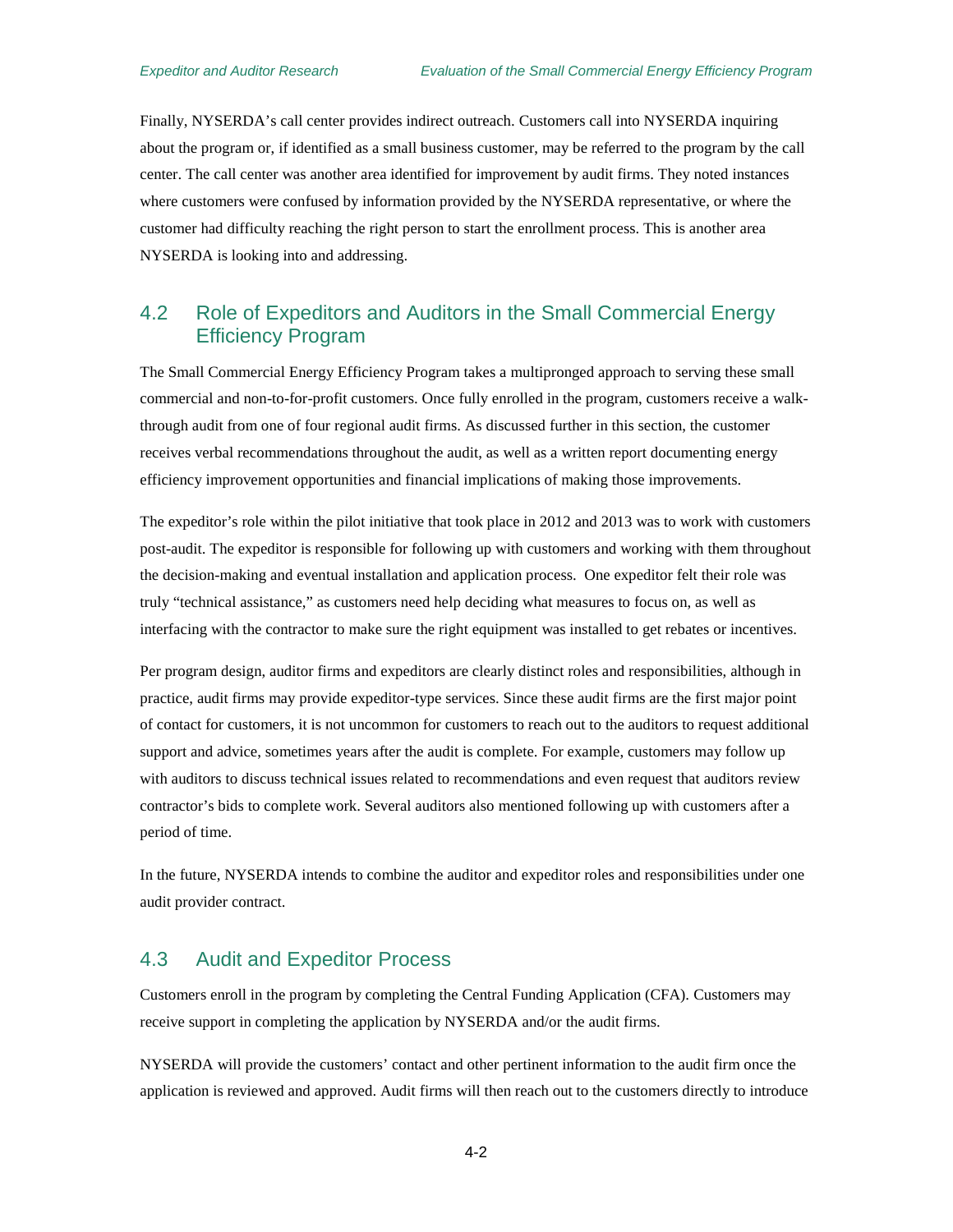Finally, NYSERDA's call center provides indirect outreach. Customers call into NYSERDA inquiring about the program or, if identified as a small business customer, may be referred to the program by the call center. The call center was another area identified for improvement by audit firms. They noted instances where customers were confused by information provided by the NYSERDA representative, or where the customer had difficulty reaching the right person to start the enrollment process. This is another area NYSERDA is looking into and addressing.

## 4.2 Role of Expeditors and Auditors in the Small Commercial Energy Efficiency Program

The Small Commercial Energy Efficiency Program takes a multipronged approach to serving these small commercial and non-to-for-profit customers. Once fully enrolled in the program, customers receive a walk-through audit from one of four regional audit firms. As discussed further in this section, the customer receives verbal recommendations throughout the audit, as well as a written report documenting energy efficiency improvement opportunities and financial implications of making those improvements.

The expeditor's role within the pilot initiative that took place in 2012 and 2013 was to work with customers post-audit. The expeditor is responsible for following up with customers and working with them throughout the decision-making and eventual installation and application process. One expeditor felt their role was truly "technical assistance," as customers need help deciding what measures to focus on, as well as interfacing with the contractor to make sure the right equipment was installed to get rebates or incentives.

Per program design, auditor firms and expeditors are clearly distinct roles and responsibilities, although in practice, audit firms may provide expeditor-type services. Since these audit firms are the first major point of contact for customers, it is not uncommon for customers to reach out to the auditors to request additional support and advice, sometimes years after the audit is complete. For example, customers may follow up with auditors to discuss technical issues related to recommendations and even request that auditors review contractor's bids to complete work. Several auditors also mentioned following up with customers after a period of time.

In the future, NYSERDA intends to combine the auditor and expeditor roles and responsibilities under one audit provider contract.

## 4.3 Audit and Expeditor Process

Customers enroll in the program by completing the Central Funding Application (CFA). Customers may receive support in completing the application by NYSERDA and/or the audit firms.

NYSERDA will provide the customers' contact and other pertinent information to the audit firm once the application is reviewed and approved. Audit firms will then reach out to the customers directly to introduce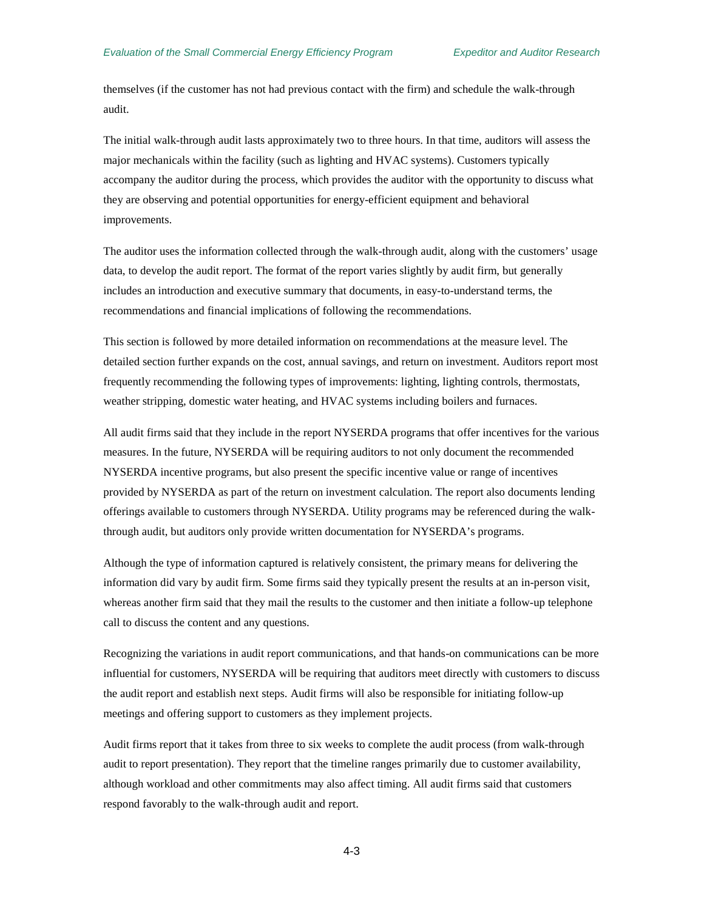themselves (if the customer has not had previous contact with the firm) and schedule the walk-through audit.

The initial walk-through audit lasts approximately two to three hours. In that time, auditors will assess the major mechanicals within the facility (such as lighting and HVAC systems). Customers typically accompany the auditor during the process, which provides the auditor with the opportunity to discuss what they are observing and potential opportunities for energy-efficient equipment and behavioral improvements.

The auditor uses the information collected through the walk-through audit, along with the customers' usage data, to develop the audit report. The format of the report varies slightly by audit firm, but generally includes an introduction and executive summary that documents, in easy-to-understand terms, the recommendations and financial implications of following the recommendations.

This section is followed by more detailed information on recommendations at the measure level. The detailed section further expands on the cost, annual savings, and return on investment. Auditors report most frequently recommending the following types of improvements: lighting, lighting controls, thermostats, weather stripping, domestic water heating, and HVAC systems including boilers and furnaces.

All audit firms said that they include in the report NYSERDA programs that offer incentives for the various measures. In the future, NYSERDA will be requiring auditors to not only document the recommended NYSERDA incentive programs, but also present the specific incentive value or range of incentives provided by NYSERDA as part of the return on investment calculation. The report also documents lending offerings available to customers through NYSERDA. Utility programs may be referenced during the walk-through audit, but auditors only provide written documentation for NYSERDA's programs.

Although the type of information captured is relatively consistent, the primary means for delivering the information did vary by audit firm. Some firms said they typically present the results at an in-person visit, whereas another firm said that they mail the results to the customer and then initiate a follow-up telephone call to discuss the content and any questions.

Recognizing the variations in audit report communications, and that hands-on communications can be more influential for customers, NYSERDA will be requiring that auditors meet directly with customers to discuss the audit report and establish next steps. Audit firms will also be responsible for initiating follow-up meetings and offering support to customers as they implement projects.

Audit firms report that it takes from three to six weeks to complete the audit process (from walk-through audit to report presentation). They report that the timeline ranges primarily due to customer availability, although workload and other commitments may also affect timing. All audit firms said that customers respond favorably to the walk-through audit and report.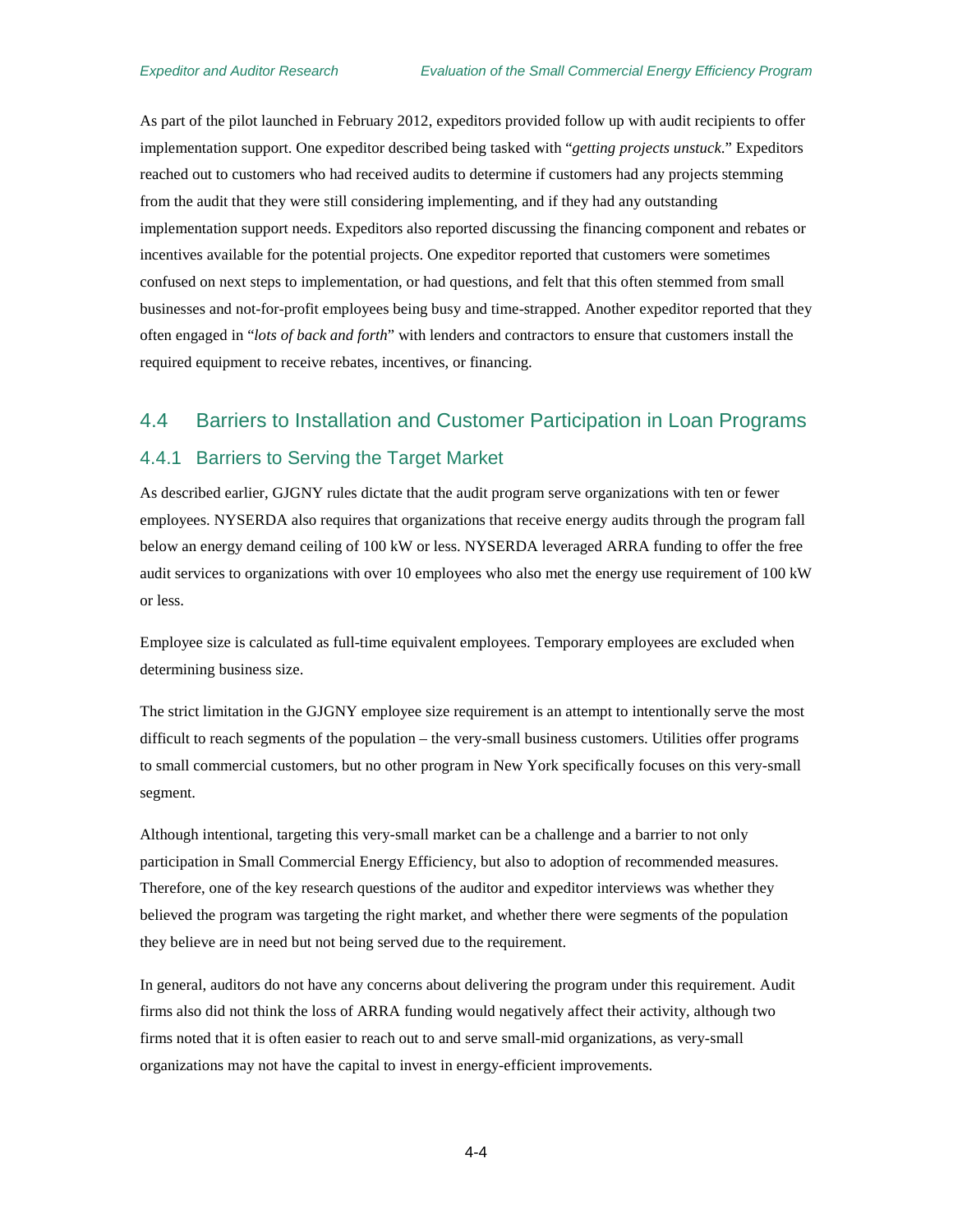As part of the pilot launched in February 2012, expeditors provided follow up with audit recipients to offer implementation support. One expeditor described being tasked with "*getting projects unstuck*." Expeditors reached out to customers who had received audits to determine if customers had any projects stemming from the audit that they were still considering implementing, and if they had any outstanding implementation support needs. Expeditors also reported discussing the financing component and rebates or incentives available for the potential projects. One expeditor reported that customers were sometimes confused on next steps to implementation, or had questions, and felt that this often stemmed from small businesses and not-for-profit employees being busy and time-strapped. Another expeditor reported that they often engaged in "*lots of back and forth*" with lenders and contractors to ensure that customers install the required equipment to receive rebates, incentives, or financing.

## 4.4 Barriers to Installation and Customer Participation in Loan Programs

### 4.4.1 Barriers to Serving the Target Market

As described earlier, GJGNY rules dictate that the audit program serve organizations with ten or fewer employees. NYSERDA also requires that organizations that receive energy audits through the program fall below an energy demand ceiling of 100 kW or less. NYSERDA leveraged ARRA funding to offer the free audit services to organizations with over 10 employees who also met the energy use requirement of 100 kW or less.

Employee size is calculated as full-time equivalent employees. Temporary employees are excluded when determining business size.

The strict limitation in the GJGNY employee size requirement is an attempt to intentionally serve the most difficult to reach segments of the population – the very-small business customers. Utilities offer programs to small commercial customers, but no other program in New York specifically focuses on this very-small segment.

Although intentional, targeting this very-small market can be a challenge and a barrier to not only participation in Small Commercial Energy Efficiency, but also to adoption of recommended measures. Therefore, one of the key research questions of the auditor and expeditor interviews was whether they believed the program was targeting the right market, and whether there were segments of the population they believe are in need but not being served due to the requirement.

In general, auditors do not have any concerns about delivering the program under this requirement. Audit firms also did not think the loss of ARRA funding would negatively affect their activity, although two firms noted that it is often easier to reach out to and serve small-mid organizations, as very-small organizations may not have the capital to invest in energy-efficient improvements.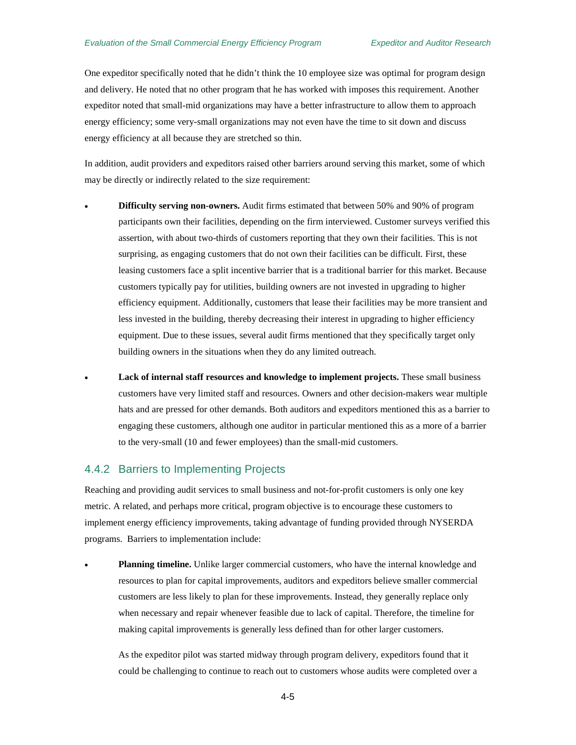One expeditor specifically noted that he didn't think the 10 employee size was optimal for program design and delivery. He noted that no other program that he has worked with imposes this requirement. Another expeditor noted that small-mid organizations may have a better infrastructure to allow them to approach energy efficiency; some very-small organizations may not even have the time to sit down and discuss energy efficiency at all because they are stretched so thin.

In addition, audit providers and expeditors raised other barriers around serving this market, some of which may be directly or indirectly related to the size requirement:

- **Difficulty serving non-owners.** Audit firms estimated that between 50% and 90% of program participants own their facilities, depending on the firm interviewed. Customer surveys verified this assertion, with about two-thirds of customers reporting that they own their facilities. This is not surprising, as engaging customers that do not own their facilities can be difficult. First, these leasing customers face a split incentive barrier that is a traditional barrier for this market. Because customers typically pay for utilities, building owners are not invested in upgrading to higher efficiency equipment. Additionally, customers that lease their facilities may be more transient and less invested in the building, thereby decreasing their interest in upgrading to higher efficiency equipment. Due to these issues, several audit firms mentioned that they specifically target only building owners in the situations when they do any limited outreach.

- **Lack of internal staff resources and knowledge to implement projects.** These small business customers have very limited staff and resources. Owners and other decision-makers wear multiple hats and are pressed for other demands. Both auditors and expeditors mentioned this as a barrier to engaging these customers, although one auditor in particular mentioned this as a more of a barrier to the very-small (10 and fewer employees) than the small-mid customers.

### 4.4.2 Barriers to Implementing Projects

Reaching and providing audit services to small business and not-for-profit customers is only one key metric. A related, and perhaps more critical, program objective is to encourage these customers to implement energy efficiency improvements, taking advantage of funding provided through NYSERDA programs. Barriers to implementation include:

- **Planning timeline.** Unlike larger commercial customers, who have the internal knowledge and resources to plan for capital improvements, auditors and expeditors believe smaller commercial customers are less likely to plan for these improvements. Instead, they generally replace only when necessary and repair whenever feasible due to lack of capital. Therefore, the timeline for making capital improvements is generally less defined than for other larger customers.

  As the expeditor pilot was started midway through program delivery, expeditors found that it could be challenging to continue to reach out to customers whose audits were completed over a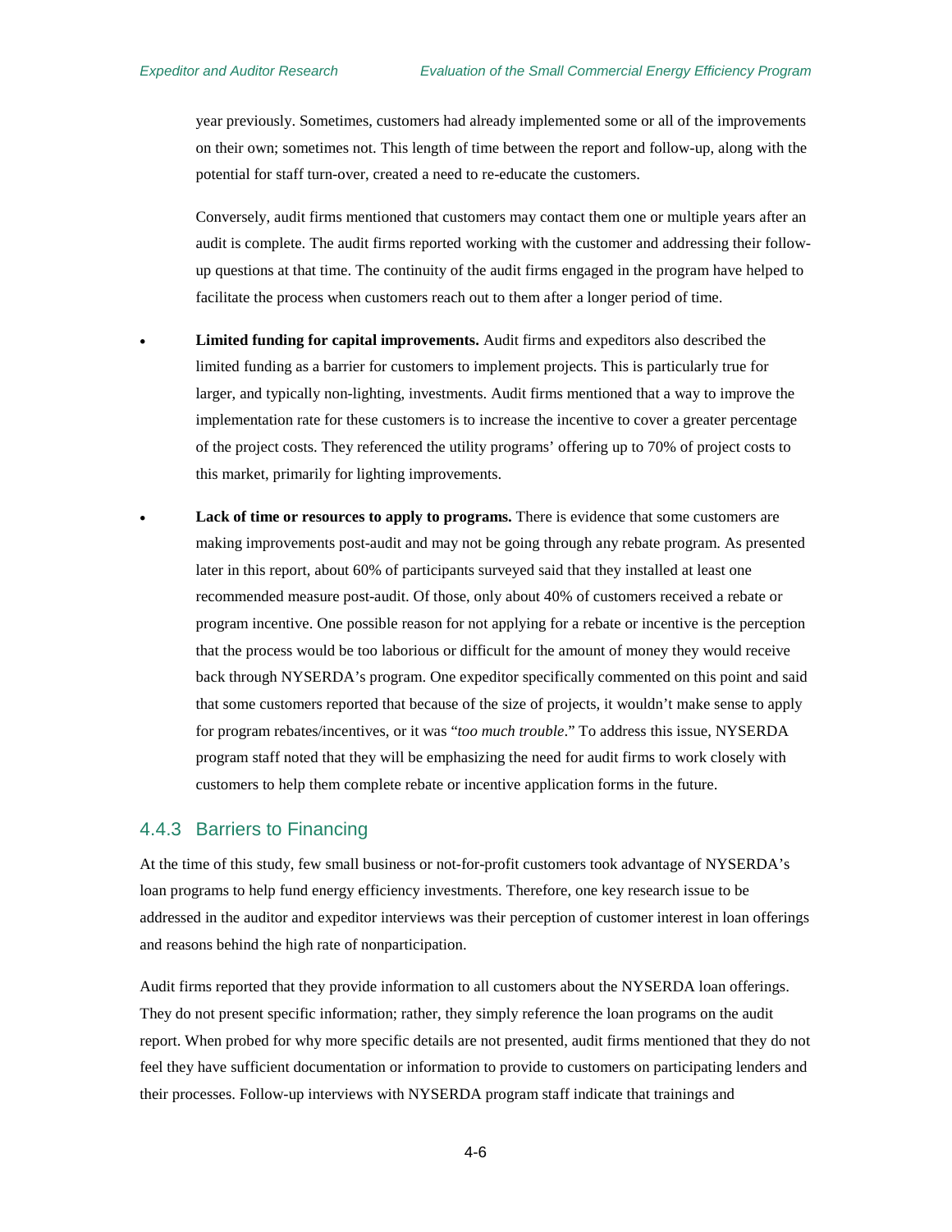year previously. Sometimes, customers had already implemented some or all of the improvements on their own; sometimes not. This length of time between the report and follow-up, along with the potential for staff turn-over, created a need to re-educate the customers.

Conversely, audit firms mentioned that customers may contact them one or multiple years after an audit is complete. The audit firms reported working with the customer and addressing their follow-up questions at that time. The continuity of the audit firms engaged in the program have helped to facilitate the process when customers reach out to them after a longer period of time.

- **Limited funding for capital improvements.** Audit firms and expeditors also described the limited funding as a barrier for customers to implement projects. This is particularly true for larger, and typically non-lighting, investments. Audit firms mentioned that a way to improve the implementation rate for these customers is to increase the incentive to cover a greater percentage of the project costs. They referenced the utility programs' offering up to 70% of project costs to this market, primarily for lighting improvements.
- **Lack of time or resources to apply to programs.** There is evidence that some customers are making improvements post-audit and may not be going through any rebate program. As presented later in this report, about 60% of participants surveyed said that they installed at least one recommended measure post-audit. Of those, only about 40% of customers received a rebate or program incentive. One possible reason for not applying for a rebate or incentive is the perception that the process would be too laborious or difficult for the amount of money they would receive back through NYSERDA's program. One expeditor specifically commented on this point and said that some customers reported that because of the size of projects, it wouldn't make sense to apply for program rebates/incentives, or it was "*too much trouble*." To address this issue, NYSERDA program staff noted that they will be emphasizing the need for audit firms to work closely with customers to help them complete rebate or incentive application forms in the future.

### 4.4.3 Barriers to Financing

At the time of this study, few small business or not-for-profit customers took advantage of NYSERDA's loan programs to help fund energy efficiency investments. Therefore, one key research issue to be addressed in the auditor and expeditor interviews was their perception of customer interest in loan offerings and reasons behind the high rate of nonparticipation.

Audit firms reported that they provide information to all customers about the NYSERDA loan offerings. They do not present specific information; rather, they simply reference the loan programs on the audit report. When probed for why more specific details are not presented, audit firms mentioned that they do not feel they have sufficient documentation or information to provide to customers on participating lenders and their processes. Follow-up interviews with NYSERDA program staff indicate that trainings and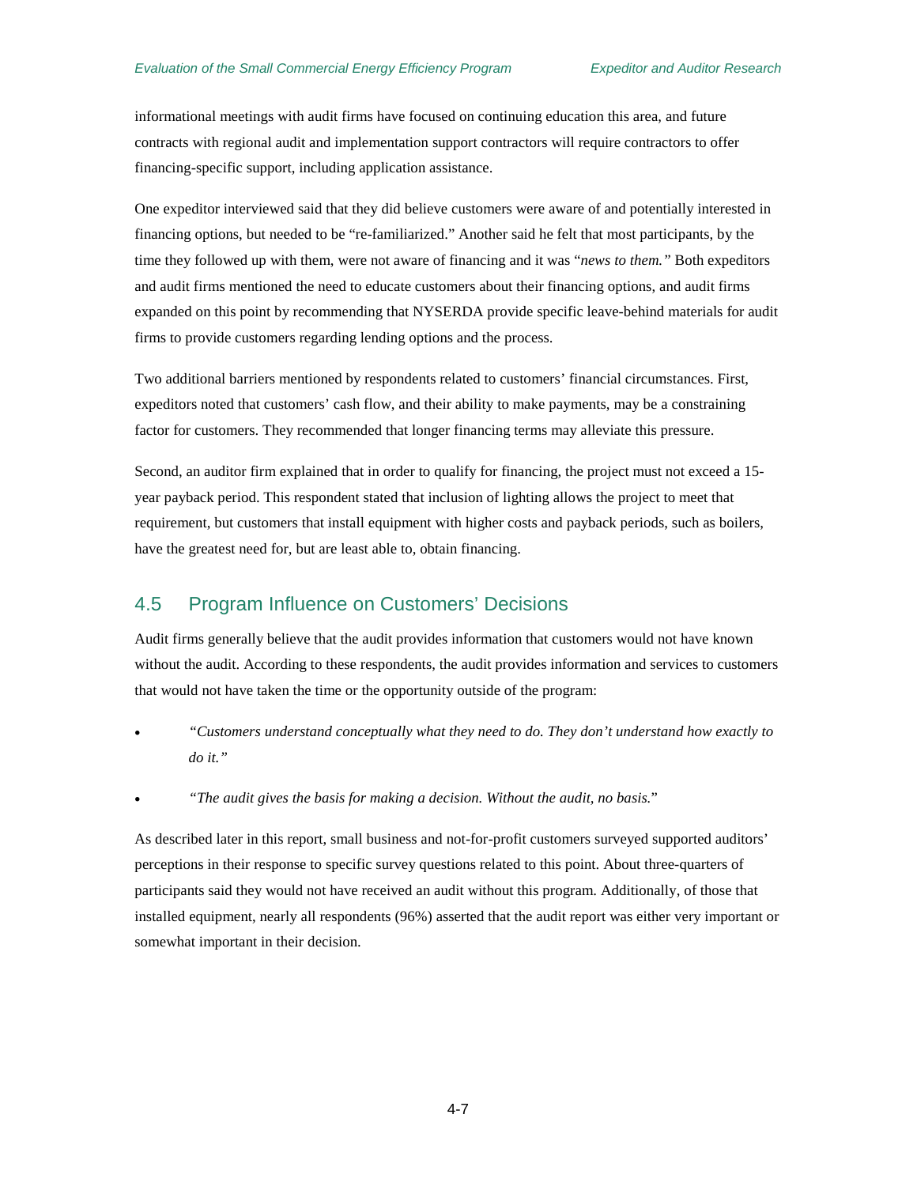informational meetings with audit firms have focused on continuing education this area, and future contracts with regional audit and implementation support contractors will require contractors to offer financing-specific support, including application assistance.

One expeditor interviewed said that they did believe customers were aware of and potentially interested in financing options, but needed to be "re-familiarized." Another said he felt that most participants, by the time they followed up with them, were not aware of financing and it was "*news to them.*" Both expeditors and audit firms mentioned the need to educate customers about their financing options, and audit firms expanded on this point by recommending that NYSERDA provide specific leave-behind materials for audit firms to provide customers regarding lending options and the process.

Two additional barriers mentioned by respondents related to customers' financial circumstances. First, expeditors noted that customers' cash flow, and their ability to make payments, may be a constraining factor for customers. They recommended that longer financing terms may alleviate this pressure.

Second, an auditor firm explained that in order to qualify for financing, the project must not exceed a 15-year payback period. This respondent stated that inclusion of lighting allows the project to meet that requirement, but customers that install equipment with higher costs and payback periods, such as boilers, have the greatest need for, but are least able to, obtain financing.

## 4.5 Program Influence on Customers' Decisions

Audit firms generally believe that the audit provides information that customers would not have known without the audit. According to these respondents, the audit provides information and services to customers that would not have taken the time or the opportunity outside of the program:

- *"Customers understand conceptually what they need to do. They don't understand how exactly to do it."*
- *"The audit gives the basis for making a decision. Without the audit, no basis.*"

As described later in this report, small business and not-for-profit customers surveyed supported auditors' perceptions in their response to specific survey questions related to this point. About three-quarters of participants said they would not have received an audit without this program. Additionally, of those that installed equipment, nearly all respondents (96%) asserted that the audit report was either very important or somewhat important in their decision.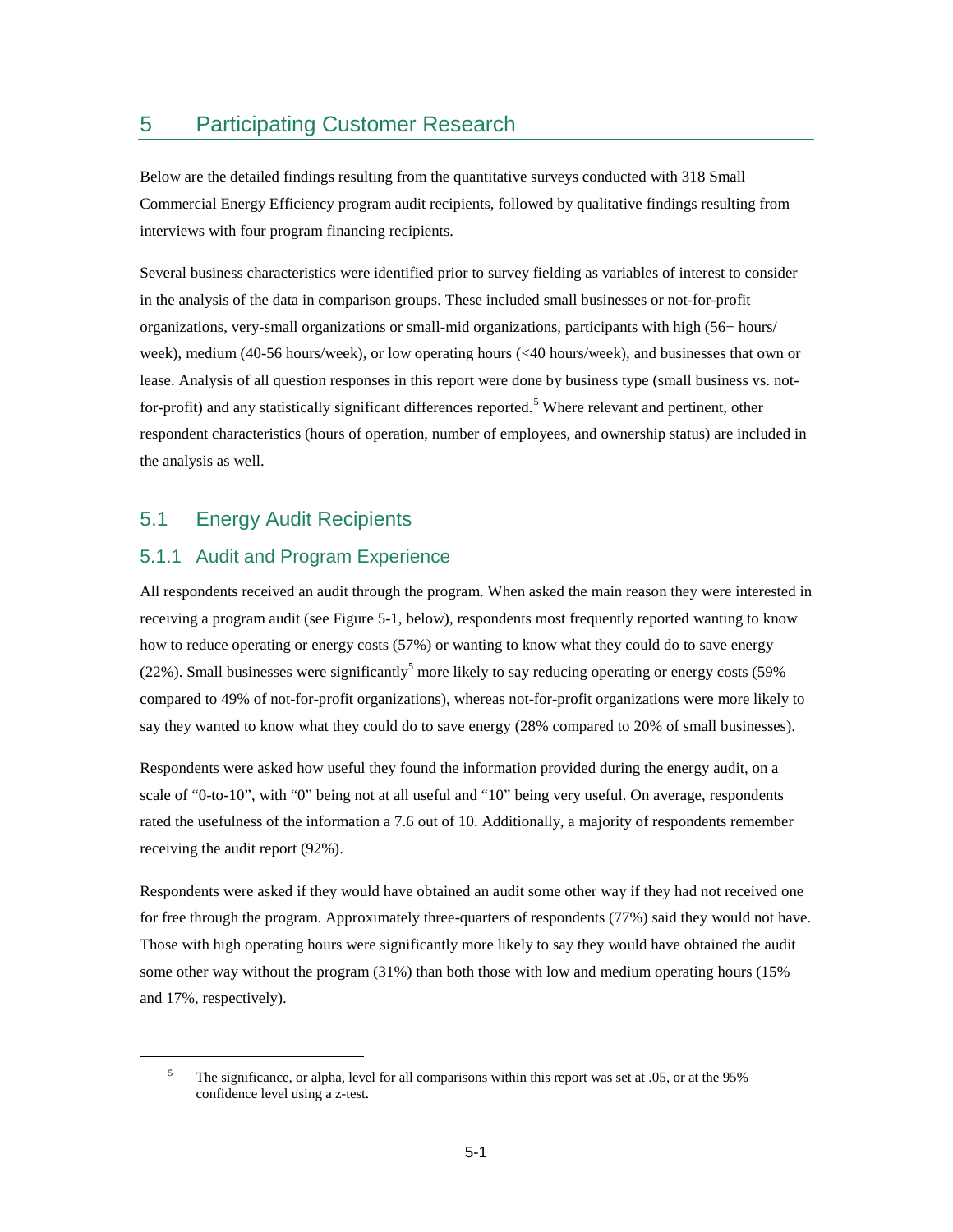# 5 Participating Customer Research

Below are the detailed findings resulting from the quantitative surveys conducted with 318 Small Commercial Energy Efficiency program audit recipients, followed by qualitative findings resulting from interviews with four program financing recipients.

Several business characteristics were identified prior to survey fielding as variables of interest to consider in the analysis of the data in comparison groups. These included small businesses or not-for-profit organizations, very-small organizations or small-mid organizations, participants with high (56+ hours/ week), medium (40-56 hours/week), or low operating hours (<40 hours/week), and businesses that own or lease. Analysis of all question responses in this report were done by business type (small business vs. not-for-profit) and any statistically significant differences reported.[5] Where relevant and pertinent, other respondent characteristics (hours of operation, number of employees, and ownership status) are included in the analysis as well.

## 5.1 Energy Audit Recipients

### 5.1.1 Audit and Program Experience

All respondents received an audit through the program. When asked the main reason they were interested in receiving a program audit (see Figure 5-1, below), respondents most frequently reported wanting to know how to reduce operating or energy costs (57%) or wanting to know what they could do to save energy (22%). Small businesses were significantly[5] more likely to say reducing operating or energy costs (59% compared to 49% of not-for-profit organizations), whereas not-for-profit organizations were more likely to say they wanted to know what they could do to save energy (28% compared to 20% of small businesses).

Respondents were asked how useful they found the information provided during the energy audit, on a scale of "0-to-10", with "0" being not at all useful and "10" being very useful. On average, respondents rated the usefulness of the information a 7.6 out of 10. Additionally, a majority of respondents remember receiving the audit report (92%).

Respondents were asked if they would have obtained an audit some other way if they had not received one for free through the program. Approximately three-quarters of respondents (77%) said they would not have. Those with high operating hours were significantly more likely to say they would have obtained the audit some other way without the program (31%) than both those with low and medium operating hours (15% and 17%, respectively).

---

[5] The significance, or alpha, level for all comparisons within this report was set at .05, or at the 95% confidence level using a z-test.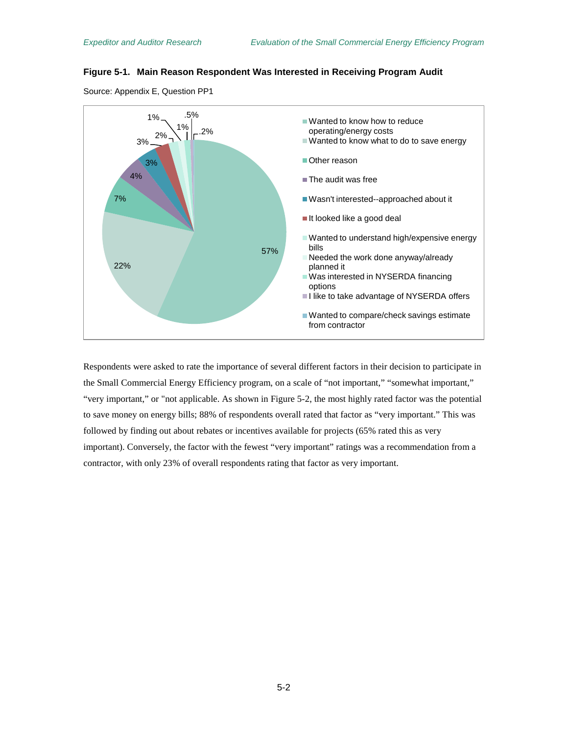**Figure 5-1. Main Reason Respondent Was Interested in Receiving Program Audit**

Source: Appendix E, Question PP1

| Reason | Percent |
|---|---|
| Wanted to know how to reduce operating/energy costs | 57% |
| Wanted to know what to do to save energy | 22% |
| Other reason | 7% |
| The audit was free | 4% |
| Wasn't interested--approached about it | 3% |
| It looked like a good deal | 3% |
| Wanted to understand high/expensive energy bills | 2% |
| Needed the work done anyway/already planned it | 1% |
| Was interested in NYSERDA financing options | 1% |
| I like to take advantage of NYSERDA offers | .5% |
| Wanted to compare/check savings estimate from contractor | .2% |

Respondents were asked to rate the importance of several different factors in their decision to participate in the Small Commercial Energy Efficiency program, on a scale of "not important," "somewhat important," "very important," or "not applicable. As shown in Figure 5-2, the most highly rated factor was the potential to save money on energy bills; 88% of respondents overall rated that factor as "very important." This was followed by finding out about rebates or incentives available for projects (65% rated this as very important). Conversely, the factor with the fewest "very important" ratings was a recommendation from a contractor, with only 23% of overall respondents rating that factor as very important.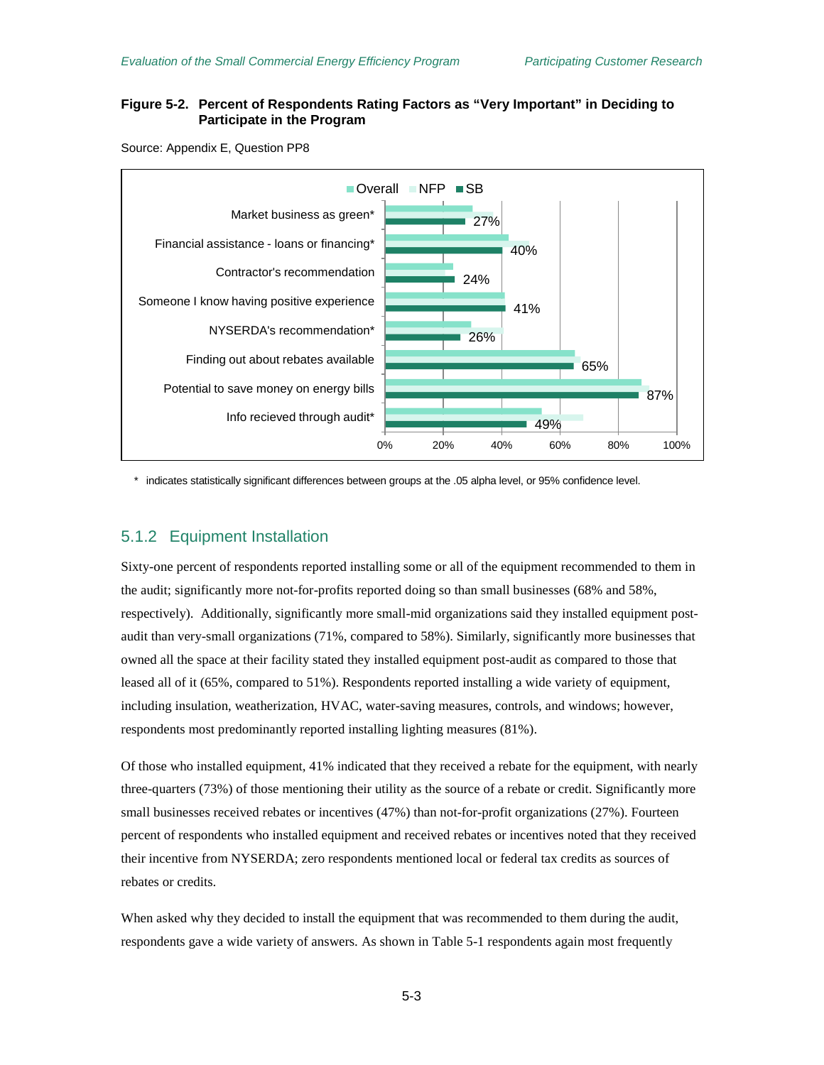**Figure 5-2. Percent of Respondents Rating Factors as "Very Important" in Deciding to Participate in the Program**

Source: Appendix E, Question PP8

| Factor | SB |
|---|---|
| Market business as green* | 27% |
| Financial assistance - loans or financing* | 40% |
| Contractor's recommendation | 24% |
| Someone I know having positive experience | 41% |
| NYSERDA's recommendation* | 26% |
| Finding out about rebates available | 65% |
| Potential to save money on energy bills | 87% |
| Info recieved through audit* | 49% |

\* indicates statistically significant differences between groups at the .05 alpha level, or 95% confidence level.

## 5.1.2 Equipment Installation

Sixty-one percent of respondents reported installing some or all of the equipment recommended to them in the audit; significantly more not-for-profits reported doing so than small businesses (68% and 58%, respectively). Additionally, significantly more small-mid organizations said they installed equipment post-audit than very-small organizations (71%, compared to 58%). Similarly, significantly more businesses that owned all the space at their facility stated they installed equipment post-audit as compared to those that leased all of it (65%, compared to 51%). Respondents reported installing a wide variety of equipment, including insulation, weatherization, HVAC, water-saving measures, controls, and windows; however, respondents most predominantly reported installing lighting measures (81%).

Of those who installed equipment, 41% indicated that they received a rebate for the equipment, with nearly three-quarters (73%) of those mentioning their utility as the source of a rebate or credit. Significantly more small businesses received rebates or incentives (47%) than not-for-profit organizations (27%). Fourteen percent of respondents who installed equipment and received rebates or incentives noted that they received their incentive from NYSERDA; zero respondents mentioned local or federal tax credits as sources of rebates or credits.

When asked why they decided to install the equipment that was recommended to them during the audit, respondents gave a wide variety of answers. As shown in Table 5-1 respondents again most frequently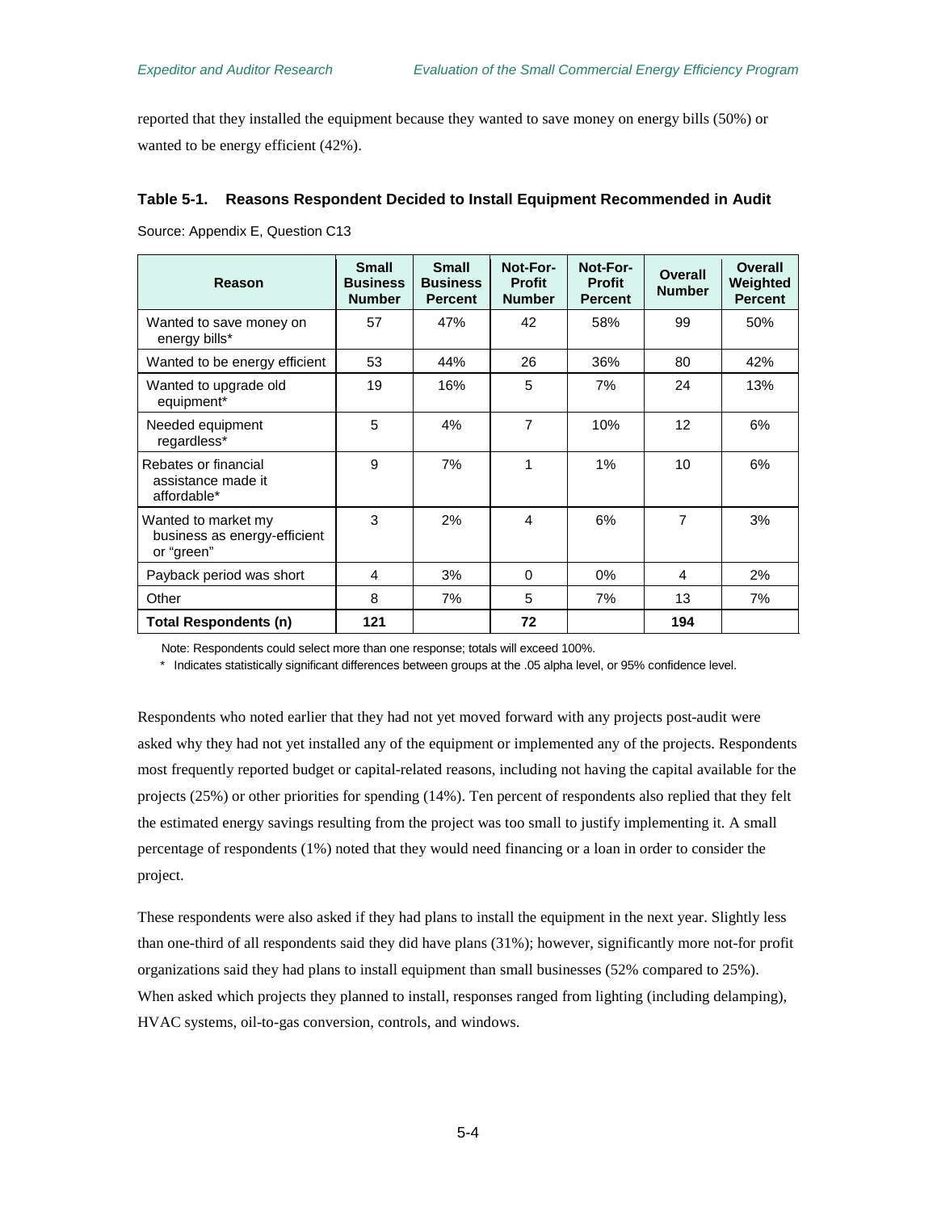reported that they installed the equipment because they wanted to save money on energy bills (50%) or wanted to be energy efficient (42%).

**Table 5-1. Reasons Respondent Decided to Install Equipment Recommended in Audit**

Source: Appendix E, Question C13

| Reason | Small Business Number | Small Business Percent | Not-For-Profit Number | Not-For-Profit Percent | Overall Number | Overall Weighted Percent |
|---|---|---|---|---|---|---|
| Wanted to save money on energy bills* | 57 | 47% | 42 | 58% | 99 | 50% |
| Wanted to be energy efficient | 53 | 44% | 26 | 36% | 80 | 42% |
| Wanted to upgrade old equipment* | 19 | 16% | 5 | 7% | 24 | 13% |
| Needed equipment regardless* | 5 | 4% | 7 | 10% | 12 | 6% |
| Rebates or financial assistance made it affordable* | 9 | 7% | 1 | 1% | 10 | 6% |
| Wanted to market my business as energy-efficient or "green" | 3 | 2% | 4 | 6% | 7 | 3% |
| Payback period was short | 4 | 3% | 0 | 0% | 4 | 2% |
| Other | 8 | 7% | 5 | 7% | 13 | 7% |
| **Total Respondents (n)** | **121** | | **72** | | **194** | |

Note: Respondents could select more than one response; totals will exceed 100%.

\* Indicates statistically significant differences between groups at the .05 alpha level, or 95% confidence level.

Respondents who noted earlier that they had not yet moved forward with any projects post-audit were asked why they had not yet installed any of the equipment or implemented any of the projects. Respondents most frequently reported budget or capital-related reasons, including not having the capital available for the projects (25%) or other priorities for spending (14%). Ten percent of respondents also replied that they felt the estimated energy savings resulting from the project was too small to justify implementing it. A small percentage of respondents (1%) noted that they would need financing or a loan in order to consider the project.

These respondents were also asked if they had plans to install the equipment in the next year. Slightly less than one-third of all respondents said they did have plans (31%); however, significantly more not-for profit organizations said they had plans to install equipment than small businesses (52% compared to 25%). When asked which projects they planned to install, responses ranged from lighting (including delamping), HVAC systems, oil-to-gas conversion, controls, and windows.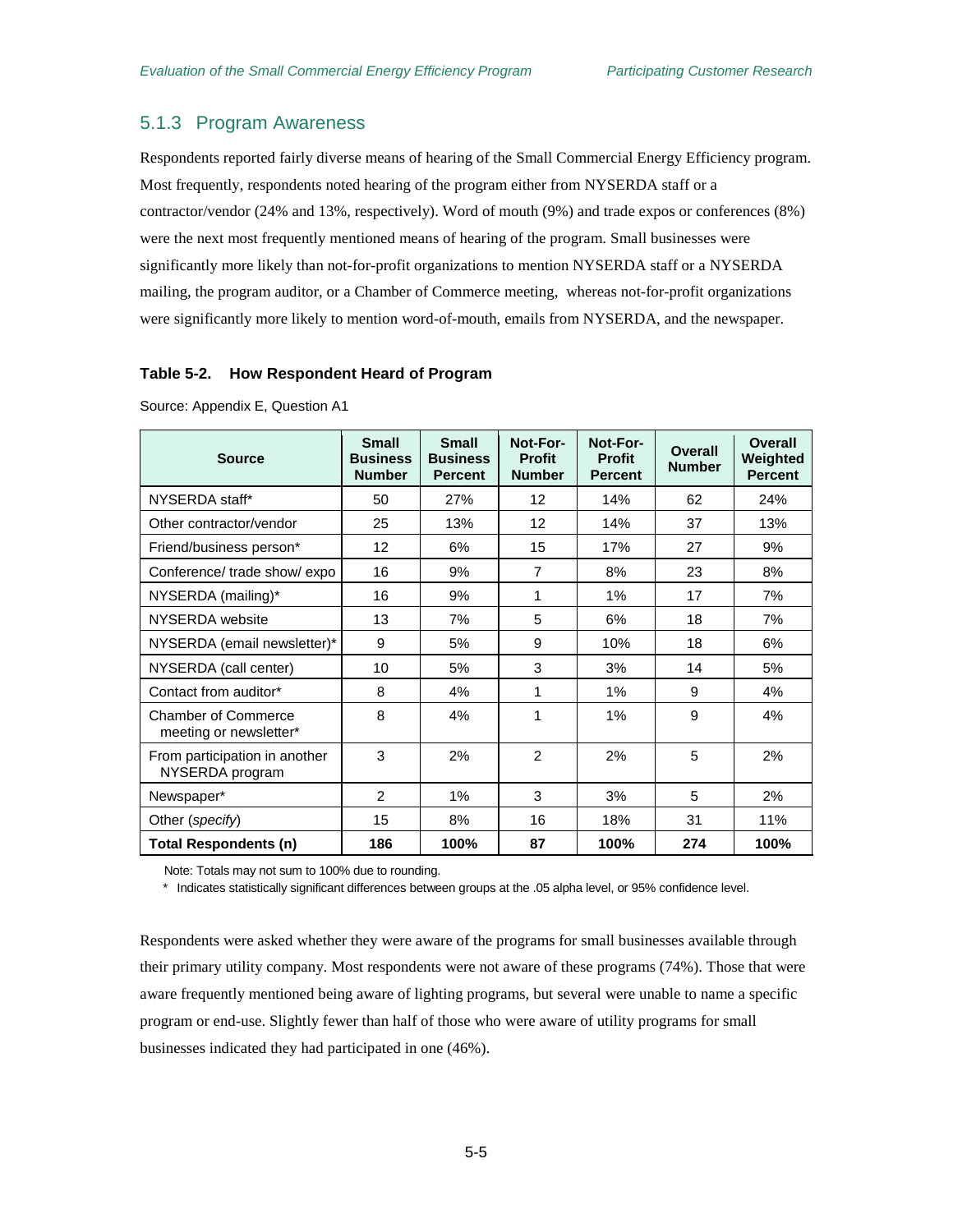### 5.1.3 Program Awareness

Respondents reported fairly diverse means of hearing of the Small Commercial Energy Efficiency program. Most frequently, respondents noted hearing of the program either from NYSERDA staff or a contractor/vendor (24% and 13%, respectively). Word of mouth (9%) and trade expos or conferences (8%) were the next most frequently mentioned means of hearing of the program. Small businesses were significantly more likely than not-for-profit organizations to mention NYSERDA staff or a NYSERDA mailing, the program auditor, or a Chamber of Commerce meeting, whereas not-for-profit organizations were significantly more likely to mention word-of-mouth, emails from NYSERDA, and the newspaper.

**Table 5-2. How Respondent Heard of Program**

Source: Appendix E, Question A1

| Source | Small Business Number | Small Business Percent | Not-For-Profit Number | Not-For-Profit Percent | Overall Number | Overall Weighted Percent |
|---|---|---|---|---|---|---|
| NYSERDA staff* | 50 | 27% | 12 | 14% | 62 | 24% |
| Other contractor/vendor | 25 | 13% | 12 | 14% | 37 | 13% |
| Friend/business person* | 12 | 6% | 15 | 17% | 27 | 9% |
| Conference/ trade show/ expo | 16 | 9% | 7 | 8% | 23 | 8% |
| NYSERDA (mailing)* | 16 | 9% | 1 | 1% | 17 | 7% |
| NYSERDA website | 13 | 7% | 5 | 6% | 18 | 7% |
| NYSERDA (email newsletter)* | 9 | 5% | 9 | 10% | 18 | 6% |
| NYSERDA (call center) | 10 | 5% | 3 | 3% | 14 | 5% |
| Contact from auditor* | 8 | 4% | 1 | 1% | 9 | 4% |
| Chamber of Commerce meeting or newsletter* | 8 | 4% | 1 | 1% | 9 | 4% |
| From participation in another NYSERDA program | 3 | 2% | 2 | 2% | 5 | 2% |
| Newspaper* | 2 | 1% | 3 | 3% | 5 | 2% |
| Other (*specify*) | 15 | 8% | 16 | 18% | 31 | 11% |
| **Total Respondents (n)** | **186** | **100%** | **87** | **100%** | **274** | **100%** |

Note: Totals may not sum to 100% due to rounding.

\* Indicates statistically significant differences between groups at the .05 alpha level, or 95% confidence level.

Respondents were asked whether they were aware of the programs for small businesses available through their primary utility company. Most respondents were not aware of these programs (74%). Those that were aware frequently mentioned being aware of lighting programs, but several were unable to name a specific program or end-use. Slightly fewer than half of those who were aware of utility programs for small businesses indicated they had participated in one (46%).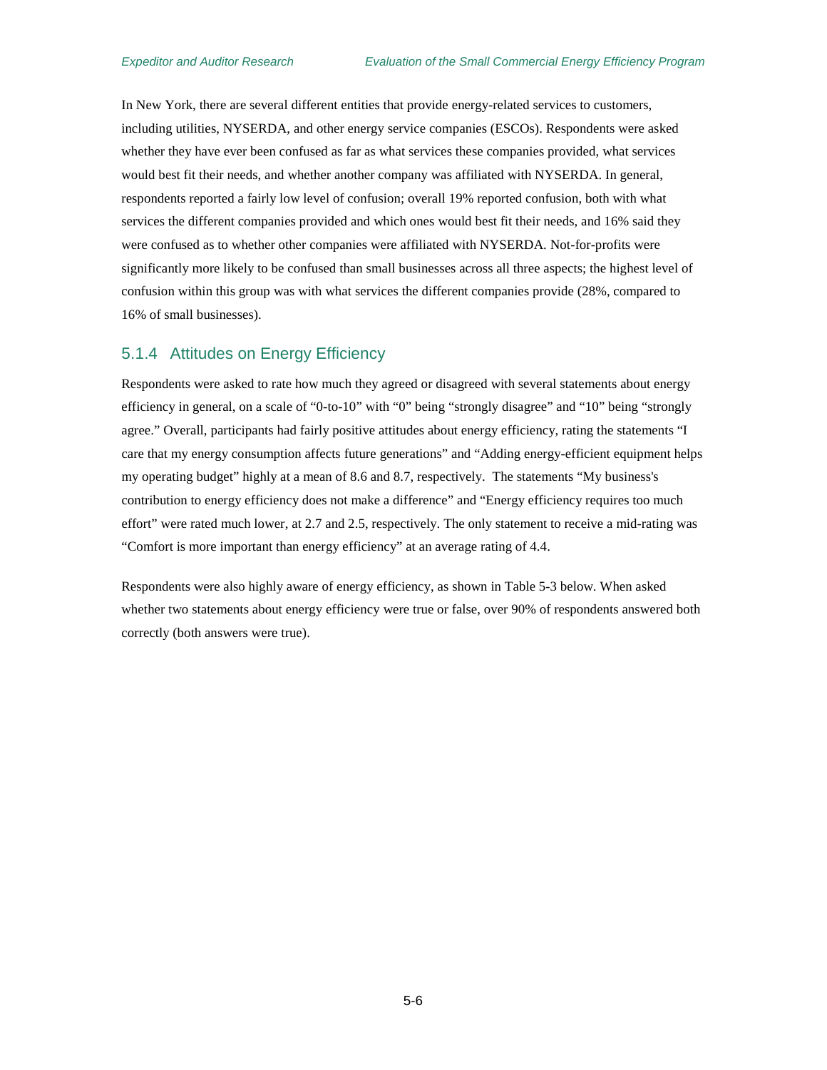In New York, there are several different entities that provide energy-related services to customers, including utilities, NYSERDA, and other energy service companies (ESCOs). Respondents were asked whether they have ever been confused as far as what services these companies provided, what services would best fit their needs, and whether another company was affiliated with NYSERDA. In general, respondents reported a fairly low level of confusion; overall 19% reported confusion, both with what services the different companies provided and which ones would best fit their needs, and 16% said they were confused as to whether other companies were affiliated with NYSERDA. Not-for-profits were significantly more likely to be confused than small businesses across all three aspects; the highest level of confusion within this group was with what services the different companies provide (28%, compared to 16% of small businesses).

### 5.1.4 Attitudes on Energy Efficiency

Respondents were asked to rate how much they agreed or disagreed with several statements about energy efficiency in general, on a scale of "0-to-10" with "0" being "strongly disagree" and "10" being "strongly agree." Overall, participants had fairly positive attitudes about energy efficiency, rating the statements "I care that my energy consumption affects future generations" and "Adding energy-efficient equipment helps my operating budget" highly at a mean of 8.6 and 8.7, respectively. The statements "My business's contribution to energy efficiency does not make a difference" and "Energy efficiency requires too much effort" were rated much lower, at 2.7 and 2.5, respectively. The only statement to receive a mid-rating was "Comfort is more important than energy efficiency" at an average rating of 4.4.

Respondents were also highly aware of energy efficiency, as shown in Table 5-3 below. When asked whether two statements about energy efficiency were true or false, over 90% of respondents answered both correctly (both answers were true).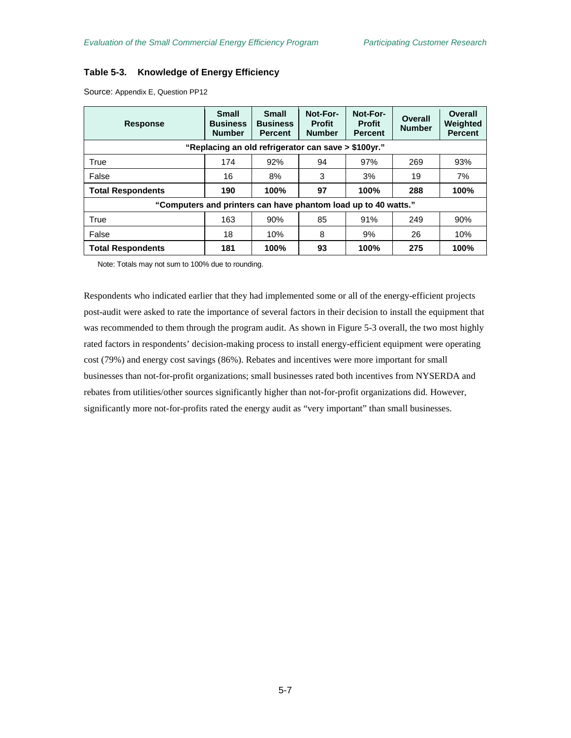**Table 5-3. Knowledge of Energy Efficiency**

Source: Appendix E, Question PP12

| Response | Small Business Number | Small Business Percent | Not-For-Profit Number | Not-For-Profit Percent | Overall Number | Overall Weighted Percent |
|---|---|---|---|---|---|---|
| **"Replacing an old refrigerator can save > $100yr."** | | | | | | |
| True | 174 | 92% | 94 | 97% | 269 | 93% |
| False | 16 | 8% | 3 | 3% | 19 | 7% |
| **Total Respondents** | **190** | **100%** | **97** | **100%** | **288** | **100%** |
| **"Computers and printers can have phantom load up to 40 watts."** | | | | | | |
| True | 163 | 90% | 85 | 91% | 249 | 90% |
| False | 18 | 10% | 8 | 9% | 26 | 10% |
| **Total Respondents** | **181** | **100%** | **93** | **100%** | **275** | **100%** |

Note: Totals may not sum to 100% due to rounding.

Respondents who indicated earlier that they had implemented some or all of the energy-efficient projects post-audit were asked to rate the importance of several factors in their decision to install the equipment that was recommended to them through the program audit. As shown in Figure 5-3 overall, the two most highly rated factors in respondents' decision-making process to install energy-efficient equipment were operating cost (79%) and energy cost savings (86%). Rebates and incentives were more important for small businesses than not-for-profit organizations; small businesses rated both incentives from NYSERDA and rebates from utilities/other sources significantly higher than not-for-profit organizations did. However, significantly more not-for-profits rated the energy audit as "very important" than small businesses.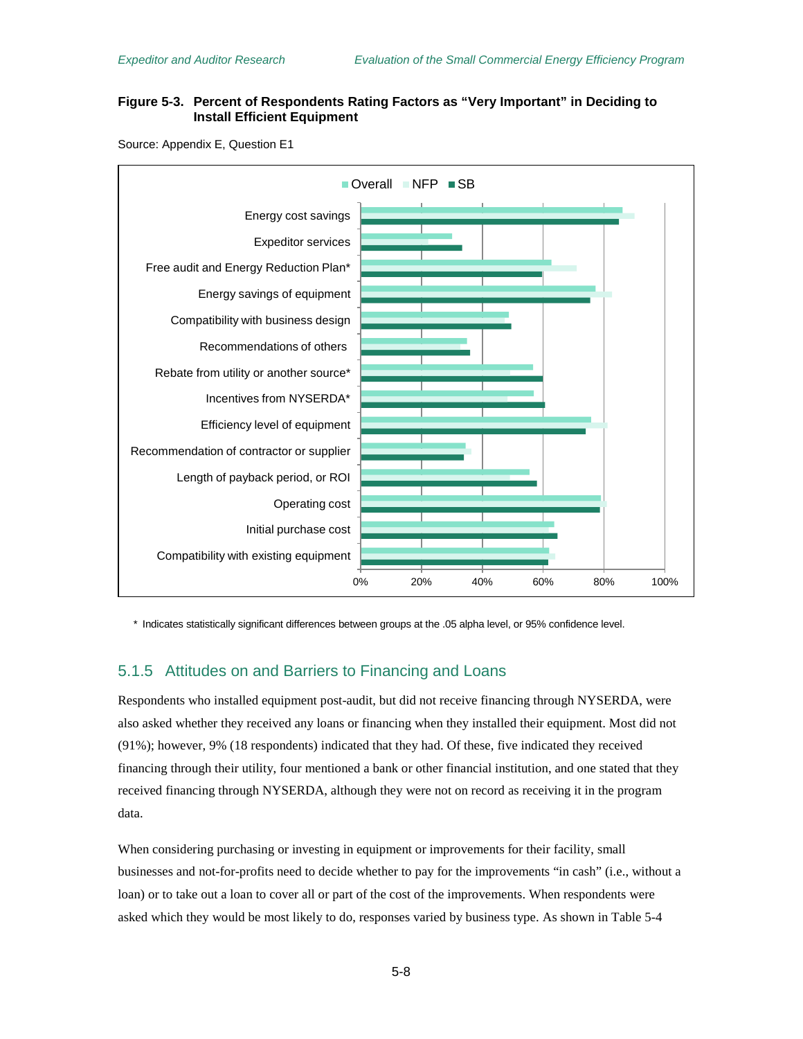**Figure 5-3. Percent of Respondents Rating Factors as "Very Important" in Deciding to Install Efficient Equipment**

Source: Appendix E, Question E1

\* Indicates statistically significant differences between groups at the .05 alpha level, or 95% confidence level.

## 5.1.5 Attitudes on and Barriers to Financing and Loans

Respondents who installed equipment post-audit, but did not receive financing through NYSERDA, were also asked whether they received any loans or financing when they installed their equipment. Most did not (91%); however, 9% (18 respondents) indicated that they had. Of these, five indicated they received financing through their utility, four mentioned a bank or other financial institution, and one stated that they received financing through NYSERDA, although they were not on record as receiving it in the program data.

When considering purchasing or investing in equipment or improvements for their facility, small businesses and not-for-profits need to decide whether to pay for the improvements "in cash" (i.e., without a loan) or to take out a loan to cover all or part of the cost of the improvements. When respondents were asked which they would be most likely to do, responses varied by business type. As shown in Table 5-4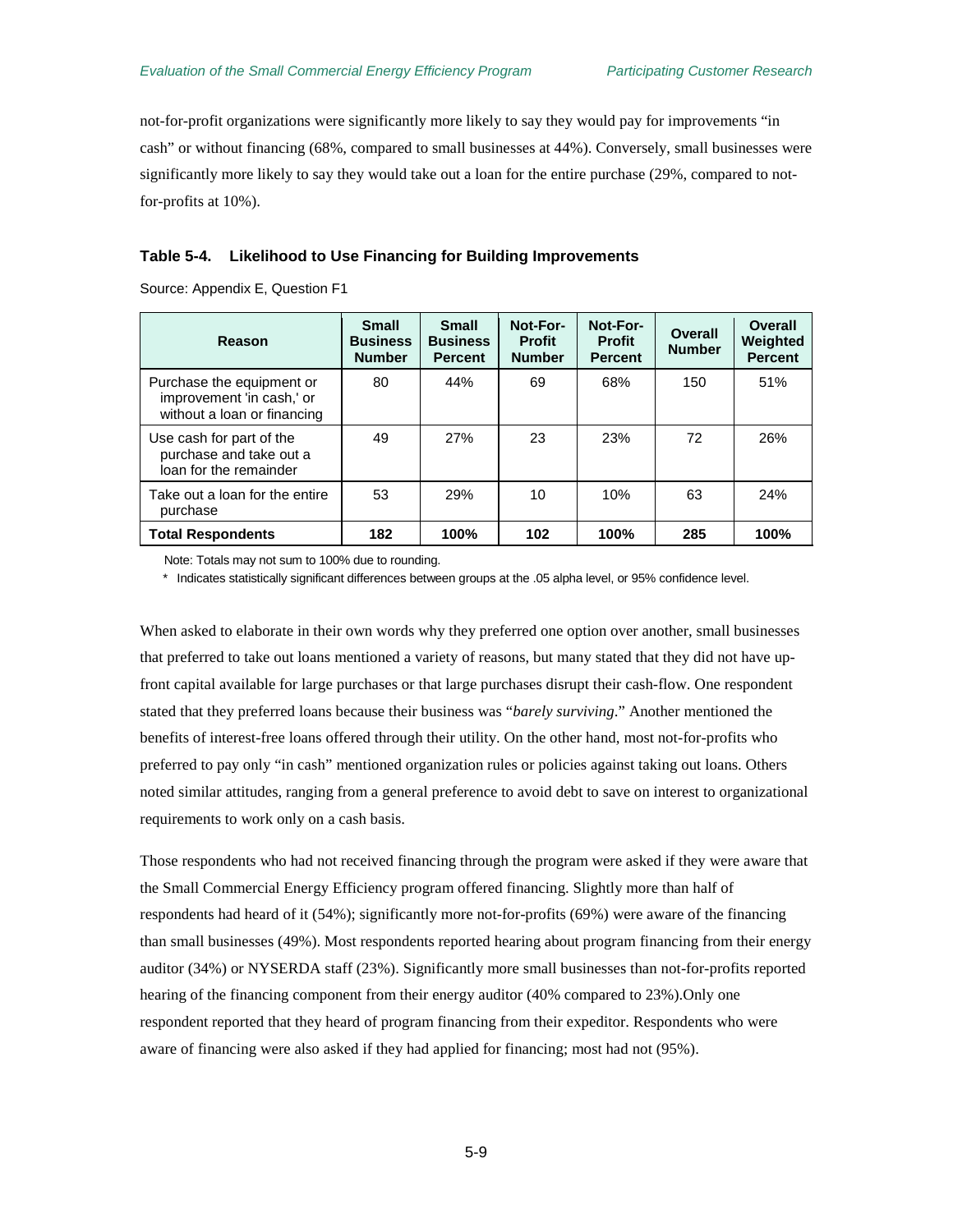not-for-profit organizations were significantly more likely to say they would pay for improvements "in cash" or without financing (68%, compared to small businesses at 44%). Conversely, small businesses were significantly more likely to say they would take out a loan for the entire purchase (29%, compared to not-for-profits at 10%).

**Table 5-4. Likelihood to Use Financing for Building Improvements**

Source: Appendix E, Question F1

| Reason | Small Business Number | Small Business Percent | Not-For-Profit Number | Not-For-Profit Percent | Overall Number | Overall Weighted Percent |
|---|---|---|---|---|---|---|
| Purchase the equipment or improvement 'in cash,' or without a loan or financing | 80 | 44% | 69 | 68% | 150 | 51% |
| Use cash for part of the purchase and take out a loan for the remainder | 49 | 27% | 23 | 23% | 72 | 26% |
| Take out a loan for the entire purchase | 53 | 29% | 10 | 10% | 63 | 24% |
| **Total Respondents** | **182** | **100%** | **102** | **100%** | **285** | **100%** |

Note: Totals may not sum to 100% due to rounding.

\* Indicates statistically significant differences between groups at the .05 alpha level, or 95% confidence level.

When asked to elaborate in their own words why they preferred one option over another, small businesses that preferred to take out loans mentioned a variety of reasons, but many stated that they did not have up-front capital available for large purchases or that large purchases disrupt their cash-flow. One respondent stated that they preferred loans because their business was "*barely surviving*." Another mentioned the benefits of interest-free loans offered through their utility. On the other hand, most not-for-profits who preferred to pay only "in cash" mentioned organization rules or policies against taking out loans. Others noted similar attitudes, ranging from a general preference to avoid debt to save on interest to organizational requirements to work only on a cash basis.

Those respondents who had not received financing through the program were asked if they were aware that the Small Commercial Energy Efficiency program offered financing. Slightly more than half of respondents had heard of it (54%); significantly more not-for-profits (69%) were aware of the financing than small businesses (49%). Most respondents reported hearing about program financing from their energy auditor (34%) or NYSERDA staff (23%). Significantly more small businesses than not-for-profits reported hearing of the financing component from their energy auditor (40% compared to 23%).Only one respondent reported that they heard of program financing from their expeditor. Respondents who were aware of financing were also asked if they had applied for financing; most had not (95%).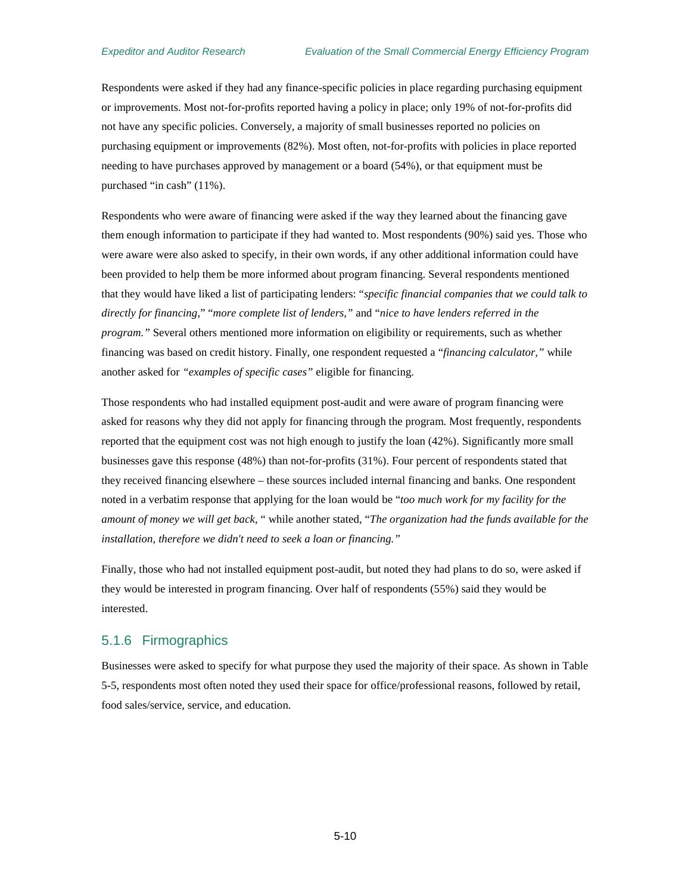Respondents were asked if they had any finance-specific policies in place regarding purchasing equipment or improvements. Most not-for-profits reported having a policy in place; only 19% of not-for-profits did not have any specific policies. Conversely, a majority of small businesses reported no policies on purchasing equipment or improvements (82%). Most often, not-for-profits with policies in place reported needing to have purchases approved by management or a board (54%), or that equipment must be purchased "in cash" (11%).

Respondents who were aware of financing were asked if the way they learned about the financing gave them enough information to participate if they had wanted to. Most respondents (90%) said yes. Those who were aware were also asked to specify, in their own words, if any other additional information could have been provided to help them be more informed about program financing. Several respondents mentioned that they would have liked a list of participating lenders: "*specific financial companies that we could talk to directly for financing*," "*more complete list of lenders,*" and "*nice to have lenders referred in the program.*" Several others mentioned more information on eligibility or requirements, such as whether financing was based on credit history. Finally, one respondent requested a "*financing calculator,*" while another asked for *"examples of specific cases"* eligible for financing.

Those respondents who had installed equipment post-audit and were aware of program financing were asked for reasons why they did not apply for financing through the program. Most frequently, respondents reported that the equipment cost was not high enough to justify the loan (42%). Significantly more small businesses gave this response (48%) than not-for-profits (31%). Four percent of respondents stated that they received financing elsewhere – these sources included internal financing and banks. One respondent noted in a verbatim response that applying for the loan would be "*too much work for my facility for the amount of money we will get back,* " while another stated, "*The organization had the funds available for the installation, therefore we didn't need to seek a loan or financing.*"

Finally, those who had not installed equipment post-audit, but noted they had plans to do so, were asked if they would be interested in program financing. Over half of respondents (55%) said they would be interested.

### 5.1.6 Firmographics

Businesses were asked to specify for what purpose they used the majority of their space. As shown in Table 5-5, respondents most often noted they used their space for office/professional reasons, followed by retail, food sales/service, service, and education.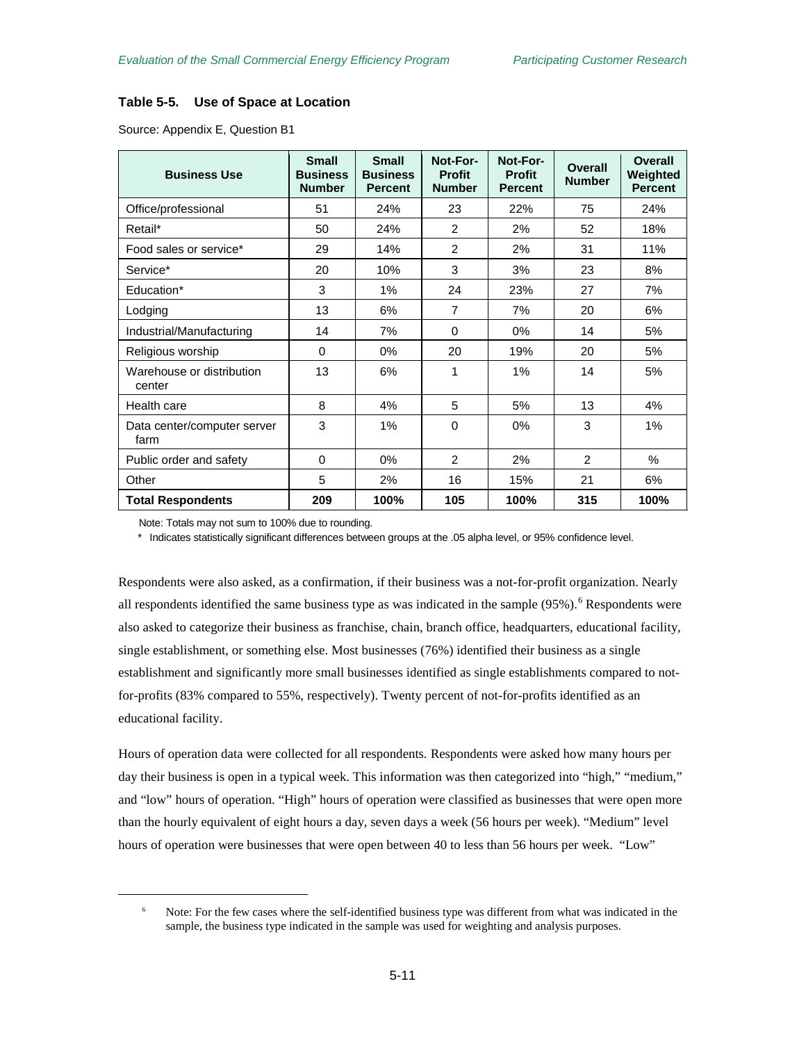**Table 5-5. Use of Space at Location**

Source: Appendix E, Question B1

| Business Use | Small Business Number | Small Business Percent | Not-For-Profit Number | Not-For-Profit Percent | Overall Number | Overall Weighted Percent |
|---|---|---|---|---|---|---|
| Office/professional | 51 | 24% | 23 | 22% | 75 | 24% |
| Retail* | 50 | 24% | 2 | 2% | 52 | 18% |
| Food sales or service* | 29 | 14% | 2 | 2% | 31 | 11% |
| Service* | 20 | 10% | 3 | 3% | 23 | 8% |
| Education* | 3 | 1% | 24 | 23% | 27 | 7% |
| Lodging | 13 | 6% | 7 | 7% | 20 | 6% |
| Industrial/Manufacturing | 14 | 7% | 0 | 0% | 14 | 5% |
| Religious worship | 0 | 0% | 20 | 19% | 20 | 5% |
| Warehouse or distribution center | 13 | 6% | 1 | 1% | 14 | 5% |
| Health care | 8 | 4% | 5 | 5% | 13 | 4% |
| Data center/computer server farm | 3 | 1% | 0 | 0% | 3 | 1% |
| Public order and safety | 0 | 0% | 2 | 2% | 2 | % |
| Other | 5 | 2% | 16 | 15% | 21 | 6% |
| **Total Respondents** | **209** | **100%** | **105** | **100%** | **315** | **100%** |

Note: Totals may not sum to 100% due to rounding.

\* Indicates statistically significant differences between groups at the .05 alpha level, or 95% confidence level.

Respondents were also asked, as a confirmation, if their business was a not-for-profit organization. Nearly all respondents identified the same business type as was indicated in the sample (95%).[6] Respondents were also asked to categorize their business as franchise, chain, branch office, headquarters, educational facility, single establishment, or something else. Most businesses (76%) identified their business as a single establishment and significantly more small businesses identified as single establishments compared to not-for-profits (83% compared to 55%, respectively). Twenty percent of not-for-profits identified as an educational facility.

Hours of operation data were collected for all respondents. Respondents were asked how many hours per day their business is open in a typical week. This information was then categorized into "high," "medium," and "low" hours of operation. "High" hours of operation were classified as businesses that were open more than the hourly equivalent of eight hours a day, seven days a week (56 hours per week). "Medium" level hours of operation were businesses that were open between 40 to less than 56 hours per week. "Low"

[6] Note: For the few cases where the self-identified business type was different from what was indicated in the sample, the business type indicated in the sample was used for weighting and analysis purposes.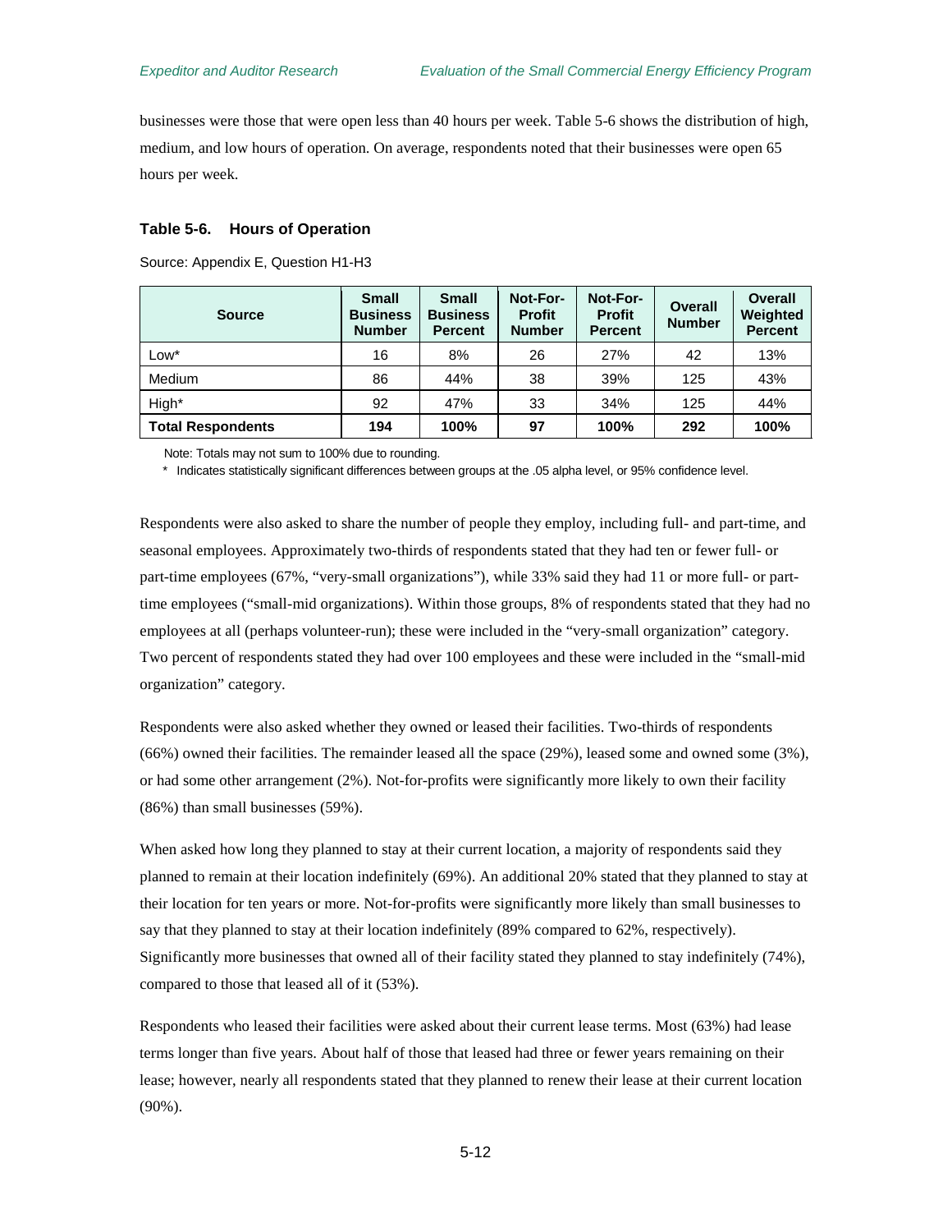businesses were those that were open less than 40 hours per week. Table 5-6 shows the distribution of high, medium, and low hours of operation. On average, respondents noted that their businesses were open 65 hours per week.

#### Table 5-6. Hours of Operation

Source: Appendix E, Question H1-H3

| Source | Small Business Number | Small Business Percent | Not-For-Profit Number | Not-For-Profit Percent | Overall Number | Overall Weighted Percent |
|---|---|---|---|---|---|---|
| Low* | 16 | 8% | 26 | 27% | 42 | 13% |
| Medium | 86 | 44% | 38 | 39% | 125 | 43% |
| High* | 92 | 47% | 33 | 34% | 125 | 44% |
| **Total Respondents** | **194** | **100%** | **97** | **100%** | **292** | **100%** |

Note: Totals may not sum to 100% due to rounding.

\* Indicates statistically significant differences between groups at the .05 alpha level, or 95% confidence level.

Respondents were also asked to share the number of people they employ, including full- and part-time, and seasonal employees. Approximately two-thirds of respondents stated that they had ten or fewer full- or part-time employees (67%, "very-small organizations"), while 33% said they had 11 or more full- or part-time employees ("small-mid organizations). Within those groups, 8% of respondents stated that they had no employees at all (perhaps volunteer-run); these were included in the "very-small organization" category. Two percent of respondents stated they had over 100 employees and these were included in the "small-mid organization" category.

Respondents were also asked whether they owned or leased their facilities. Two-thirds of respondents (66%) owned their facilities. The remainder leased all the space (29%), leased some and owned some (3%), or had some other arrangement (2%). Not-for-profits were significantly more likely to own their facility (86%) than small businesses (59%).

When asked how long they planned to stay at their current location, a majority of respondents said they planned to remain at their location indefinitely (69%). An additional 20% stated that they planned to stay at their location for ten years or more. Not-for-profits were significantly more likely than small businesses to say that they planned to stay at their location indefinitely (89% compared to 62%, respectively). Significantly more businesses that owned all of their facility stated they planned to stay indefinitely (74%), compared to those that leased all of it (53%).

Respondents who leased their facilities were asked about their current lease terms. Most (63%) had lease terms longer than five years. About half of those that leased had three or fewer years remaining on their lease; however, nearly all respondents stated that they planned to renew their lease at their current location (90%).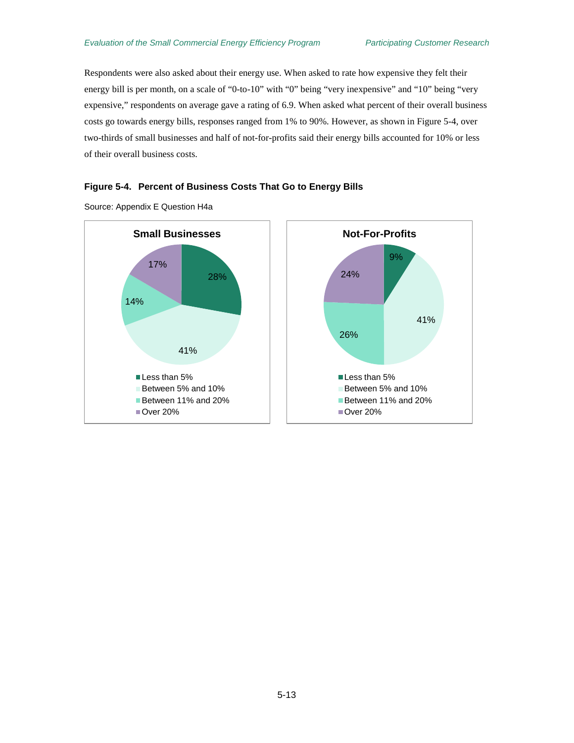Respondents were also asked about their energy use. When asked to rate how expensive they felt their energy bill is per month, on a scale of "0-to-10" with "0" being "very inexpensive" and "10" being "very expensive," respondents on average gave a rating of 6.9. When asked what percent of their overall business costs go towards energy bills, responses ranged from 1% to 90%. However, as shown in Figure 5-4, over two-thirds of small businesses and half of not-for-profits said their energy bills accounted for 10% or less of their overall business costs.

**Figure 5-4. Percent of Business Costs That Go to Energy Bills**

Source: Appendix E Question H4a

| | Small Businesses | Not-For-Profits |
|---|---|---|
| Less than 5% | 28% | 9% |
| Between 5% and 10% | 41% | 41% |
| Between 11% and 20% | 14% | 26% |
| Over 20% | 17% | 24% |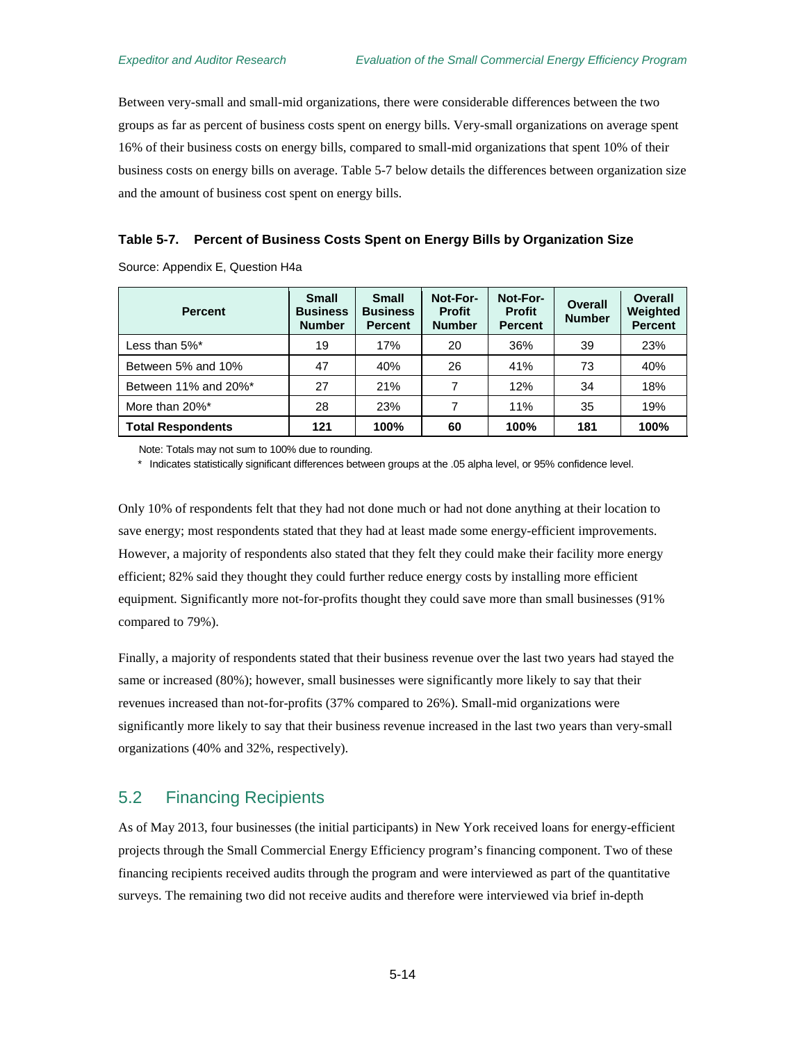Between very-small and small-mid organizations, there were considerable differences between the two groups as far as percent of business costs spent on energy bills. Very-small organizations on average spent 16% of their business costs on energy bills, compared to small-mid organizations that spent 10% of their business costs on energy bills on average. Table 5-7 below details the differences between organization size and the amount of business cost spent on energy bills.

**Table 5-7. Percent of Business Costs Spent on Energy Bills by Organization Size**

Source: Appendix E, Question H4a

| Percent | Small Business Number | Small Business Percent | Not-For-Profit Number | Not-For-Profit Percent | Overall Number | Overall Weighted Percent |
|---|---|---|---|---|---|---|
| Less than 5%* | 19 | 17% | 20 | 36% | 39 | 23% |
| Between 5% and 10% | 47 | 40% | 26 | 41% | 73 | 40% |
| Between 11% and 20%* | 27 | 21% | 7 | 12% | 34 | 18% |
| More than 20%* | 28 | 23% | 7 | 11% | 35 | 19% |
| **Total Respondents** | **121** | **100%** | **60** | **100%** | **181** | **100%** |

Note: Totals may not sum to 100% due to rounding.

\* Indicates statistically significant differences between groups at the .05 alpha level, or 95% confidence level.

Only 10% of respondents felt that they had not done much or had not done anything at their location to save energy; most respondents stated that they had at least made some energy-efficient improvements. However, a majority of respondents also stated that they felt they could make their facility more energy efficient; 82% said they thought they could further reduce energy costs by installing more efficient equipment. Significantly more not-for-profits thought they could save more than small businesses (91% compared to 79%).

Finally, a majority of respondents stated that their business revenue over the last two years had stayed the same or increased (80%); however, small businesses were significantly more likely to say that their revenues increased than not-for-profits (37% compared to 26%). Small-mid organizations were significantly more likely to say that their business revenue increased in the last two years than very-small organizations (40% and 32%, respectively).

## 5.2 Financing Recipients

As of May 2013, four businesses (the initial participants) in New York received loans for energy-efficient projects through the Small Commercial Energy Efficiency program's financing component. Two of these financing recipients received audits through the program and were interviewed as part of the quantitative surveys. The remaining two did not receive audits and therefore were interviewed via brief in-depth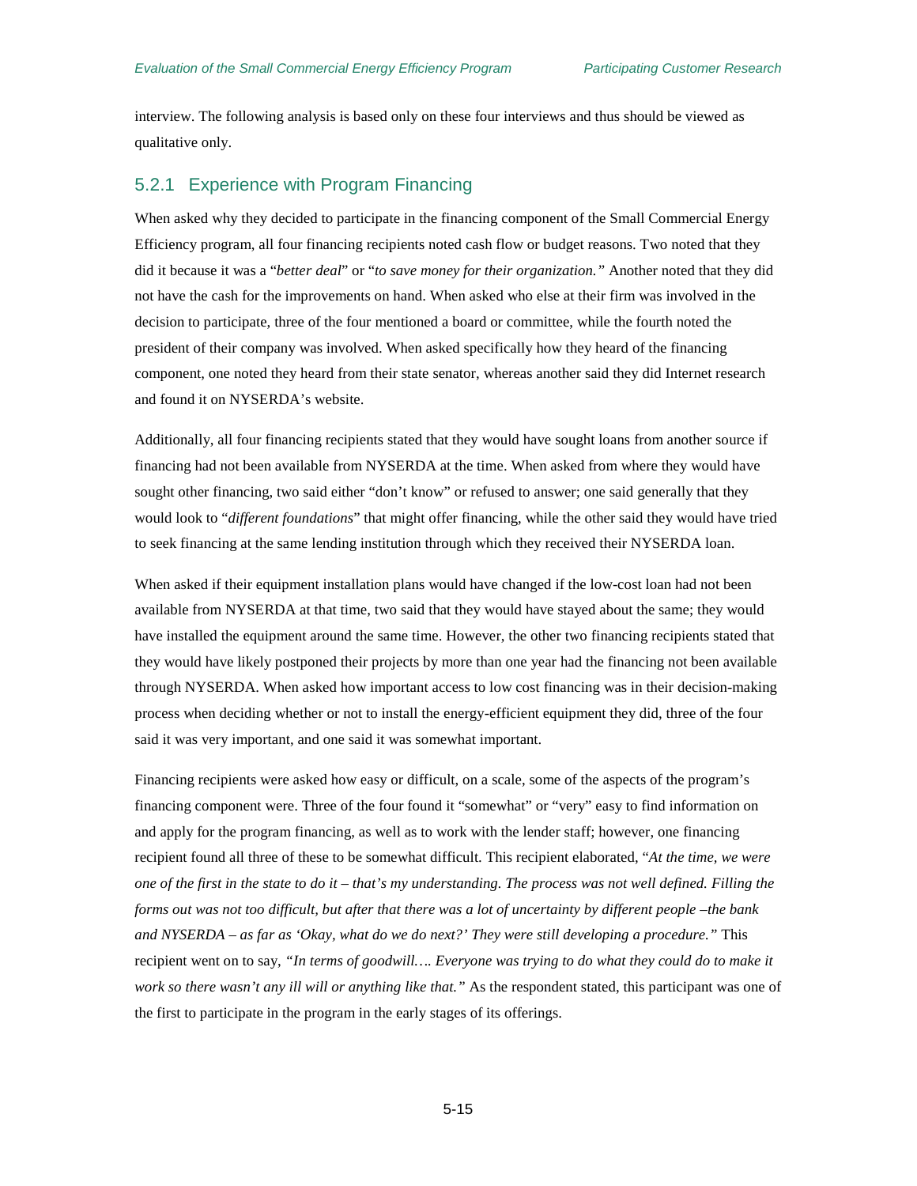interview. The following analysis is based only on these four interviews and thus should be viewed as qualitative only.

### 5.2.1 Experience with Program Financing

When asked why they decided to participate in the financing component of the Small Commercial Energy Efficiency program, all four financing recipients noted cash flow or budget reasons. Two noted that they did it because it was a "*better deal*" or "*to save money for their organization.*" Another noted that they did not have the cash for the improvements on hand. When asked who else at their firm was involved in the decision to participate, three of the four mentioned a board or committee, while the fourth noted the president of their company was involved. When asked specifically how they heard of the financing component, one noted they heard from their state senator, whereas another said they did Internet research and found it on NYSERDA's website.

Additionally, all four financing recipients stated that they would have sought loans from another source if financing had not been available from NYSERDA at the time. When asked from where they would have sought other financing, two said either "don't know" or refused to answer; one said generally that they would look to "*different foundations*" that might offer financing, while the other said they would have tried to seek financing at the same lending institution through which they received their NYSERDA loan.

When asked if their equipment installation plans would have changed if the low-cost loan had not been available from NYSERDA at that time, two said that they would have stayed about the same; they would have installed the equipment around the same time. However, the other two financing recipients stated that they would have likely postponed their projects by more than one year had the financing not been available through NYSERDA. When asked how important access to low cost financing was in their decision-making process when deciding whether or not to install the energy-efficient equipment they did, three of the four said it was very important, and one said it was somewhat important.

Financing recipients were asked how easy or difficult, on a scale, some of the aspects of the program's financing component were. Three of the four found it "somewhat" or "very" easy to find information on and apply for the program financing, as well as to work with the lender staff; however, one financing recipient found all three of these to be somewhat difficult. This recipient elaborated, "*At the time, we were one of the first in the state to do it – that's my understanding. The process was not well defined. Filling the forms out was not too difficult, but after that there was a lot of uncertainty by different people –the bank and NYSERDA – as far as 'Okay, what do we do next?' They were still developing a procedure.*" This recipient went on to say, "*In terms of goodwill…. Everyone was trying to do what they could do to make it work so there wasn't any ill will or anything like that.*" As the respondent stated, this participant was one of the first to participate in the program in the early stages of its offerings.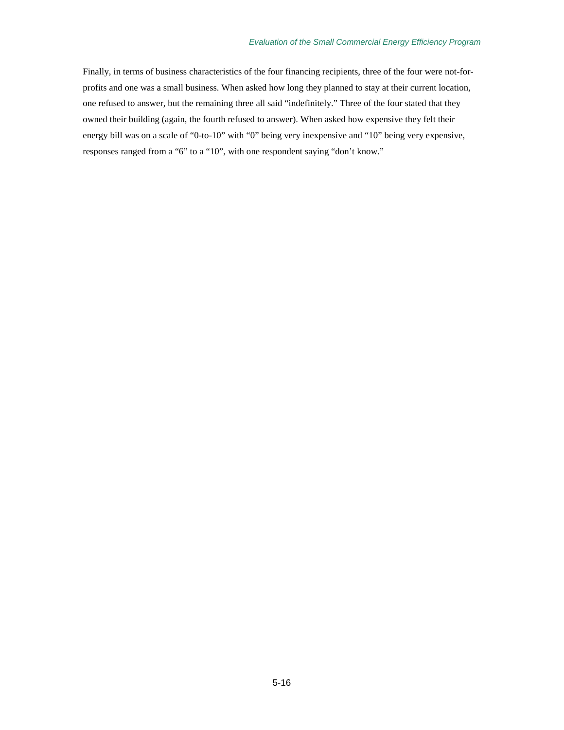Finally, in terms of business characteristics of the four financing recipients, three of the four were not-for-profits and one was a small business. When asked how long they planned to stay at their current location, one refused to answer, but the remaining three all said “indefinitely.” Three of the four stated that they owned their building (again, the fourth refused to answer). When asked how expensive they felt their energy bill was on a scale of “0-to-10” with “0” being very inexpensive and “10” being very expensive, responses ranged from a “6” to a “10”, with one respondent saying “don’t know.”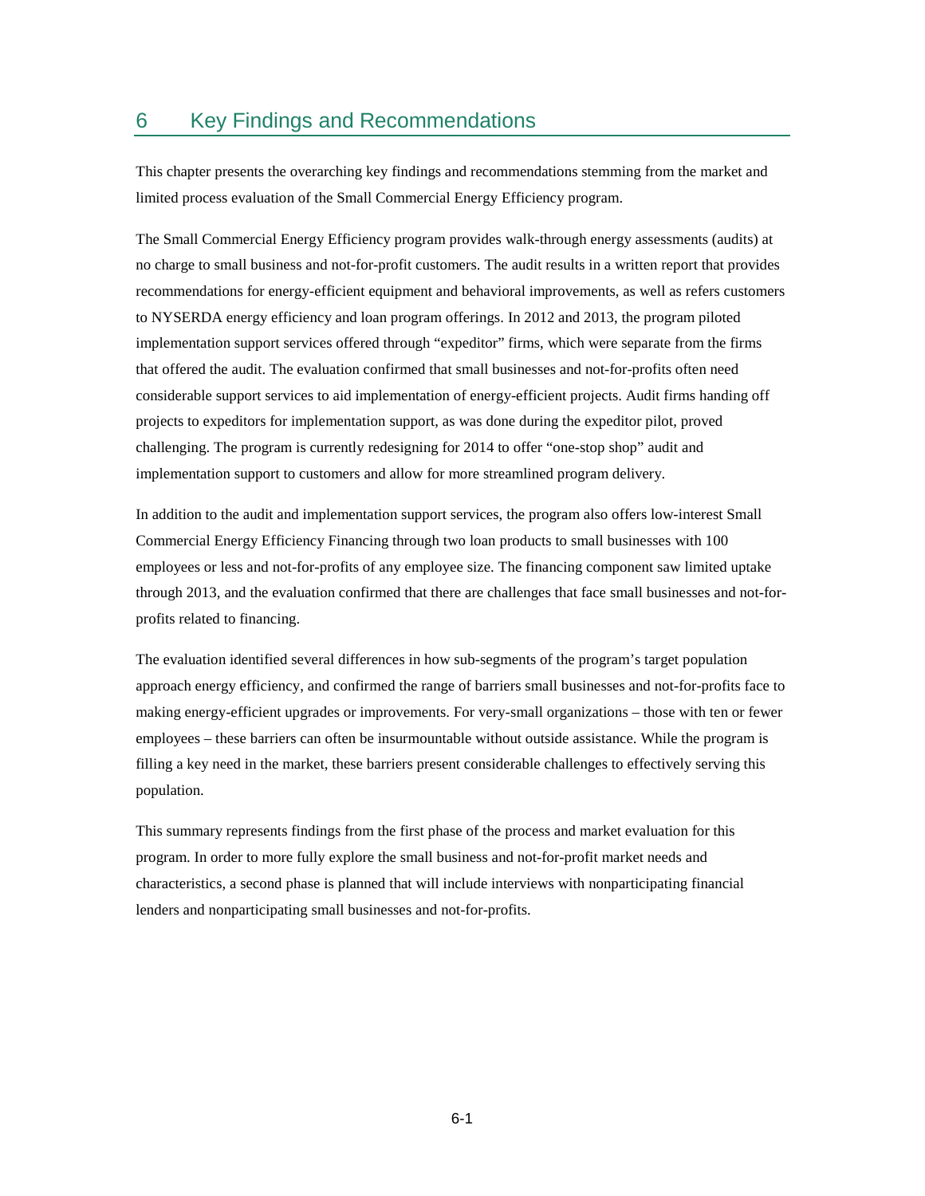# 6 Key Findings and Recommendations

This chapter presents the overarching key findings and recommendations stemming from the market and limited process evaluation of the Small Commercial Energy Efficiency program.

The Small Commercial Energy Efficiency program provides walk-through energy assessments (audits) at no charge to small business and not-for-profit customers. The audit results in a written report that provides recommendations for energy-efficient equipment and behavioral improvements, as well as refers customers to NYSERDA energy efficiency and loan program offerings. In 2012 and 2013, the program piloted implementation support services offered through "expeditor" firms, which were separate from the firms that offered the audit. The evaluation confirmed that small businesses and not-for-profits often need considerable support services to aid implementation of energy-efficient projects. Audit firms handing off projects to expeditors for implementation support, as was done during the expeditor pilot, proved challenging. The program is currently redesigning for 2014 to offer "one-stop shop" audit and implementation support to customers and allow for more streamlined program delivery.

In addition to the audit and implementation support services, the program also offers low-interest Small Commercial Energy Efficiency Financing through two loan products to small businesses with 100 employees or less and not-for-profits of any employee size. The financing component saw limited uptake through 2013, and the evaluation confirmed that there are challenges that face small businesses and not-for-profits related to financing.

The evaluation identified several differences in how sub-segments of the program's target population approach energy efficiency, and confirmed the range of barriers small businesses and not-for-profits face to making energy-efficient upgrades or improvements. For very-small organizations – those with ten or fewer employees – these barriers can often be insurmountable without outside assistance. While the program is filling a key need in the market, these barriers present considerable challenges to effectively serving this population.

This summary represents findings from the first phase of the process and market evaluation for this program. In order to more fully explore the small business and not-for-profit market needs and characteristics, a second phase is planned that will include interviews with nonparticipating financial lenders and nonparticipating small businesses and not-for-profits.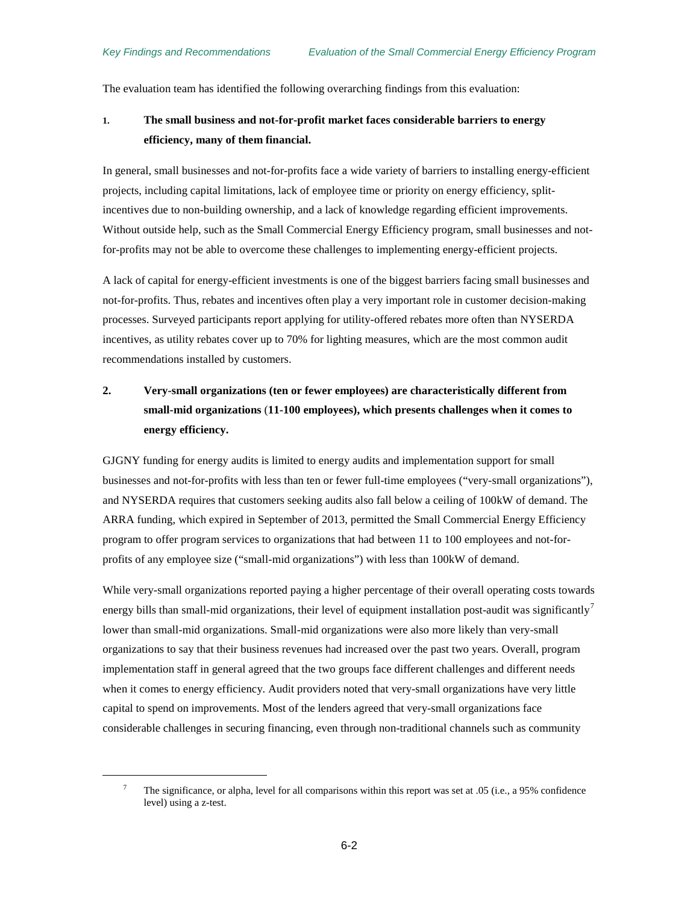The evaluation team has identified the following overarching findings from this evaluation:

1. **The small business and not-for-profit market faces considerable barriers to energy efficiency, many of them financial.**

In general, small businesses and not-for-profits face a wide variety of barriers to installing energy-efficient projects, including capital limitations, lack of employee time or priority on energy efficiency, split-incentives due to non-building ownership, and a lack of knowledge regarding efficient improvements. Without outside help, such as the Small Commercial Energy Efficiency program, small businesses and not-for-profits may not be able to overcome these challenges to implementing energy-efficient projects.

A lack of capital for energy-efficient investments is one of the biggest barriers facing small businesses and not-for-profits. Thus, rebates and incentives often play a very important role in customer decision-making processes. Surveyed participants report applying for utility-offered rebates more often than NYSERDA incentives, as utility rebates cover up to 70% for lighting measures, which are the most common audit recommendations installed by customers.

2. **Very-small organizations (ten or fewer employees) are characteristically different from small-mid organizations (11-100 employees), which presents challenges when it comes to energy efficiency.**

GJGNY funding for energy audits is limited to energy audits and implementation support for small businesses and not-for-profits with less than ten or fewer full-time employees ("very-small organizations"), and NYSERDA requires that customers seeking audits also fall below a ceiling of 100kW of demand. The ARRA funding, which expired in September of 2013, permitted the Small Commercial Energy Efficiency program to offer program services to organizations that had between 11 to 100 employees and not-for-profits of any employee size ("small-mid organizations") with less than 100kW of demand.

While very-small organizations reported paying a higher percentage of their overall operating costs towards energy bills than small-mid organizations, their level of equipment installation post-audit was significantly[7] lower than small-mid organizations. Small-mid organizations were also more likely than very-small organizations to say that their business revenues had increased over the past two years. Overall, program implementation staff in general agreed that the two groups face different challenges and different needs when it comes to energy efficiency. Audit providers noted that very-small organizations have very little capital to spend on improvements. Most of the lenders agreed that very-small organizations face considerable challenges in securing financing, even through non-traditional channels such as community

[7] The significance, or alpha, level for all comparisons within this report was set at .05 (i.e., a 95% confidence level) using a z-test.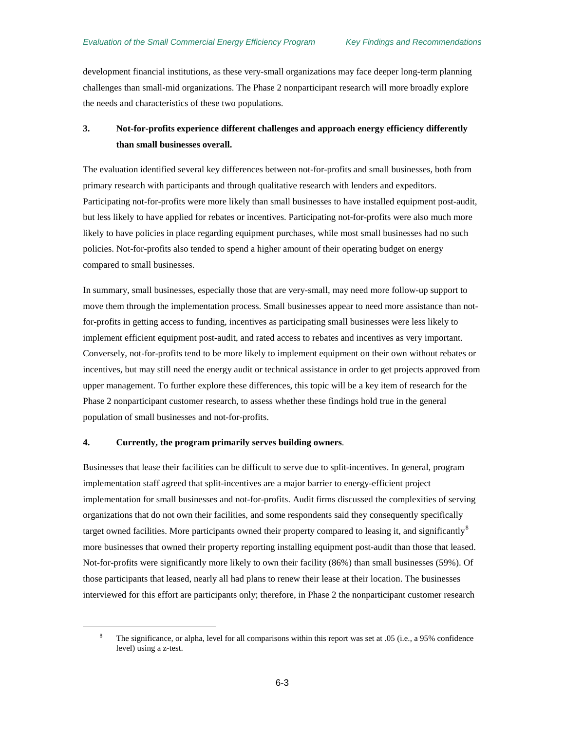development financial institutions, as these very-small organizations may face deeper long-term planning challenges than small-mid organizations. The Phase 2 nonparticipant research will more broadly explore the needs and characteristics of these two populations.

**3. Not-for-profits experience different challenges and approach energy efficiency differently than small businesses overall.**

The evaluation identified several key differences between not-for-profits and small businesses, both from primary research with participants and through qualitative research with lenders and expeditors. Participating not-for-profits were more likely than small businesses to have installed equipment post-audit, but less likely to have applied for rebates or incentives. Participating not-for-profits were also much more likely to have policies in place regarding equipment purchases, while most small businesses had no such policies. Not-for-profits also tended to spend a higher amount of their operating budget on energy compared to small businesses.

In summary, small businesses, especially those that are very-small, may need more follow-up support to move them through the implementation process. Small businesses appear to need more assistance than not-for-profits in getting access to funding, incentives as participating small businesses were less likely to implement efficient equipment post-audit, and rated access to rebates and incentives as very important. Conversely, not-for-profits tend to be more likely to implement equipment on their own without rebates or incentives, but may still need the energy audit or technical assistance in order to get projects approved from upper management. To further explore these differences, this topic will be a key item of research for the Phase 2 nonparticipant customer research, to assess whether these findings hold true in the general population of small businesses and not-for-profits.

**4. Currently, the program primarily serves building owners.**

Businesses that lease their facilities can be difficult to serve due to split-incentives. In general, program implementation staff agreed that split-incentives are a major barrier to energy-efficient project implementation for small businesses and not-for-profits. Audit firms discussed the complexities of serving organizations that do not own their facilities, and some respondents said they consequently specifically target owned facilities. More participants owned their property compared to leasing it, and significantly[8] more businesses that owned their property reporting installing equipment post-audit than those that leased. Not-for-profits were significantly more likely to own their facility (86%) than small businesses (59%). Of those participants that leased, nearly all had plans to renew their lease at their location. The businesses interviewed for this effort are participants only; therefore, in Phase 2 the nonparticipant customer research

[8] The significance, or alpha, level for all comparisons within this report was set at .05 (i.e., a 95% confidence level) using a z-test.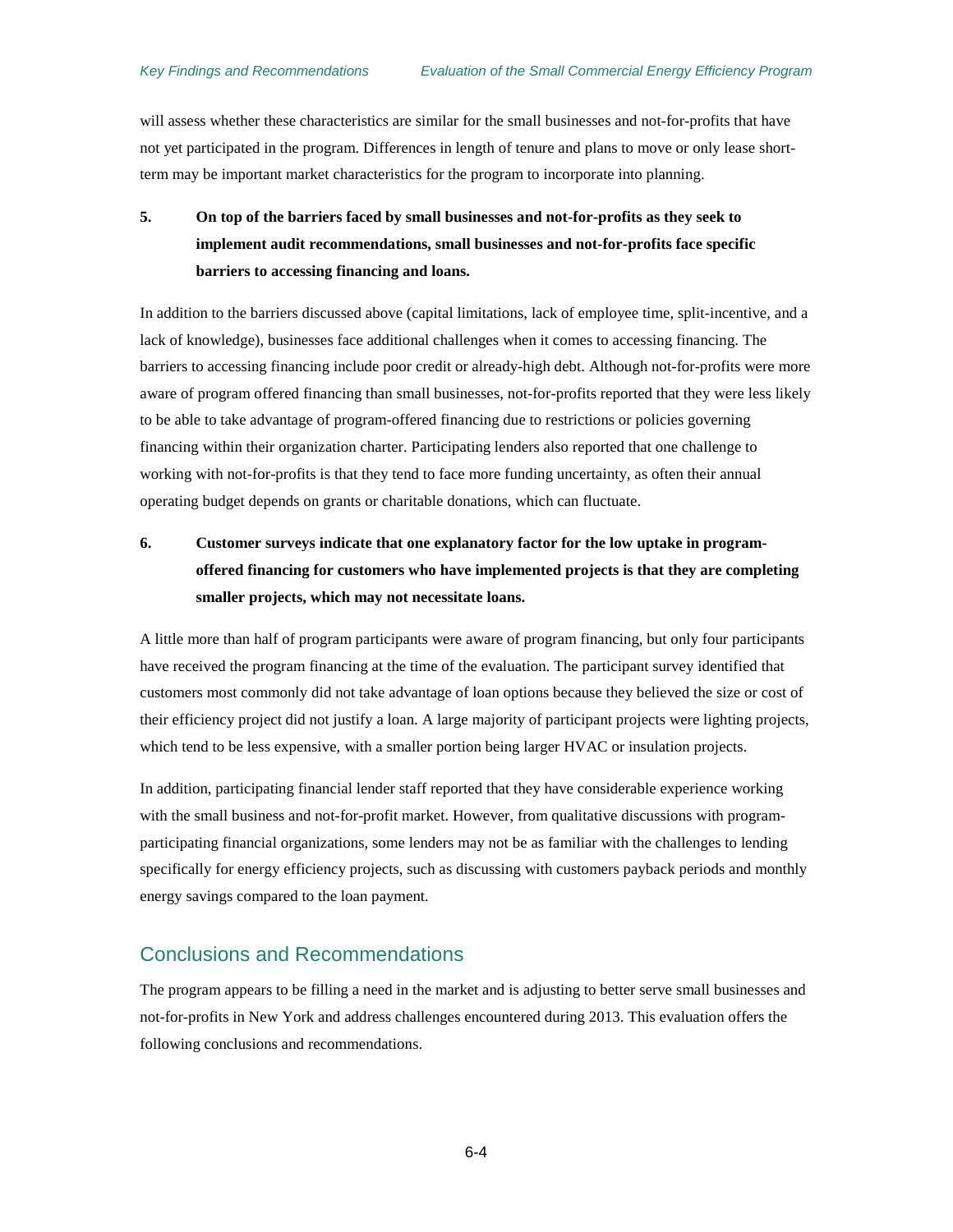will assess whether these characteristics are similar for the small businesses and not-for-profits that have not yet participated in the program. Differences in length of tenure and plans to move or only lease short-term may be important market characteristics for the program to incorporate into planning.

**5. On top of the barriers faced by small businesses and not-for-profits as they seek to implement audit recommendations, small businesses and not-for-profits face specific barriers to accessing financing and loans.**

In addition to the barriers discussed above (capital limitations, lack of employee time, split-incentive, and a lack of knowledge), businesses face additional challenges when it comes to accessing financing. The barriers to accessing financing include poor credit or already-high debt. Although not-for-profits were more aware of program offered financing than small businesses, not-for-profits reported that they were less likely to be able to take advantage of program-offered financing due to restrictions or policies governing financing within their organization charter. Participating lenders also reported that one challenge to working with not-for-profits is that they tend to face more funding uncertainty, as often their annual operating budget depends on grants or charitable donations, which can fluctuate.

**6. Customer surveys indicate that one explanatory factor for the low uptake in program-offered financing for customers who have implemented projects is that they are completing smaller projects, which may not necessitate loans.**

A little more than half of program participants were aware of program financing, but only four participants have received the program financing at the time of the evaluation. The participant survey identified that customers most commonly did not take advantage of loan options because they believed the size or cost of their efficiency project did not justify a loan. A large majority of participant projects were lighting projects, which tend to be less expensive, with a smaller portion being larger HVAC or insulation projects.

In addition, participating financial lender staff reported that they have considerable experience working with the small business and not-for-profit market. However, from qualitative discussions with program-participating financial organizations, some lenders may not be as familiar with the challenges to lending specifically for energy efficiency projects, such as discussing with customers payback periods and monthly energy savings compared to the loan payment.

## Conclusions and Recommendations

The program appears to be filling a need in the market and is adjusting to better serve small businesses and not-for-profits in New York and address challenges encountered during 2013. This evaluation offers the following conclusions and recommendations.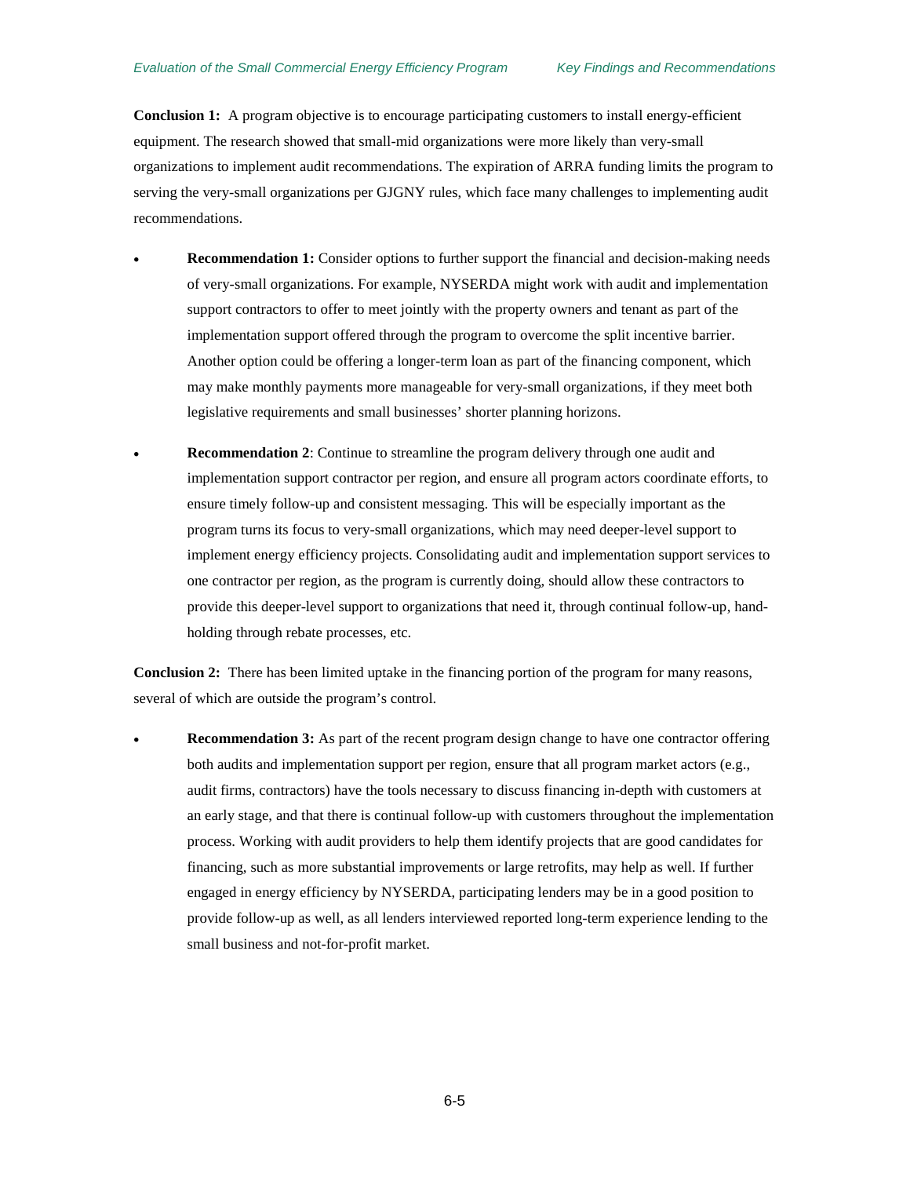**Conclusion 1:** A program objective is to encourage participating customers to install energy-efficient equipment. The research showed that small-mid organizations were more likely than very-small organizations to implement audit recommendations. The expiration of ARRA funding limits the program to serving the very-small organizations per GJGNY rules, which face many challenges to implementing audit recommendations.

- **Recommendation 1:** Consider options to further support the financial and decision-making needs of very-small organizations. For example, NYSERDA might work with audit and implementation support contractors to offer to meet jointly with the property owners and tenant as part of the implementation support offered through the program to overcome the split incentive barrier. Another option could be offering a longer-term loan as part of the financing component, which may make monthly payments more manageable for very-small organizations, if they meet both legislative requirements and small businesses' shorter planning horizons.

- **Recommendation 2**: Continue to streamline the program delivery through one audit and implementation support contractor per region, and ensure all program actors coordinate efforts, to ensure timely follow-up and consistent messaging. This will be especially important as the program turns its focus to very-small organizations, which may need deeper-level support to implement energy efficiency projects. Consolidating audit and implementation support services to one contractor per region, as the program is currently doing, should allow these contractors to provide this deeper-level support to organizations that need it, through continual follow-up, hand-holding through rebate processes, etc.

**Conclusion 2:** There has been limited uptake in the financing portion of the program for many reasons, several of which are outside the program's control.

- **Recommendation 3:** As part of the recent program design change to have one contractor offering both audits and implementation support per region, ensure that all program market actors (e.g., audit firms, contractors) have the tools necessary to discuss financing in-depth with customers at an early stage, and that there is continual follow-up with customers throughout the implementation process. Working with audit providers to help them identify projects that are good candidates for financing, such as more substantial improvements or large retrofits, may help as well. If further engaged in energy efficiency by NYSERDA, participating lenders may be in a good position to provide follow-up as well, as all lenders interviewed reported long-term experience lending to the small business and not-for-profit market.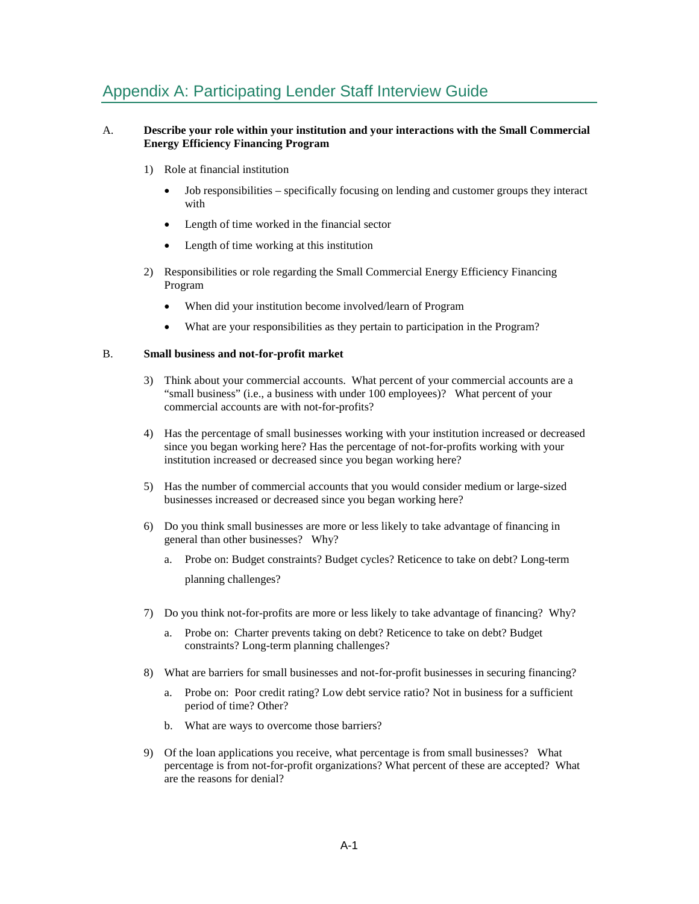# Appendix A: Participating Lender Staff Interview Guide

A. **Describe your role within your institution and your interactions with the Small Commercial Energy Efficiency Financing Program**

1) Role at financial institution
   - Job responsibilities – specifically focusing on lending and customer groups they interact with
   - Length of time worked in the financial sector
   - Length of time working at this institution

2) Responsibilities or role regarding the Small Commercial Energy Efficiency Financing Program
   - When did your institution become involved/learn of Program
   - What are your responsibilities as they pertain to participation in the Program?

B. **Small business and not-for-profit market**

3) Think about your commercial accounts. What percent of your commercial accounts are a "small business" (i.e., a business with under 100 employees)? What percent of your commercial accounts are with not-for-profits?

4) Has the percentage of small businesses working with your institution increased or decreased since you began working here? Has the percentage of not-for-profits working with your institution increased or decreased since you began working here?

5) Has the number of commercial accounts that you would consider medium or large-sized businesses increased or decreased since you began working here?

6) Do you think small businesses are more or less likely to take advantage of financing in general than other businesses? Why?
   a. Probe on: Budget constraints? Budget cycles? Reticence to take on debt? Long-term planning challenges?

7) Do you think not-for-profits are more or less likely to take advantage of financing? Why?
   a. Probe on: Charter prevents taking on debt? Reticence to take on debt? Budget constraints? Long-term planning challenges?

8) What are barriers for small businesses and not-for-profit businesses in securing financing?
   a. Probe on: Poor credit rating? Low debt service ratio? Not in business for a sufficient period of time? Other?
   b. What are ways to overcome those barriers?

9) Of the loan applications you receive, what percentage is from small businesses? What percentage is from not-for-profit organizations? What percent of these are accepted? What are the reasons for denial?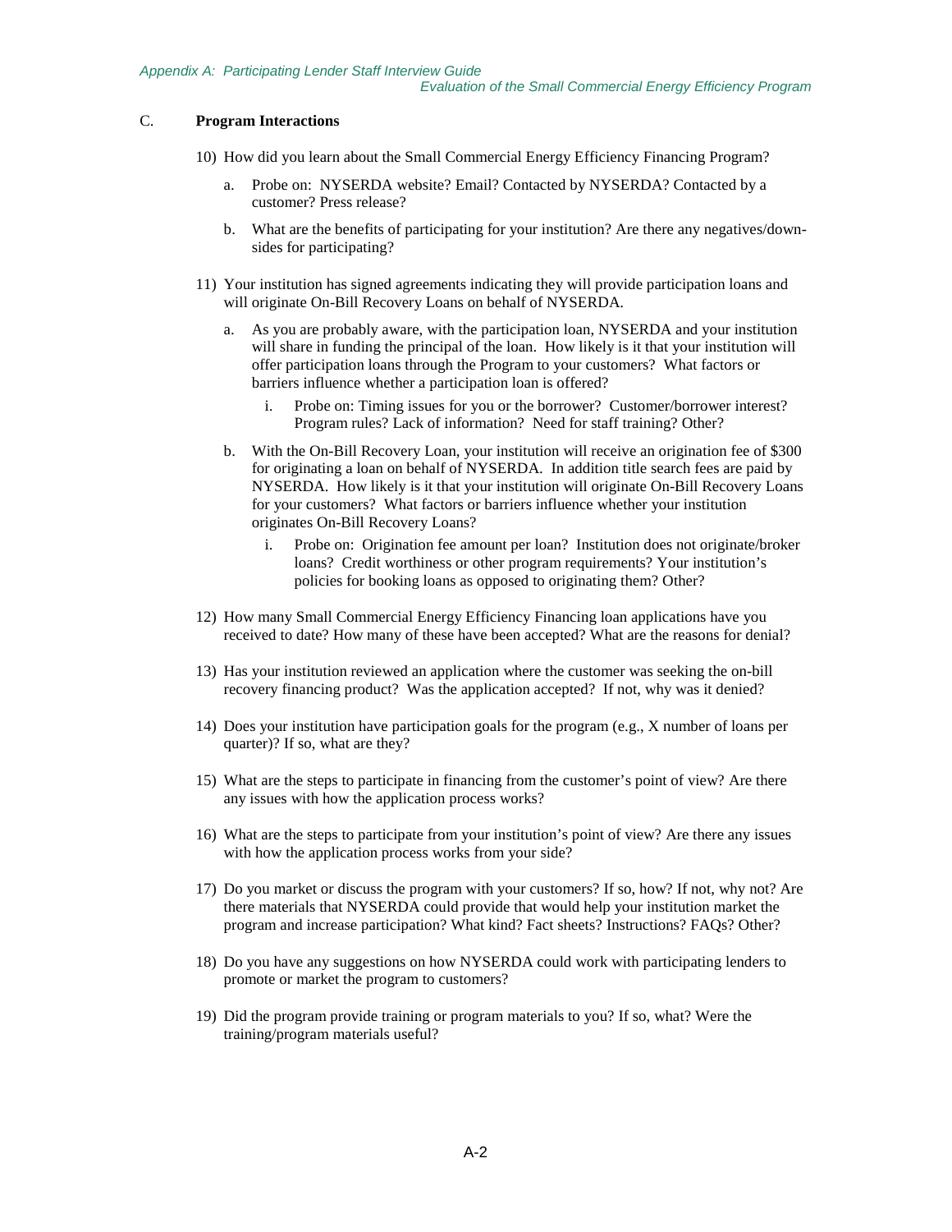## C. Program Interactions

10) How did you learn about the Small Commercial Energy Efficiency Financing Program?

    a. Probe on: NYSERDA website? Email? Contacted by NYSERDA? Contacted by a customer? Press release?

    b. What are the benefits of participating for your institution? Are there any negatives/down-sides for participating?

11) Your institution has signed agreements indicating they will provide participation loans and will originate On-Bill Recovery Loans on behalf of NYSERDA.

    a. As you are probably aware, with the participation loan, NYSERDA and your institution will share in funding the principal of the loan. How likely is it that your institution will offer participation loans through the Program to your customers? What factors or barriers influence whether a participation loan is offered?

        i. Probe on: Timing issues for you or the borrower? Customer/borrower interest? Program rules? Lack of information? Need for staff training? Other?

    b. With the On-Bill Recovery Loan, your institution will receive an origination fee of $300 for originating a loan on behalf of NYSERDA. In addition title search fees are paid by NYSERDA. How likely is it that your institution will originate On-Bill Recovery Loans for your customers? What factors or barriers influence whether your institution originates On-Bill Recovery Loans?

        i. Probe on: Origination fee amount per loan? Institution does not originate/broker loans? Credit worthiness or other program requirements? Your institution's policies for booking loans as opposed to originating them? Other?

12) How many Small Commercial Energy Efficiency Financing loan applications have you received to date? How many of these have been accepted? What are the reasons for denial?

13) Has your institution reviewed an application where the customer was seeking the on-bill recovery financing product? Was the application accepted? If not, why was it denied?

14) Does your institution have participation goals for the program (e.g., X number of loans per quarter)? If so, what are they?

15) What are the steps to participate in financing from the customer's point of view? Are there any issues with how the application process works?

16) What are the steps to participate from your institution's point of view? Are there any issues with how the application process works from your side?

17) Do you market or discuss the program with your customers? If so, how? If not, why not? Are there materials that NYSERDA could provide that would help your institution market the program and increase participation? What kind? Fact sheets? Instructions? FAQs? Other?

18) Do you have any suggestions on how NYSERDA could work with participating lenders to promote or market the program to customers?

19) Did the program provide training or program materials to you? If so, what? Were the training/program materials useful?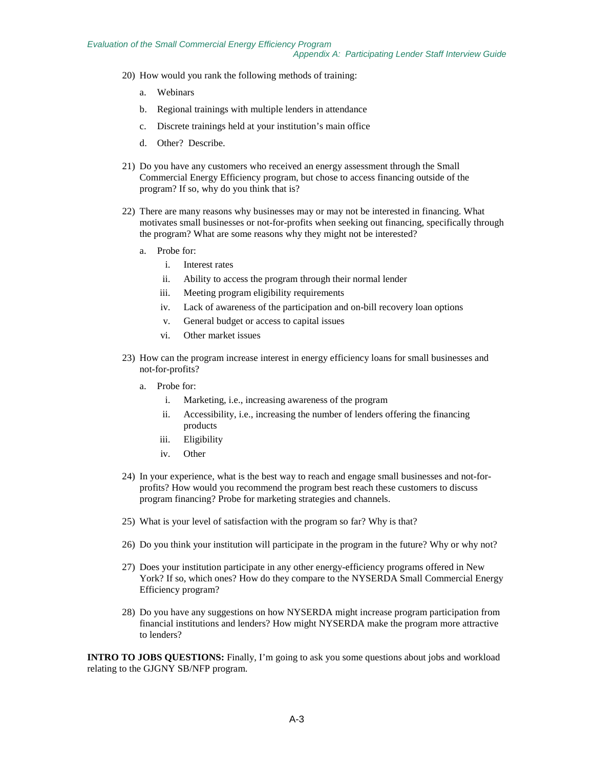20) How would you rank the following methods of training:

    a. Webinars

    b. Regional trainings with multiple lenders in attendance

    c. Discrete trainings held at your institution's main office

    d. Other? Describe.

21) Do you have any customers who received an energy assessment through the Small Commercial Energy Efficiency program, but chose to access financing outside of the program? If so, why do you think that is?

22) There are many reasons why businesses may or may not be interested in financing. What motivates small businesses or not-for-profits when seeking out financing, specifically through the program? What are some reasons why they might not be interested?

    a. Probe for:

        i. Interest rates
        ii. Ability to access the program through their normal lender
        iii. Meeting program eligibility requirements
        iv. Lack of awareness of the participation and on-bill recovery loan options
        v. General budget or access to capital issues
        vi. Other market issues

23) How can the program increase interest in energy efficiency loans for small businesses and not-for-profits?

    a. Probe for:

        i. Marketing, i.e., increasing awareness of the program
        ii. Accessibility, i.e., increasing the number of lenders offering the financing products
        iii. Eligibility
        iv. Other

24) In your experience, what is the best way to reach and engage small businesses and not-for-profits? How would you recommend the program best reach these customers to discuss program financing? Probe for marketing strategies and channels.

25) What is your level of satisfaction with the program so far? Why is that?

26) Do you think your institution will participate in the program in the future? Why or why not?

27) Does your institution participate in any other energy-efficiency programs offered in New York? If so, which ones? How do they compare to the NYSERDA Small Commercial Energy Efficiency program?

28) Do you have any suggestions on how NYSERDA might increase program participation from financial institutions and lenders? How might NYSERDA make the program more attractive to lenders?

**INTRO TO JOBS QUESTIONS:** Finally, I'm going to ask you some questions about jobs and workload relating to the GJGNY SB/NFP program.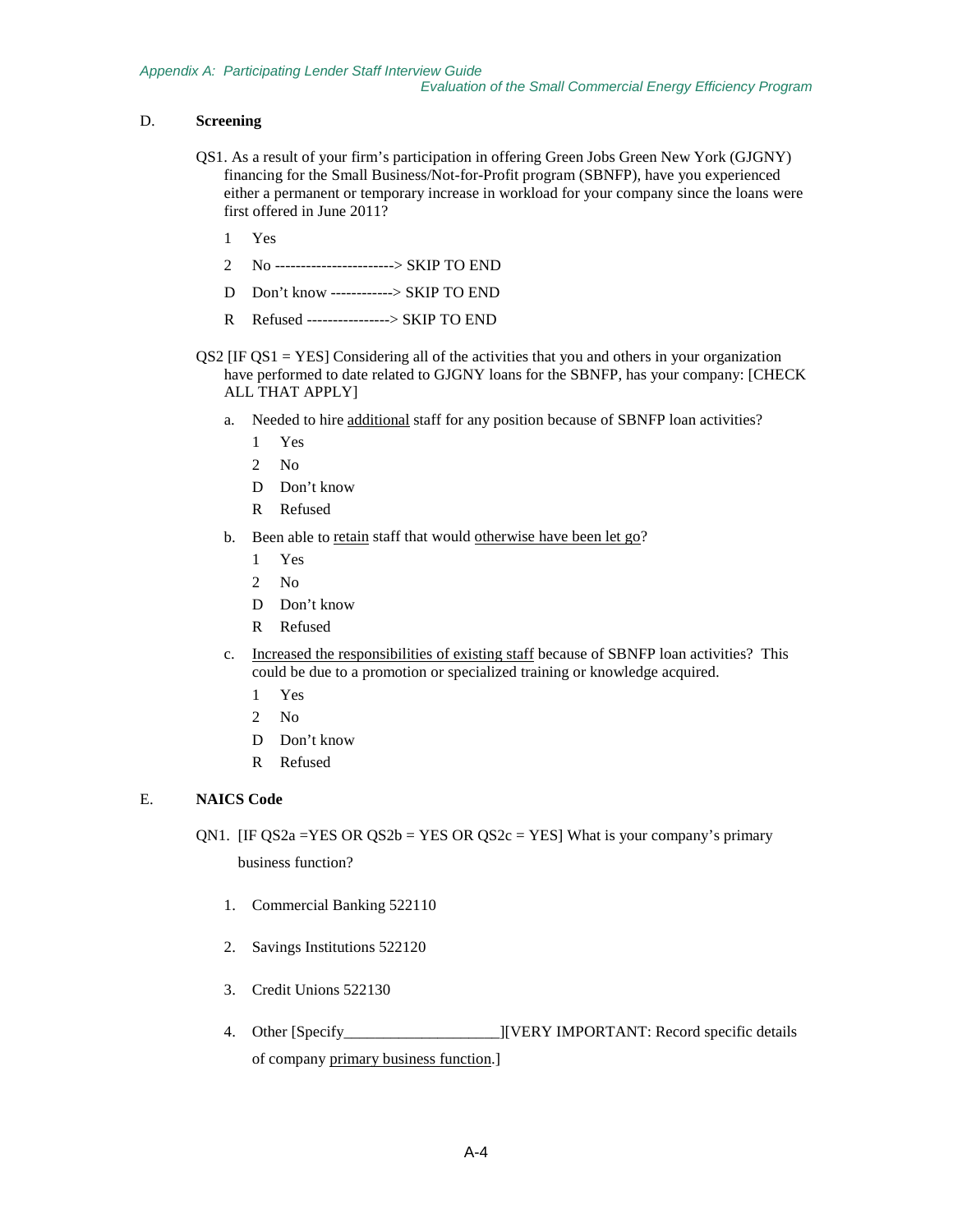## D. Screening

QS1. As a result of your firm's participation in offering Green Jobs Green New York (GJGNY) financing for the Small Business/Not-for-Profit program (SBNFP), have you experienced either a permanent or temporary increase in workload for your company since the loans were first offered in June 2011?

1 Yes

2 No -----------------------> SKIP TO END

D Don't know ------------> SKIP TO END

R Refused ----------------> SKIP TO END

QS2 [IF QS1 = YES] Considering all of the activities that you and others in your organization have performed to date related to GJGNY loans for the SBNFP, has your company: [CHECK ALL THAT APPLY]

a. Needed to hire additional staff for any position because of SBNFP loan activities?

   1 Yes

   2 No

   D Don't know

   R Refused

b. Been able to retain staff that would otherwise have been let go?

   1 Yes

   2 No

   D Don't know

   R Refused

c. Increased the responsibilities of existing staff because of SBNFP loan activities? This could be due to a promotion or specialized training or knowledge acquired.

   1 Yes

   2 No

   D Don't know

   R Refused

## E. NAICS Code

QN1. [IF QS2a =YES OR QS2b = YES OR QS2c = YES] What is your company's primary business function?

1. Commercial Banking 522110
2. Savings Institutions 522120
3. Credit Unions 522130
4. Other [Specify____________________][VERY IMPORTANT: Record specific details of company primary business function.]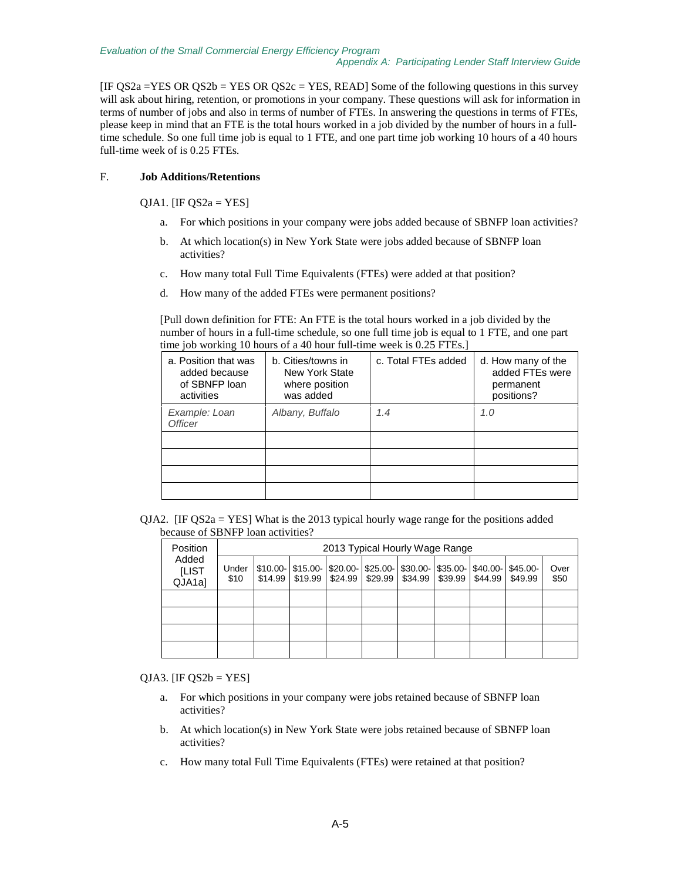[IF QS2a =YES OR QS2b = YES OR QS2c = YES, READ] Some of the following questions in this survey will ask about hiring, retention, or promotions in your company. These questions will ask for information in terms of number of jobs and also in terms of number of FTEs. In answering the questions in terms of FTEs, please keep in mind that an FTE is the total hours worked in a job divided by the number of hours in a full-time schedule. So one full time job is equal to 1 FTE, and one part time job working 10 hours of a 40 hours full-time week of is 0.25 FTEs.

## F. Job Additions/Retentions

QJA1. [IF QS2a = YES]

a. For which positions in your company were jobs added because of SBNFP loan activities?

b. At which location(s) in New York State were jobs added because of SBNFP loan activities?

c. How many total Full Time Equivalents (FTEs) were added at that position?

d. How many of the added FTEs were permanent positions?

[Pull down definition for FTE: An FTE is the total hours worked in a job divided by the number of hours in a full-time schedule, so one full time job is equal to 1 FTE, and one part time job working 10 hours of a 40 hour full-time week is 0.25 FTEs.]

| a. Position that was added because of SBNFP loan activities | b. Cities/towns in New York State where position was added | c. Total FTEs added | d. How many of the added FTEs were permanent positions? |
|---|---|---|---|
| *Example: Loan Officer* | *Albany, Buffalo* | *1.4* | *1.0* |
| | | | |
| | | | |
| | | | |
| | | | |

QJA2. [IF QS2a = YES] What is the 2013 typical hourly wage range for the positions added because of SBNFP loan activities?

| Position Added [LIST QJA1a] | 2013 Typical Hourly Wage Range | | | | | | | | | |
|---|---|---|---|---|---|---|---|---|---|---|
| | Under $10 | $10.00-$14.99 | $15.00-$19.99 | $20.00-$24.99 | $25.00-$29.99 | $30.00-$34.99 | $35.00-$39.99 | $40.00-$44.99 | $45.00-$49.99 | Over $50 |
| | | | | | | | | | | |
| | | | | | | | | | | |
| | | | | | | | | | | |
| | | | | | | | | | | |

QJA3. [IF QS2b = YES]

a. For which positions in your company were jobs retained because of SBNFP loan activities?

b. At which location(s) in New York State were jobs retained because of SBNFP loan activities?

c. How many total Full Time Equivalents (FTEs) were retained at that position?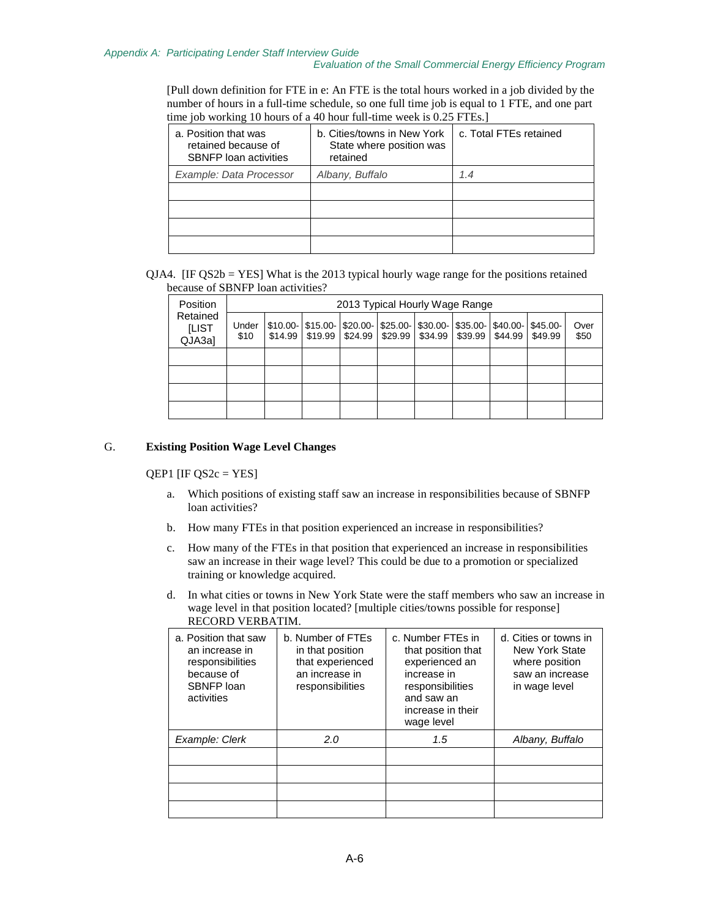[Pull down definition for FTE in e: An FTE is the total hours worked in a job divided by the number of hours in a full-time schedule, so one full time job is equal to 1 FTE, and one part time job working 10 hours of a 40 hour full-time week is 0.25 FTEs.]

| a. Position that was retained because of SBNFP loan activities | b. Cities/towns in New York State where position was retained | c. Total FTEs retained |
|---|---|---|
| *Example: Data Processor* | *Albany, Buffalo* | *1.4* |
| | | |
| | | |
| | | |
| | | |

QJA4. [IF QS2b = YES] What is the 2013 typical hourly wage range for the positions retained because of SBNFP loan activities?

| Position Retained [LIST QJA3a] | 2013 Typical Hourly Wage Range | | | | | | | | | |
|---|---|---|---|---|---|---|---|---|---|---|
| | Under $10 | $10.00-$14.99 | $15.00-$19.99 | $20.00-$24.99 | $25.00-$29.99 | $30.00-$34.99 | $35.00-$39.99 | $40.00-$44.99 | $45.00-$49.99 | Over $50 |
| | | | | | | | | | | |
| | | | | | | | | | | |
| | | | | | | | | | | |
| | | | | | | | | | | |

## G. Existing Position Wage Level Changes

QEP1 [IF QS2c = YES]

a. Which positions of existing staff saw an increase in responsibilities because of SBNFP loan activities?

b. How many FTEs in that position experienced an increase in responsibilities?

c. How many of the FTEs in that position that experienced an increase in responsibilities saw an increase in their wage level? This could be due to a promotion or specialized training or knowledge acquired.

d. In what cities or towns in New York State were the staff members who saw an increase in wage level in that position located? [multiple cities/towns possible for response] RECORD VERBATIM.

| a. Position that saw an increase in responsibilities because of SBNFP loan activities | b. Number of FTEs in that position that experienced an increase in responsibilities | c. Number FTEs in that position that experienced an increase in responsibilities and saw an increase in their wage level | d. Cities or towns in New York State where position saw an increase in wage level |
|---|---|---|---|
| *Example: Clerk* | *2.0* | *1.5* | *Albany, Buffalo* |
| | | | |
| | | | |
| | | | |
| | | | |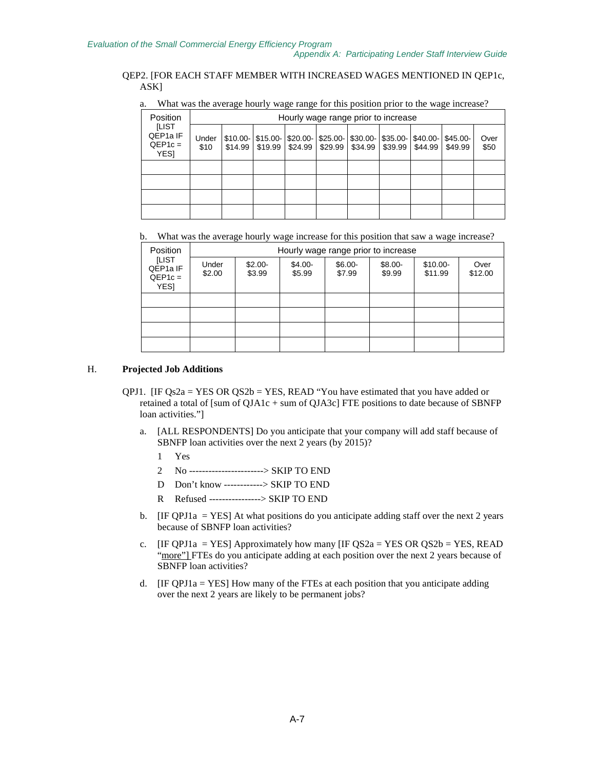QEP2. [FOR EACH STAFF MEMBER WITH INCREASED WAGES MENTIONED IN QEP1c, ASK]

a. What was the average hourly wage range for this position prior to the wage increase?

| Position [LIST QEP1a IF QEP1c = YES] | Hourly wage range prior to increase | | | | | | | | | |
|---|---|---|---|---|---|---|---|---|---|---|
| | Under $10 | $10.00-$14.99 | $15.00-$19.99 | $20.00-$24.99 | $25.00-$29.99 | $30.00-$34.99 | $35.00-$39.99 | $40.00-$44.99 | $45.00-$49.99 | Over $50 |
| | | | | | | | | | | |
| | | | | | | | | | | |
| | | | | | | | | | | |
| | | | | | | | | | | |

b. What was the average hourly wage increase for this position that saw a wage increase?

| Position [LIST QEP1a IF QEP1c = YES] | Hourly wage range prior to increase | | | | | | |
|---|---|---|---|---|---|---|---|
| | Under $2.00 | $2.00-$3.99 | $4.00-$5.99 | $6.00-$7.99 | $8.00-$9.99 | $10.00-$11.99 | Over $12.00 |
| | | | | | | | |
| | | | | | | | |
| | | | | | | | |
| | | | | | | | |

## H. Projected Job Additions

QPJ1. [IF Qs2a = YES OR QS2b = YES, READ "You have estimated that you have added or retained a total of [sum of QJA1c + sum of QJA3c] FTE positions to date because of SBNFP loan activities."]

a. [ALL RESPONDENTS] Do you anticipate that your company will add staff because of SBNFP loan activities over the next 2 years (by 2015)?

1 Yes

2 No -----------------------> SKIP TO END

D Don't know ------------> SKIP TO END

R Refused ----------------> SKIP TO END

b. [IF QPJ1a = YES] At what positions do you anticipate adding staff over the next 2 years because of SBNFP loan activities?

c. [IF QPJ1a = YES] Approximately how many [IF QS2a = YES OR QS2b = YES, READ "more"] FTEs do you anticipate adding at each position over the next 2 years because of SBNFP loan activities?

d. [IF QPJ1a = YES] How many of the FTEs at each position that you anticipate adding over the next 2 years are likely to be permanent jobs?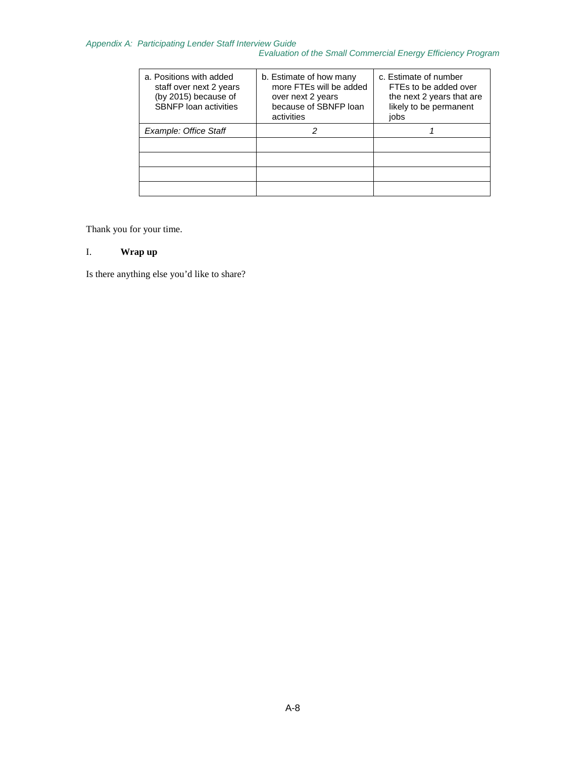| a. Positions with added staff over next 2 years (by 2015) because of SBNFP loan activities | b. Estimate of how many more FTEs will be added over next 2 years because of SBNFP loan activities | c. Estimate of number FTEs to be added over the next 2 years that are likely to be permanent jobs |
|---|---|---|
| *Example: Office Staff* | *2* | *1* |
| | | |
| | | |
| | | |
| | | |

Thank you for your time.

## I. Wrap up

Is there anything else you'd like to share?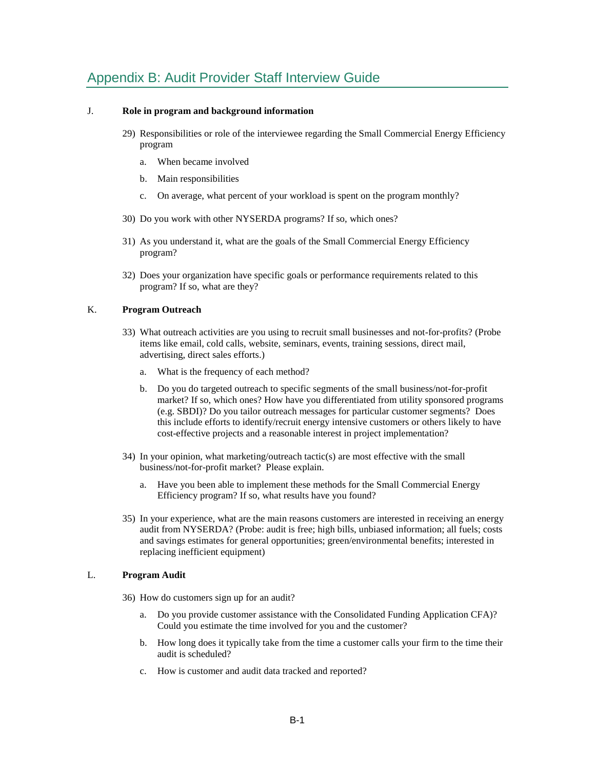# Appendix B: Audit Provider Staff Interview Guide

J. **Role in program and background information**

29) Responsibilities or role of the interviewee regarding the Small Commercial Energy Efficiency program

   a. When became involved

   b. Main responsibilities

   c. On average, what percent of your workload is spent on the program monthly?

30) Do you work with other NYSERDA programs? If so, which ones?

31) As you understand it, what are the goals of the Small Commercial Energy Efficiency program?

32) Does your organization have specific goals or performance requirements related to this program? If so, what are they?

K. **Program Outreach**

33) What outreach activities are you using to recruit small businesses and not-for-profits? (Probe items like email, cold calls, website, seminars, events, training sessions, direct mail, advertising, direct sales efforts.)

   a. What is the frequency of each method?

   b. Do you do targeted outreach to specific segments of the small business/not-for-profit market? If so, which ones? How have you differentiated from utility sponsored programs (e.g. SBDI)? Do you tailor outreach messages for particular customer segments? Does this include efforts to identify/recruit energy intensive customers or others likely to have cost-effective projects and a reasonable interest in project implementation?

34) In your opinion, what marketing/outreach tactic(s) are most effective with the small business/not-for-profit market? Please explain.

   a. Have you been able to implement these methods for the Small Commercial Energy Efficiency program? If so, what results have you found?

35) In your experience, what are the main reasons customers are interested in receiving an energy audit from NYSERDA? (Probe: audit is free; high bills, unbiased information; all fuels; costs and savings estimates for general opportunities; green/environmental benefits; interested in replacing inefficient equipment)

L. **Program Audit**

36) How do customers sign up for an audit?

   a. Do you provide customer assistance with the Consolidated Funding Application CFA)? Could you estimate the time involved for you and the customer?

   b. How long does it typically take from the time a customer calls your firm to the time their audit is scheduled?

   c. How is customer and audit data tracked and reported?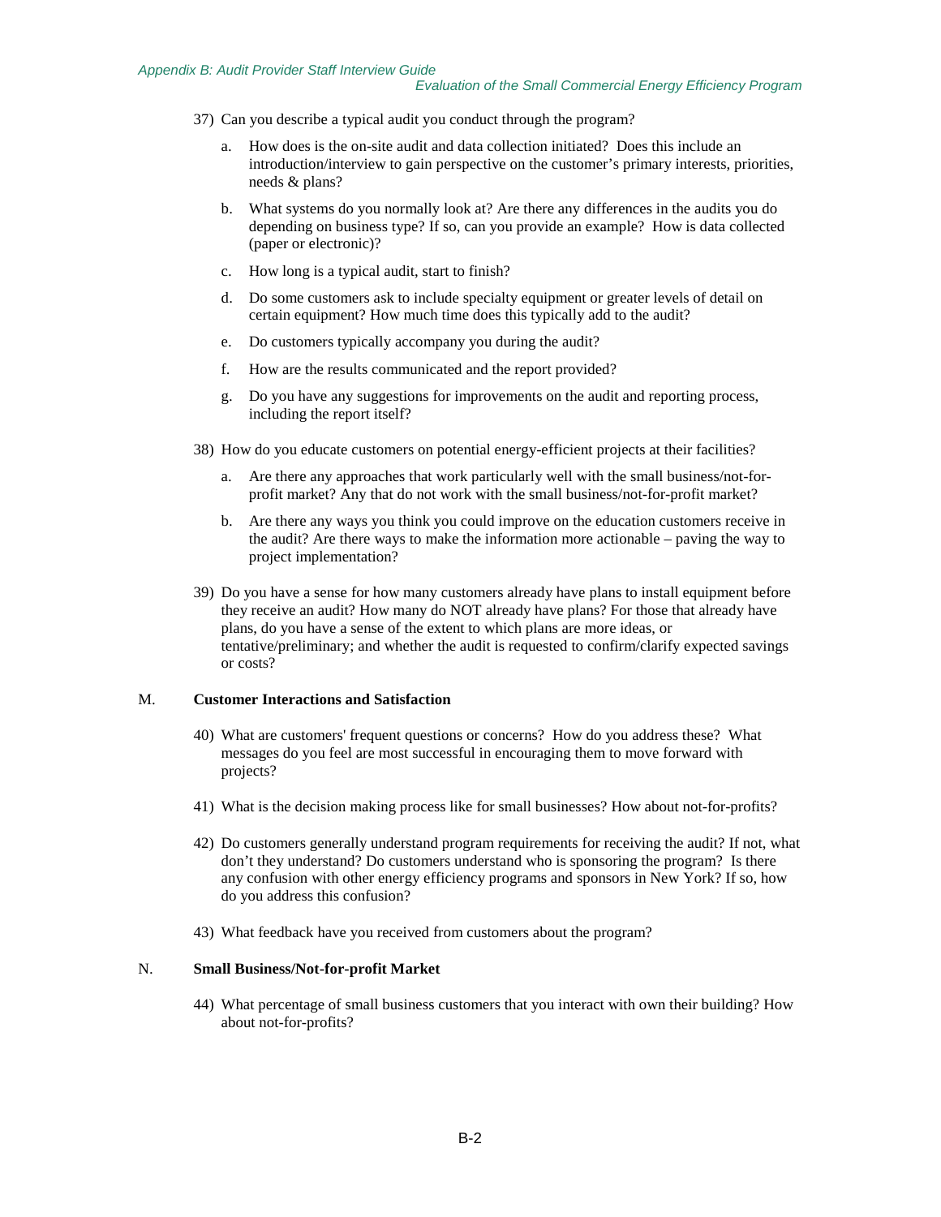37) Can you describe a typical audit you conduct through the program?

    a. How does is the on-site audit and data collection initiated? Does this include an introduction/interview to gain perspective on the customer's primary interests, priorities, needs & plans?

    b. What systems do you normally look at? Are there any differences in the audits you do depending on business type? If so, can you provide an example? How is data collected (paper or electronic)?

    c. How long is a typical audit, start to finish?

    d. Do some customers ask to include specialty equipment or greater levels of detail on certain equipment? How much time does this typically add to the audit?

    e. Do customers typically accompany you during the audit?

    f. How are the results communicated and the report provided?

    g. Do you have any suggestions for improvements on the audit and reporting process, including the report itself?

38) How do you educate customers on potential energy-efficient projects at their facilities?

    a. Are there any approaches that work particularly well with the small business/not-for-profit market? Any that do not work with the small business/not-for-profit market?

    b. Are there any ways you think you could improve on the education customers receive in the audit? Are there ways to make the information more actionable – paving the way to project implementation?

39) Do you have a sense for how many customers already have plans to install equipment before they receive an audit? How many do NOT already have plans? For those that already have plans, do you have a sense of the extent to which plans are more ideas, or tentative/preliminary; and whether the audit is requested to confirm/clarify expected savings or costs?

## M. Customer Interactions and Satisfaction

40) What are customers' frequent questions or concerns? How do you address these? What messages do you feel are most successful in encouraging them to move forward with projects?

41) What is the decision making process like for small businesses? How about not-for-profits?

42) Do customers generally understand program requirements for receiving the audit? If not, what don't they understand? Do customers understand who is sponsoring the program? Is there any confusion with other energy efficiency programs and sponsors in New York? If so, how do you address this confusion?

43) What feedback have you received from customers about the program?

## N. Small Business/Not-for-profit Market

44) What percentage of small business customers that you interact with own their building? How about not-for-profits?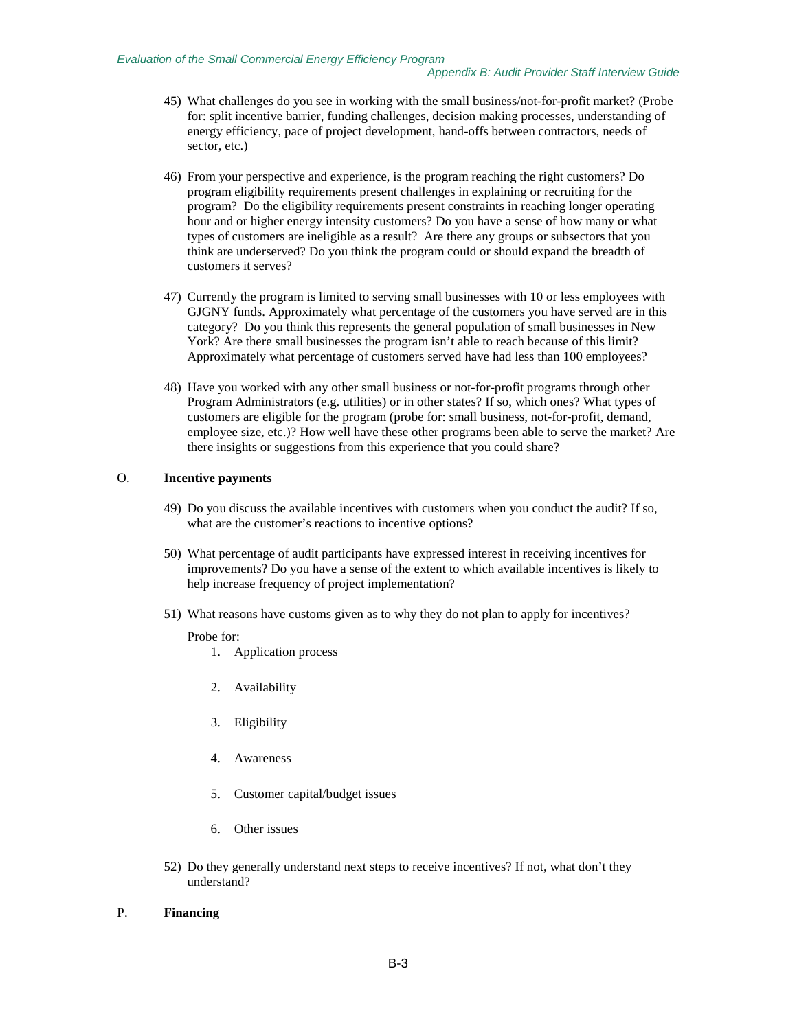45) What challenges do you see in working with the small business/not-for-profit market? (Probe for: split incentive barrier, funding challenges, decision making processes, understanding of energy efficiency, pace of project development, hand-offs between contractors, needs of sector, etc.)

46) From your perspective and experience, is the program reaching the right customers? Do program eligibility requirements present challenges in explaining or recruiting for the program? Do the eligibility requirements present constraints in reaching longer operating hour and or higher energy intensity customers? Do you have a sense of how many or what types of customers are ineligible as a result? Are there any groups or subsectors that you think are underserved? Do you think the program could or should expand the breadth of customers it serves?

47) Currently the program is limited to serving small businesses with 10 or less employees with GJGNY funds. Approximately what percentage of the customers you have served are in this category? Do you think this represents the general population of small businesses in New York? Are there small businesses the program isn't able to reach because of this limit? Approximately what percentage of customers served have had less than 100 employees?

48) Have you worked with any other small business or not-for-profit programs through other Program Administrators (e.g. utilities) or in other states? If so, which ones? What types of customers are eligible for the program (probe for: small business, not-for-profit, demand, employee size, etc.)? How well have these other programs been able to serve the market? Are there insights or suggestions from this experience that you could share?

## O. Incentive payments

49) Do you discuss the available incentives with customers when you conduct the audit? If so, what are the customer's reactions to incentive options?

50) What percentage of audit participants have expressed interest in receiving incentives for improvements? Do you have a sense of the extent to which available incentives is likely to help increase frequency of project implementation?

51) What reasons have customs given as to why they do not plan to apply for incentives?

    Probe for:

    1. Application process
    2. Availability
    3. Eligibility
    4. Awareness
    5. Customer capital/budget issues
    6. Other issues

52) Do they generally understand next steps to receive incentives? If not, what don't they understand?

## P. Financing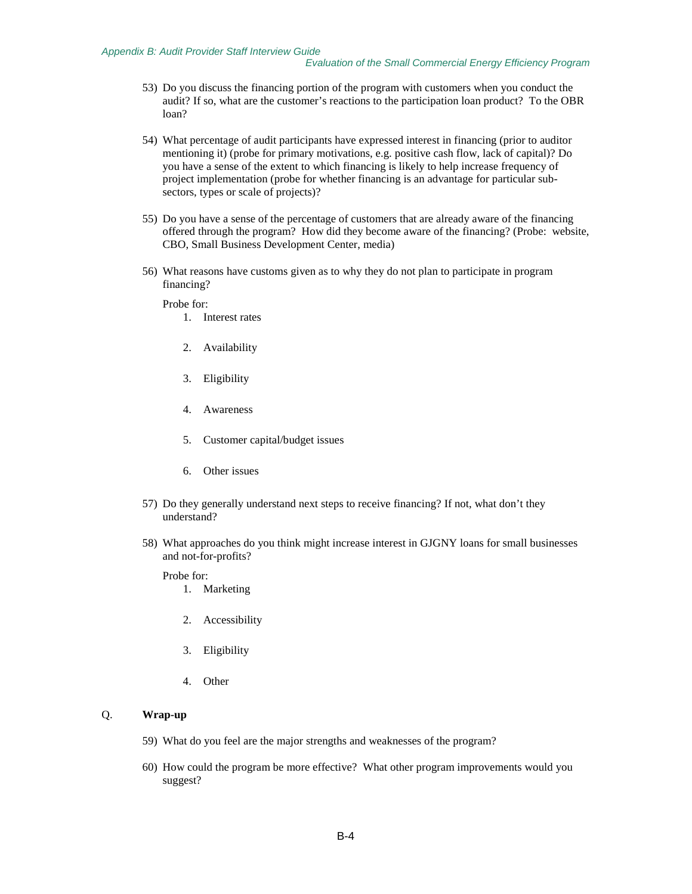53) Do you discuss the financing portion of the program with customers when you conduct the audit? If so, what are the customer's reactions to the participation loan product? To the OBR loan?

54) What percentage of audit participants have expressed interest in financing (prior to auditor mentioning it) (probe for primary motivations, e.g. positive cash flow, lack of capital)? Do you have a sense of the extent to which financing is likely to help increase frequency of project implementation (probe for whether financing is an advantage for particular sub-sectors, types or scale of projects)?

55) Do you have a sense of the percentage of customers that are already aware of the financing offered through the program? How did they become aware of the financing? (Probe: website, CBO, Small Business Development Center, media)

56) What reasons have customs given as to why they do not plan to participate in program financing?

    Probe for:

    1. Interest rates
    2. Availability
    3. Eligibility
    4. Awareness
    5. Customer capital/budget issues
    6. Other issues

57) Do they generally understand next steps to receive financing? If not, what don't they understand?

58) What approaches do you think might increase interest in GJGNY loans for small businesses and not-for-profits?

    Probe for:

    1. Marketing
    2. Accessibility
    3. Eligibility
    4. Other

## Q. Wrap-up

59) What do you feel are the major strengths and weaknesses of the program?

60) How could the program be more effective? What other program improvements would you suggest?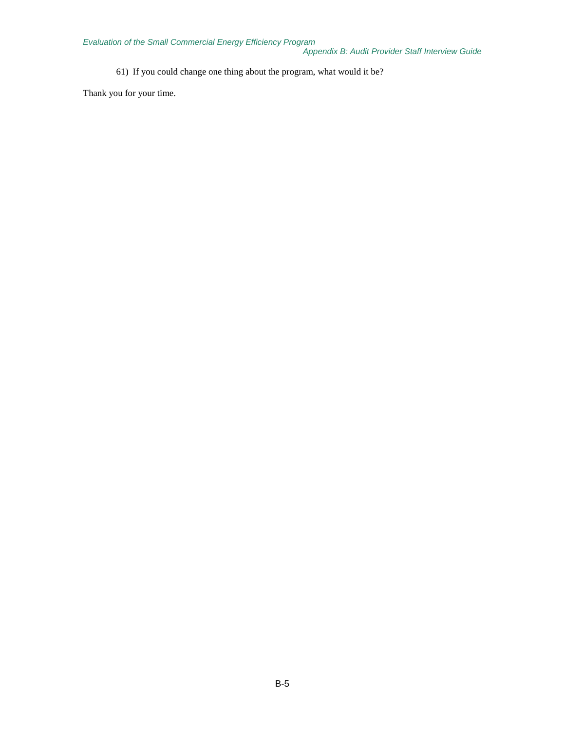61) If you could change one thing about the program, what would it be?

Thank you for your time.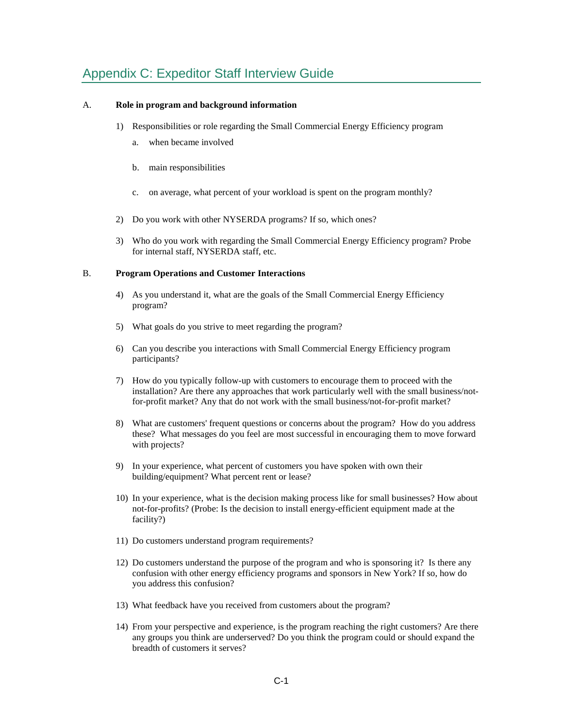# Appendix C: Expeditor Staff Interview Guide

A. **Role in program and background information**

1) Responsibilities or role regarding the Small Commercial Energy Efficiency program
   a. when became involved
   b. main responsibilities
   c. on average, what percent of your workload is spent on the program monthly?
2) Do you work with other NYSERDA programs? If so, which ones?
3) Who do you work with regarding the Small Commercial Energy Efficiency program? Probe for internal staff, NYSERDA staff, etc.

B. **Program Operations and Customer Interactions**

4) As you understand it, what are the goals of the Small Commercial Energy Efficiency program?
5) What goals do you strive to meet regarding the program?
6) Can you describe you interactions with Small Commercial Energy Efficiency program participants?
7) How do you typically follow-up with customers to encourage them to proceed with the installation? Are there any approaches that work particularly well with the small business/not-for-profit market? Any that do not work with the small business/not-for-profit market?
8) What are customers' frequent questions or concerns about the program? How do you address these? What messages do you feel are most successful in encouraging them to move forward with projects?
9) In your experience, what percent of customers you have spoken with own their building/equipment? What percent rent or lease?
10) In your experience, what is the decision making process like for small businesses? How about not-for-profits? (Probe: Is the decision to install energy-efficient equipment made at the facility?)
11) Do customers understand program requirements?
12) Do customers understand the purpose of the program and who is sponsoring it? Is there any confusion with other energy efficiency programs and sponsors in New York? If so, how do you address this confusion?
13) What feedback have you received from customers about the program?
14) From your perspective and experience, is the program reaching the right customers? Are there any groups you think are underserved? Do you think the program could or should expand the breadth of customers it serves?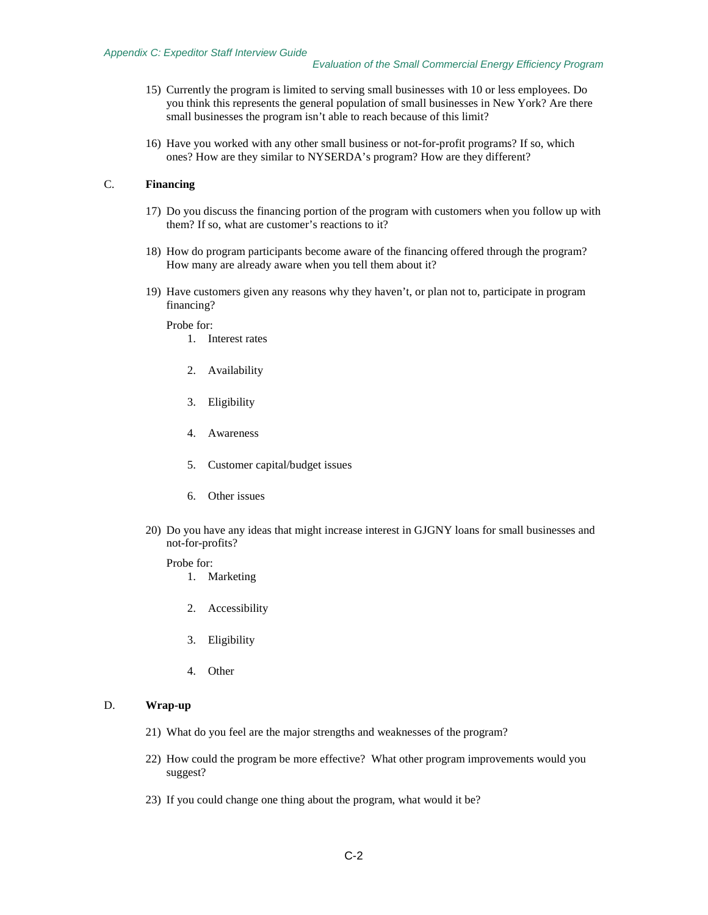15) Currently the program is limited to serving small businesses with 10 or less employees. Do you think this represents the general population of small businesses in New York? Are there small businesses the program isn't able to reach because of this limit?

16) Have you worked with any other small business or not-for-profit programs? If so, which ones? How are they similar to NYSERDA's program? How are they different?

## C. Financing

17) Do you discuss the financing portion of the program with customers when you follow up with them? If so, what are customer's reactions to it?

18) How do program participants become aware of the financing offered through the program? How many are already aware when you tell them about it?

19) Have customers given any reasons why they haven't, or plan not to, participate in program financing?

    Probe for:

    1. Interest rates
    2. Availability
    3. Eligibility
    4. Awareness
    5. Customer capital/budget issues
    6. Other issues

20) Do you have any ideas that might increase interest in GJGNY loans for small businesses and not-for-profits?

    Probe for:

    1. Marketing
    2. Accessibility
    3. Eligibility
    4. Other

## D. Wrap-up

21) What do you feel are the major strengths and weaknesses of the program?

22) How could the program be more effective? What other program improvements would you suggest?

23) If you could change one thing about the program, what would it be?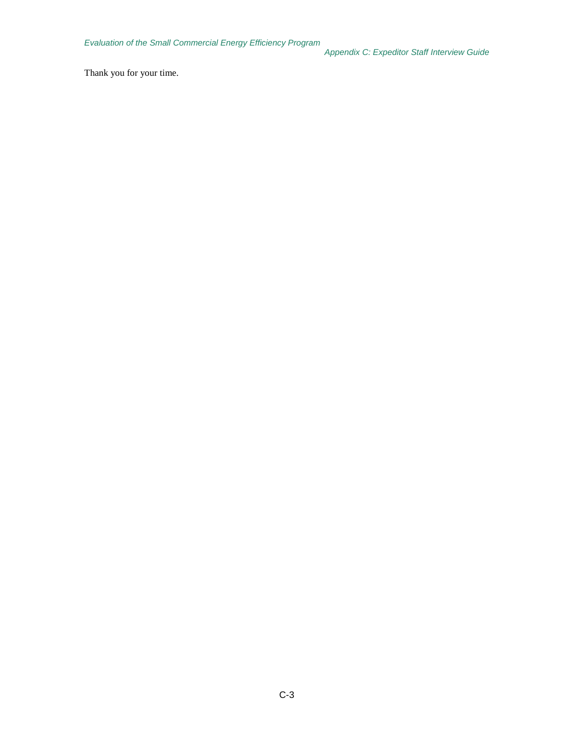Thank you for your time.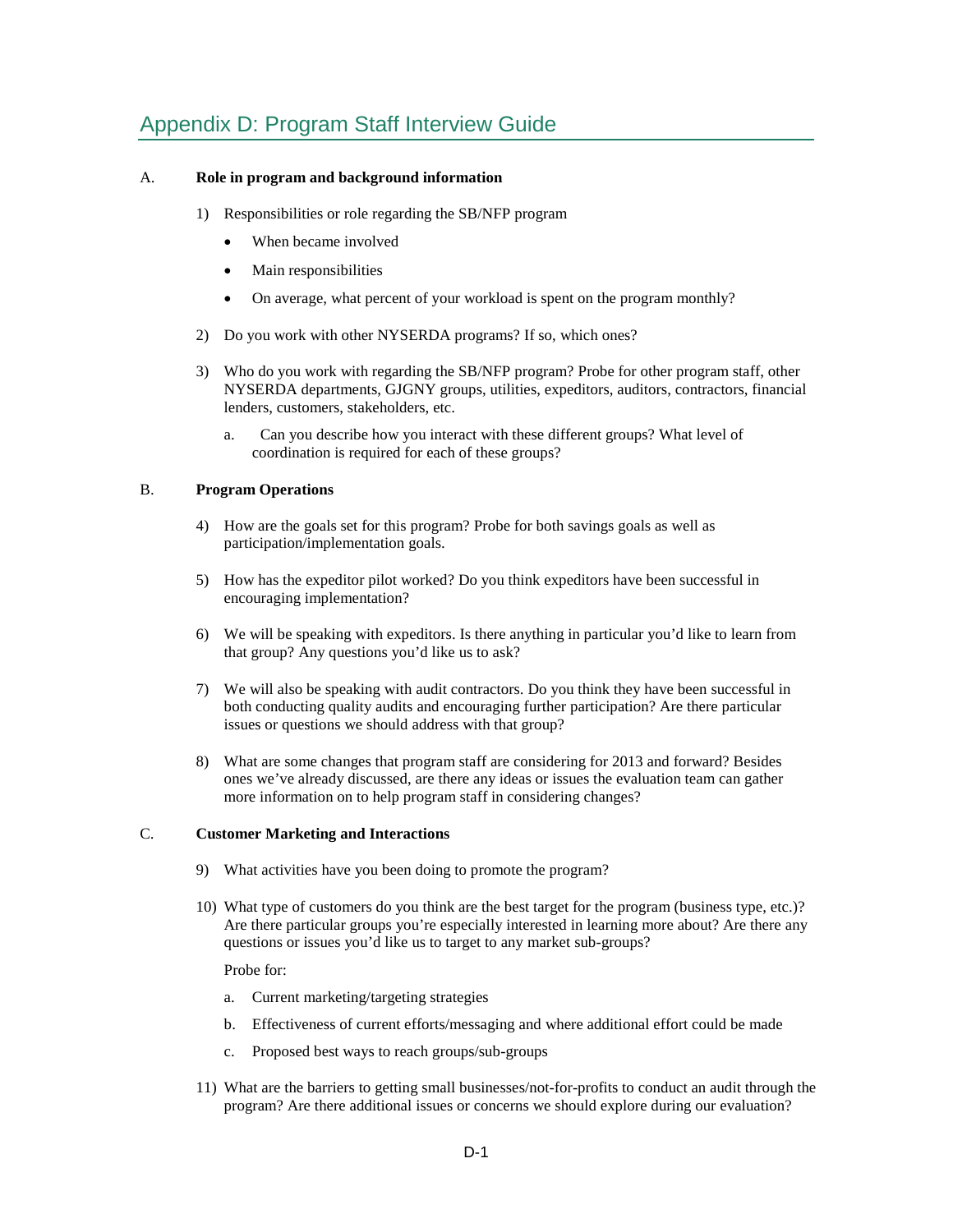# Appendix D: Program Staff Interview Guide

A. **Role in program and background information**

1) Responsibilities or role regarding the SB/NFP program
   - When became involved
   - Main responsibilities
   - On average, what percent of your workload is spent on the program monthly?

2) Do you work with other NYSERDA programs? If so, which ones?

3) Who do you work with regarding the SB/NFP program? Probe for other program staff, other NYSERDA departments, GJGNY groups, utilities, expeditors, auditors, contractors, financial lenders, customers, stakeholders, etc.

   a. Can you describe how you interact with these different groups? What level of coordination is required for each of these groups?

B. **Program Operations**

4) How are the goals set for this program? Probe for both savings goals as well as participation/implementation goals.

5) How has the expeditor pilot worked? Do you think expeditors have been successful in encouraging implementation?

6) We will be speaking with expeditors. Is there anything in particular you'd like to learn from that group? Any questions you'd like us to ask?

7) We will also be speaking with audit contractors. Do you think they have been successful in both conducting quality audits and encouraging further participation? Are there particular issues or questions we should address with that group?

8) What are some changes that program staff are considering for 2013 and forward? Besides ones we've already discussed, are there any ideas or issues the evaluation team can gather more information on to help program staff in considering changes?

C. **Customer Marketing and Interactions**

9) What activities have you been doing to promote the program?

10) What type of customers do you think are the best target for the program (business type, etc.)? Are there particular groups you're especially interested in learning more about? Are there any questions or issues you'd like us to target to any market sub-groups?

    Probe for:

    a. Current marketing/targeting strategies

    b. Effectiveness of current efforts/messaging and where additional effort could be made

    c. Proposed best ways to reach groups/sub-groups

11) What are the barriers to getting small businesses/not-for-profits to conduct an audit through the program? Are there additional issues or concerns we should explore during our evaluation?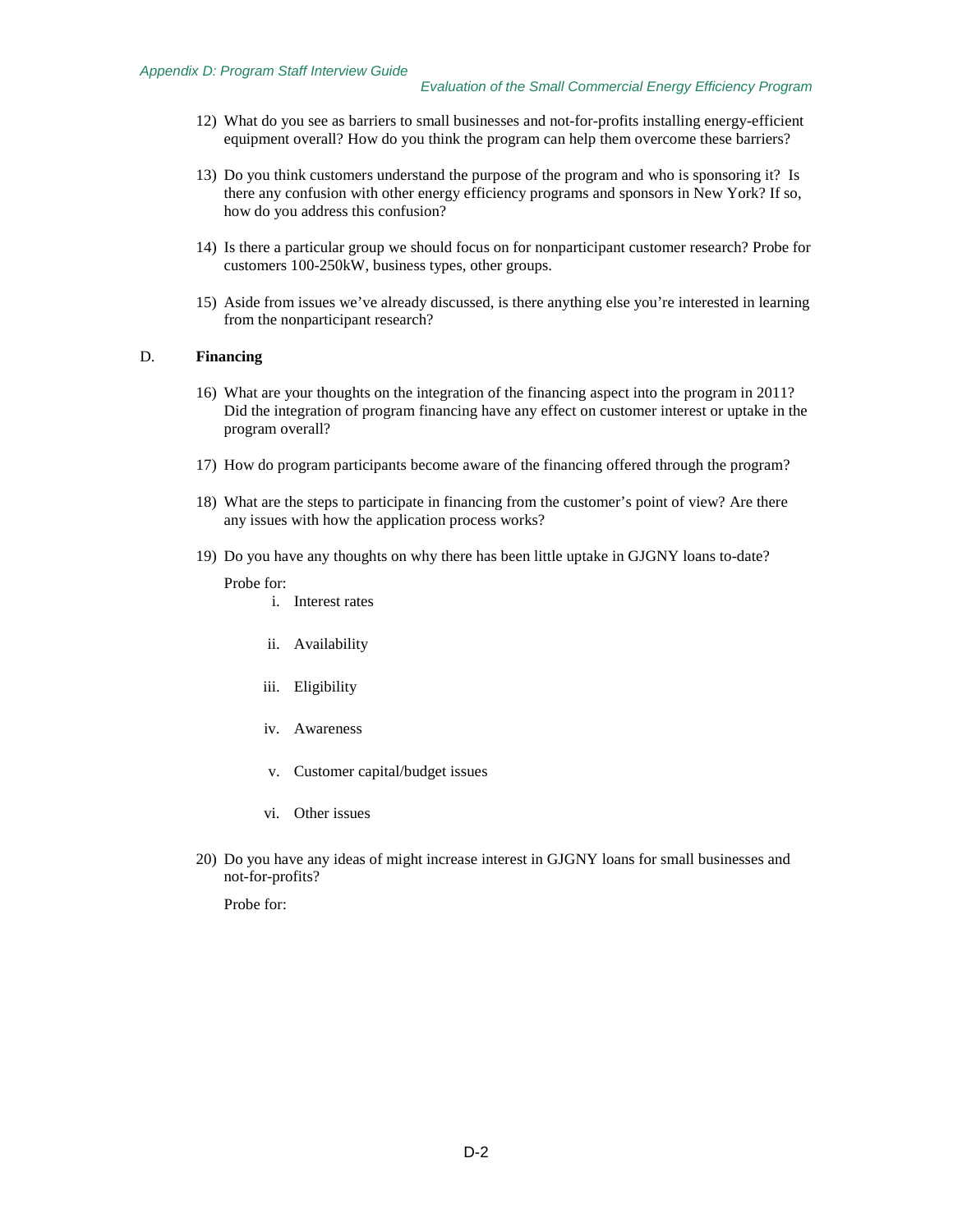12) What do you see as barriers to small businesses and not-for-profits installing energy-efficient equipment overall? How do you think the program can help them overcome these barriers?

13) Do you think customers understand the purpose of the program and who is sponsoring it? Is there any confusion with other energy efficiency programs and sponsors in New York? If so, how do you address this confusion?

14) Is there a particular group we should focus on for nonparticipant customer research? Probe for customers 100-250kW, business types, other groups.

15) Aside from issues we've already discussed, is there anything else you're interested in learning from the nonparticipant research?

D. **Financing**

16) What are your thoughts on the integration of the financing aspect into the program in 2011? Did the integration of program financing have any effect on customer interest or uptake in the program overall?

17) How do program participants become aware of the financing offered through the program?

18) What are the steps to participate in financing from the customer's point of view? Are there any issues with how the application process works?

19) Do you have any thoughts on why there has been little uptake in GJGNY loans to-date?

    Probe for:

    i. Interest rates
    ii. Availability
    iii. Eligibility
    iv. Awareness
    v. Customer capital/budget issues
    vi. Other issues

20) Do you have any ideas of might increase interest in GJGNY loans for small businesses and not-for-profits?

    Probe for: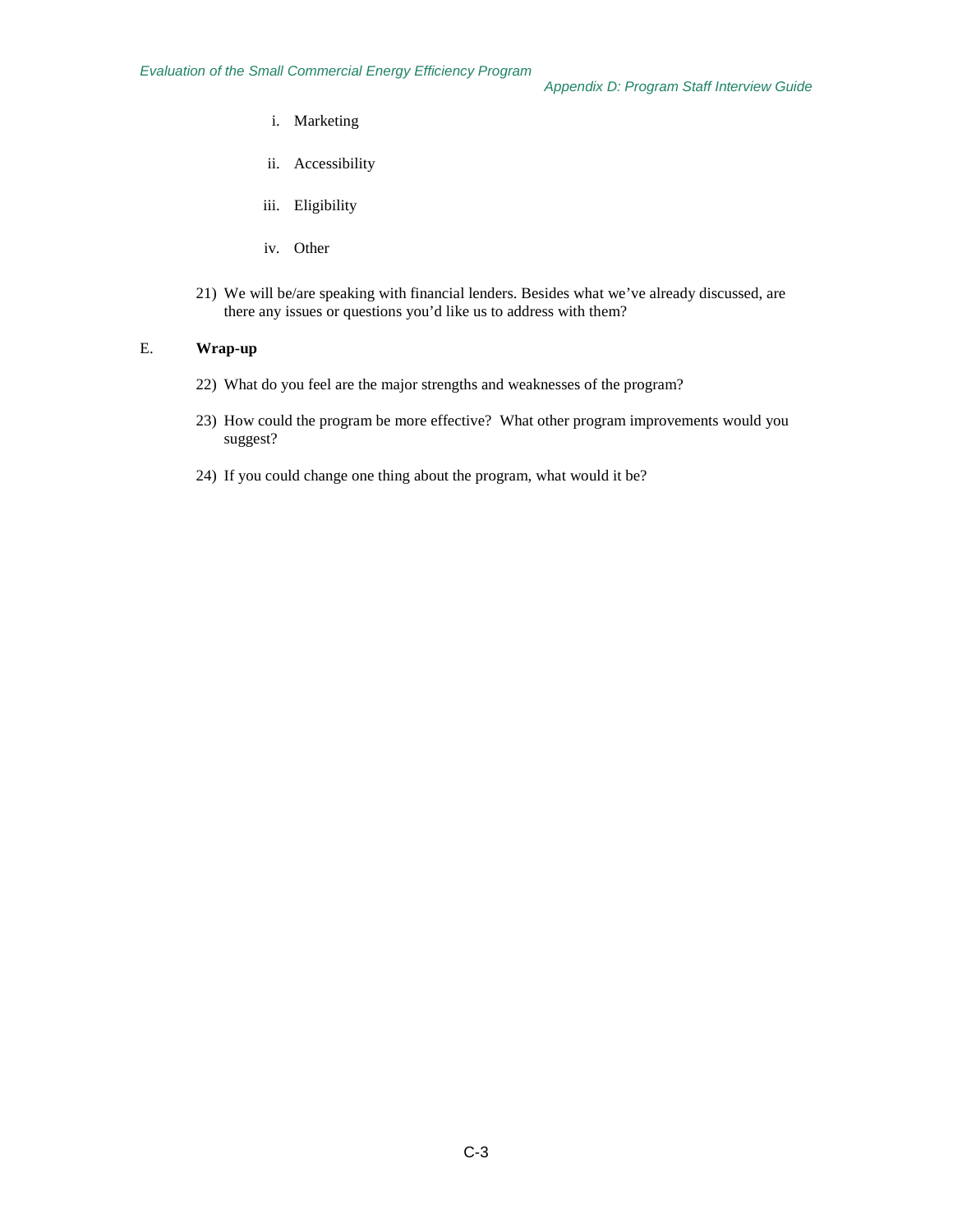i. Marketing

ii. Accessibility

iii. Eligibility

iv. Other

21) We will be/are speaking with financial lenders. Besides what we've already discussed, are there any issues or questions you'd like us to address with them?

E. **Wrap-up**

22) What do you feel are the major strengths and weaknesses of the program?

23) How could the program be more effective? What other program improvements would you suggest?

24) If you could change one thing about the program, what would it be?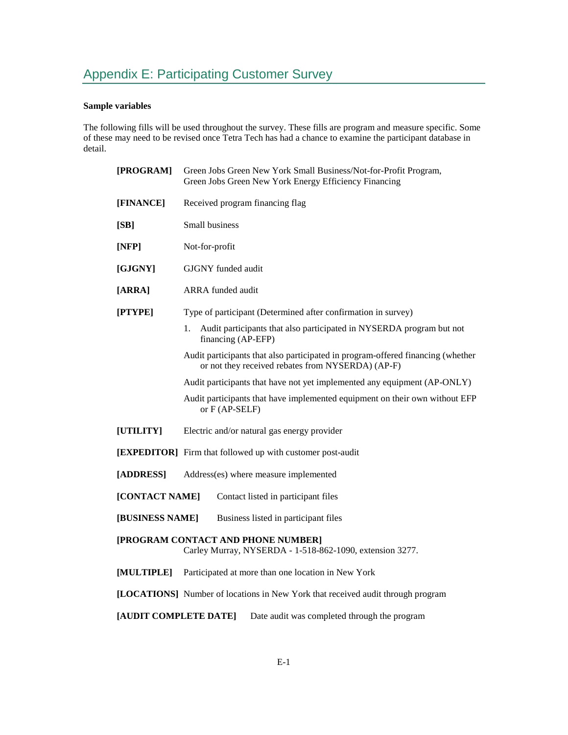# Appendix E: Participating Customer Survey

**Sample variables**

The following fills will be used throughout the survey. These fills are program and measure specific. Some of these may need to be revised once Tetra Tech has had a chance to examine the participant database in detail.

**[PROGRAM]** Green Jobs Green New York Small Business/Not-for-Profit Program, Green Jobs Green New York Energy Efficiency Financing

**[FINANCE]** Received program financing flag

**[SB]** Small business

**[NFP]** Not-for-profit

**[GJGNY]** GJGNY funded audit

**[ARRA]** ARRA funded audit

**[PTYPE]** Type of participant (Determined after confirmation in survey)

1. Audit participants that also participated in NYSERDA program but not financing (AP-EFP)

Audit participants that also participated in program-offered financing (whether or not they received rebates from NYSERDA) (AP-F)

Audit participants that have not yet implemented any equipment (AP-ONLY)

Audit participants that have implemented equipment on their own without EFP or F (AP-SELF)

**[UTILITY]** Electric and/or natural gas energy provider

**[EXPEDITOR]** Firm that followed up with customer post-audit

**[ADDRESS]** Address(es) where measure implemented

**[CONTACT NAME]** Contact listed in participant files

**[BUSINESS NAME]** Business listed in participant files

**[PROGRAM CONTACT AND PHONE NUMBER]**
Carley Murray, NYSERDA - 1-518-862-1090, extension 3277.

**[MULTIPLE]** Participated at more than one location in New York

**[LOCATIONS]** Number of locations in New York that received audit through program

**[AUDIT COMPLETE DATE]** Date audit was completed through the program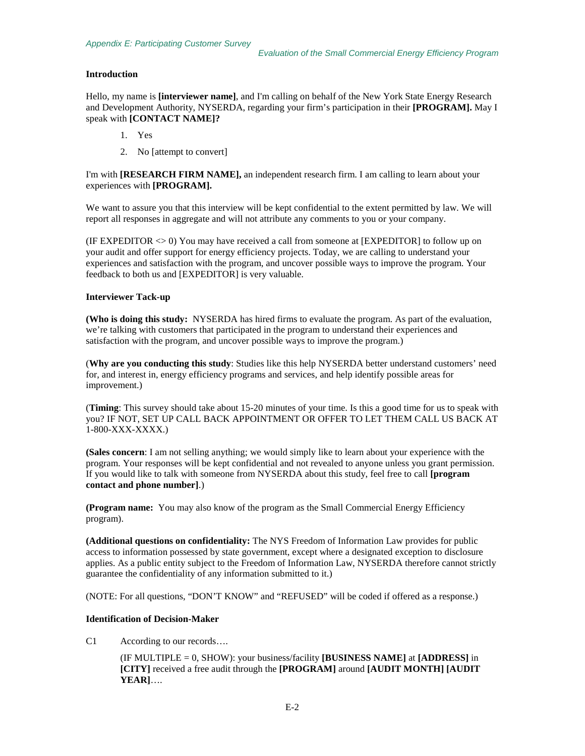**Introduction**

Hello, my name is **[interviewer name]**, and I'm calling on behalf of the New York State Energy Research and Development Authority, NYSERDA, regarding your firm's participation in their **[PROGRAM].** May I speak with **[CONTACT NAME]?**

1. Yes
2. No [attempt to convert]

I'm with **[RESEARCH FIRM NAME],** an independent research firm. I am calling to learn about your experiences with **[PROGRAM].**

We want to assure you that this interview will be kept confidential to the extent permitted by law. We will report all responses in aggregate and will not attribute any comments to you or your company.

(IF EXPEDITOR <> 0) You may have received a call from someone at [EXPEDITOR] to follow up on your audit and offer support for energy efficiency projects. Today, we are calling to understand your experiences and satisfaction with the program, and uncover possible ways to improve the program. Your feedback to both us and [EXPEDITOR] is very valuable.

**Interviewer Tack-up**

**(Who is doing this study:** NYSERDA has hired firms to evaluate the program. As part of the evaluation, we're talking with customers that participated in the program to understand their experiences and satisfaction with the program, and uncover possible ways to improve the program.)

(**Why are you conducting this study**: Studies like this help NYSERDA better understand customers' need for, and interest in, energy efficiency programs and services, and help identify possible areas for improvement.)

(**Timing**: This survey should take about 15-20 minutes of your time. Is this a good time for us to speak with you? IF NOT, SET UP CALL BACK APPOINTMENT OR OFFER TO LET THEM CALL US BACK AT 1-800-XXX-XXXX.)

**(Sales concern**: I am not selling anything; we would simply like to learn about your experience with the program. Your responses will be kept confidential and not revealed to anyone unless you grant permission. If you would like to talk with someone from NYSERDA about this study, feel free to call **[program contact and phone number]**.)

**(Program name:** You may also know of the program as the Small Commercial Energy Efficiency program).

**(Additional questions on confidentiality:** The NYS Freedom of Information Law provides for public access to information possessed by state government, except where a designated exception to disclosure applies. As a public entity subject to the Freedom of Information Law, NYSERDA therefore cannot strictly guarantee the confidentiality of any information submitted to it.)

(NOTE: For all questions, "DON'T KNOW" and "REFUSED" will be coded if offered as a response.)

**Identification of Decision-Maker**

C1 According to our records….

(IF MULTIPLE = 0, SHOW): your business/facility **[BUSINESS NAME]** at **[ADDRESS]** in **[CITY]** received a free audit through the **[PROGRAM]** around **[AUDIT MONTH] [AUDIT YEAR]**….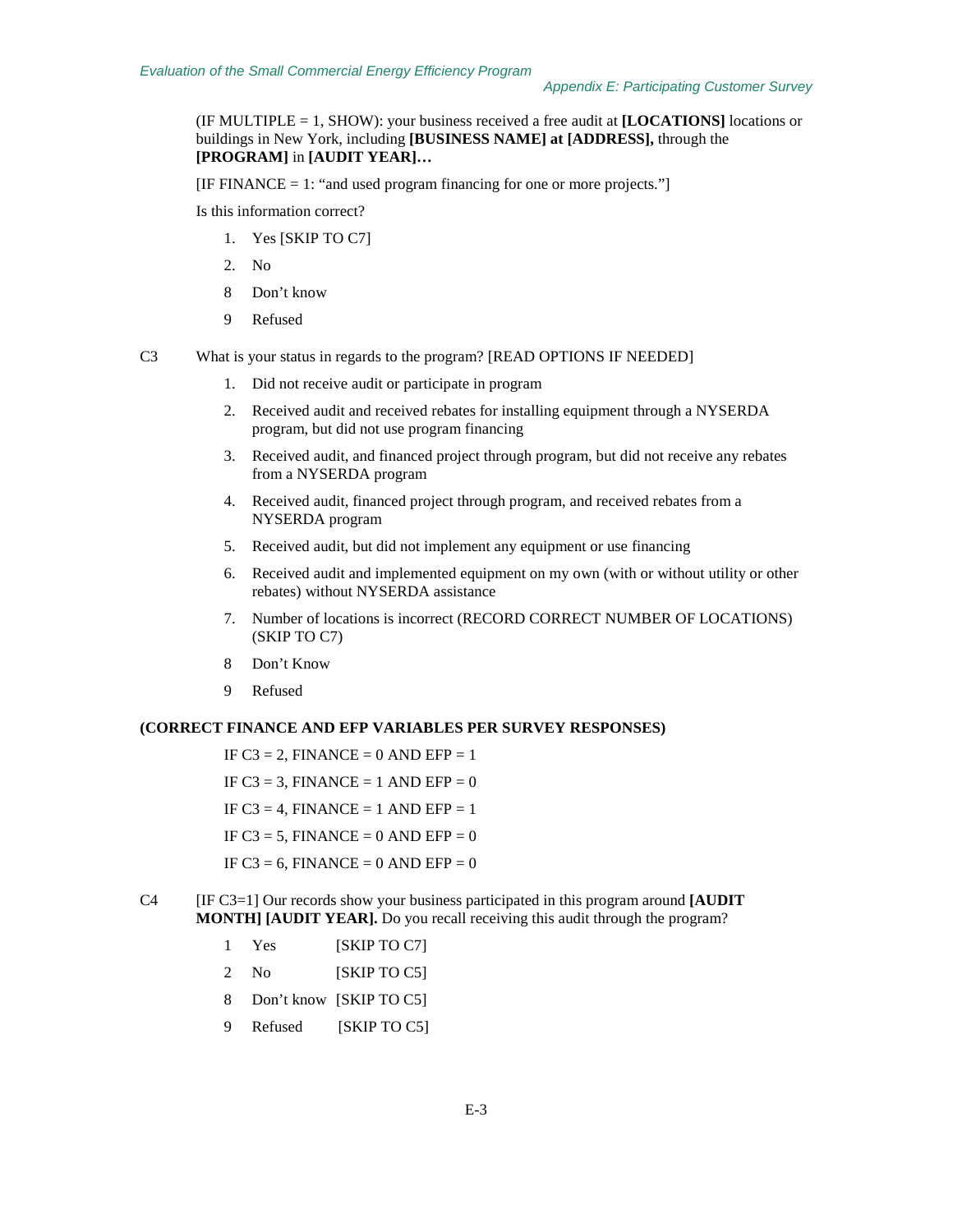(IF MULTIPLE = 1, SHOW): your business received a free audit at **[LOCATIONS]** locations or buildings in New York, including **[BUSINESS NAME] at [ADDRESS],** through the **[PROGRAM]** in **[AUDIT YEAR]…**

[IF FINANCE = 1: "and used program financing for one or more projects."]

Is this information correct?

1. Yes [SKIP TO C7]
2. No

8 Don't know

9 Refused

C3 What is your status in regards to the program? [READ OPTIONS IF NEEDED]

1. Did not receive audit or participate in program
2. Received audit and received rebates for installing equipment through a NYSERDA program, but did not use program financing
3. Received audit, and financed project through program, but did not receive any rebates from a NYSERDA program
4. Received audit, financed project through program, and received rebates from a NYSERDA program
5. Received audit, but did not implement any equipment or use financing
6. Received audit and implemented equipment on my own (with or without utility or other rebates) without NYSERDA assistance
7. Number of locations is incorrect (RECORD CORRECT NUMBER OF LOCATIONS) (SKIP TO C7)

8 Don't Know

9 Refused

**(CORRECT FINANCE AND EFP VARIABLES PER SURVEY RESPONSES)**

IF C3 = 2, FINANCE = 0 AND EFP = 1

IF C3 = 3, FINANCE = 1 AND EFP = 0

IF C3 = 4, FINANCE = 1 AND EFP = 1

IF C3 = 5, FINANCE = 0 AND EFP = 0

IF C3 = 6, FINANCE = 0 AND EFP = 0

C4 [IF C3=1] Our records show your business participated in this program around **[AUDIT MONTH] [AUDIT YEAR].** Do you recall receiving this audit through the program?

1 Yes [SKIP TO C7]

2 No [SKIP TO C5]

8 Don't know [SKIP TO C5]

9 Refused [SKIP TO C5]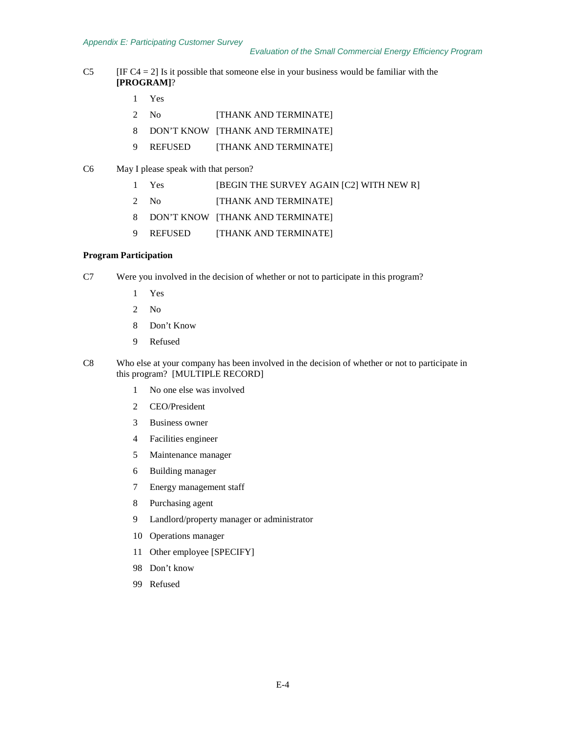C5 [IF C4 = 2] Is it possible that someone else in your business would be familiar with the **[PROGRAM]**?

- 1 Yes
- 2 No [THANK AND TERMINATE]
- 8 DON'T KNOW [THANK AND TERMINATE]
- 9 REFUSED [THANK AND TERMINATE]

C6 May I please speak with that person?

- 1 Yes [BEGIN THE SURVEY AGAIN [C2] WITH NEW R]
- 2 No [THANK AND TERMINATE]
- 8 DON'T KNOW [THANK AND TERMINATE]
- 9 REFUSED [THANK AND TERMINATE]

**Program Participation**

C7 Were you involved in the decision of whether or not to participate in this program?

- 1 Yes
- 2 No
- 8 Don't Know
- 9 Refused

C8 Who else at your company has been involved in the decision of whether or not to participate in this program? [MULTIPLE RECORD]

- 1 No one else was involved
- 2 CEO/President
- 3 Business owner
- 4 Facilities engineer
- 5 Maintenance manager
- 6 Building manager
- 7 Energy management staff
- 8 Purchasing agent
- 9 Landlord/property manager or administrator
- 10 Operations manager
- 11 Other employee [SPECIFY]
- 98 Don't know
- 99 Refused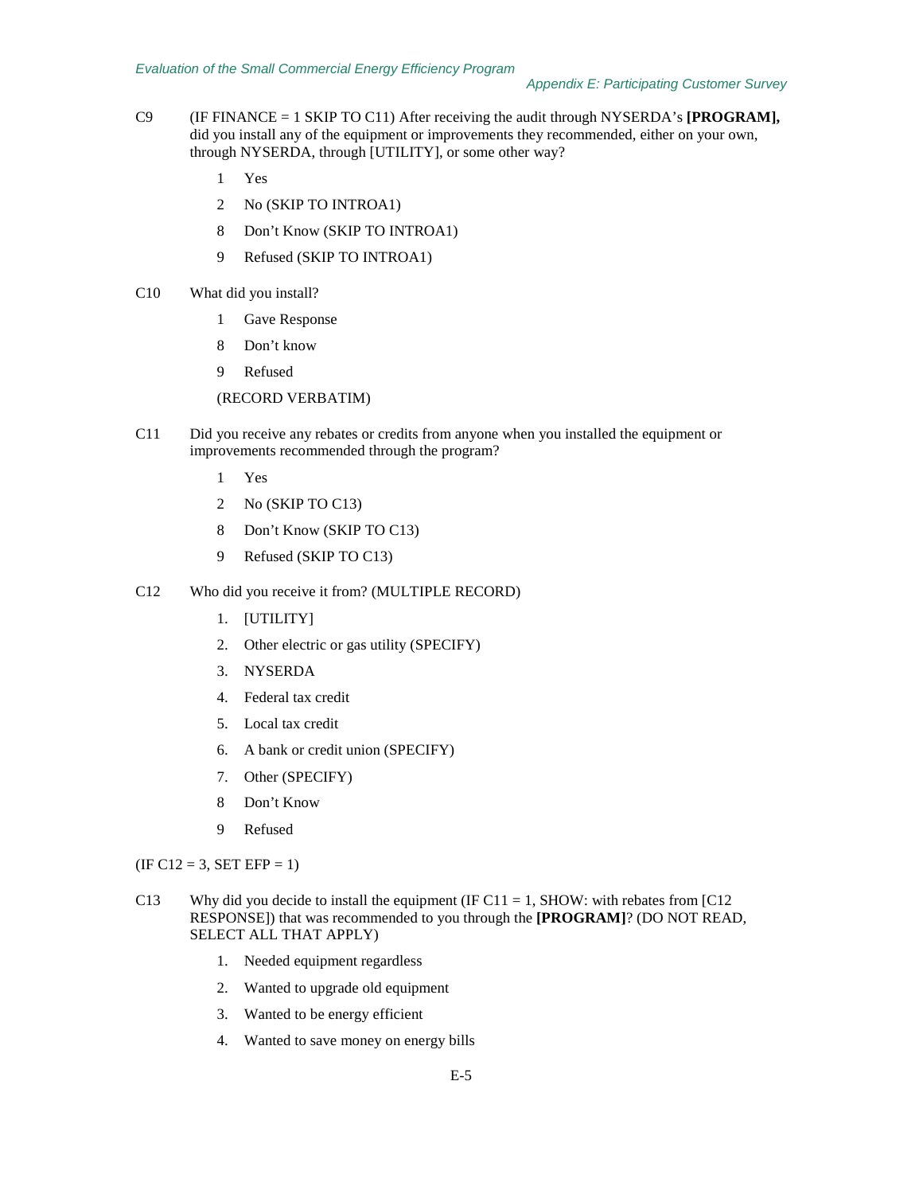C9 (IF FINANCE = 1 SKIP TO C11) After receiving the audit through NYSERDA's **[PROGRAM],** did you install any of the equipment or improvements they recommended, either on your own, through NYSERDA, through [UTILITY], or some other way?

1 Yes

2 No (SKIP TO INTROA1)

8 Don't Know (SKIP TO INTROA1)

9 Refused (SKIP TO INTROA1)

C10 What did you install?

1 Gave Response

8 Don't know

9 Refused

(RECORD VERBATIM)

C11 Did you receive any rebates or credits from anyone when you installed the equipment or improvements recommended through the program?

1 Yes

2 No (SKIP TO C13)

8 Don't Know (SKIP TO C13)

9 Refused (SKIP TO C13)

C12 Who did you receive it from? (MULTIPLE RECORD)

1. [UTILITY]
2. Other electric or gas utility (SPECIFY)
3. NYSERDA
4. Federal tax credit
5. Local tax credit
6. A bank or credit union (SPECIFY)
7. Other (SPECIFY)

8 Don't Know

9 Refused

(IF C12 = 3, SET EFP = 1)

C13 Why did you decide to install the equipment (IF C11 = 1, SHOW: with rebates from [C12 RESPONSE]) that was recommended to you through the **[PROGRAM]**? (DO NOT READ, SELECT ALL THAT APPLY)

1. Needed equipment regardless
2. Wanted to upgrade old equipment
3. Wanted to be energy efficient
4. Wanted to save money on energy bills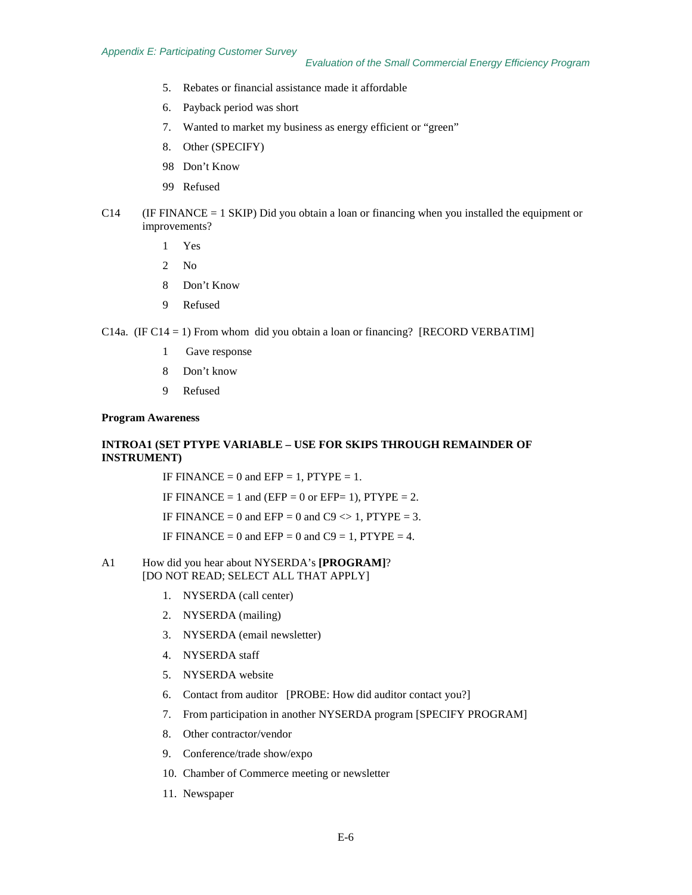5. Rebates or financial assistance made it affordable
6. Payback period was short
7. Wanted to market my business as energy efficient or "green"
8. Other (SPECIFY)

98 Don't Know

99 Refused

C14 (IF FINANCE = 1 SKIP) Did you obtain a loan or financing when you installed the equipment or improvements?

1 Yes

2 No

8 Don't Know

9 Refused

C14a. (IF C14 = 1) From whom did you obtain a loan or financing? [RECORD VERBATIM]

1 Gave response

8 Don't know

9 Refused

**Program Awareness**

**INTROA1 (SET PTYPE VARIABLE – USE FOR SKIPS THROUGH REMAINDER OF INSTRUMENT)**

IF FINANCE = 0 and EFP = 1, PTYPE = 1.

IF FINANCE = 1 and (EFP = 0 or EFP= 1), PTYPE = 2.

IF FINANCE = 0 and EFP = 0 and C9 <> 1, PTYPE = 3.

IF FINANCE = 0 and EFP = 0 and C9 = 1, PTYPE = 4.

A1 How did you hear about NYSERDA's **[PROGRAM]**?
[DO NOT READ; SELECT ALL THAT APPLY]

1. NYSERDA (call center)
2. NYSERDA (mailing)
3. NYSERDA (email newsletter)
4. NYSERDA staff
5. NYSERDA website
6. Contact from auditor [PROBE: How did auditor contact you?]
7. From participation in another NYSERDA program [SPECIFY PROGRAM]
8. Other contractor/vendor
9. Conference/trade show/expo
10. Chamber of Commerce meeting or newsletter
11. Newspaper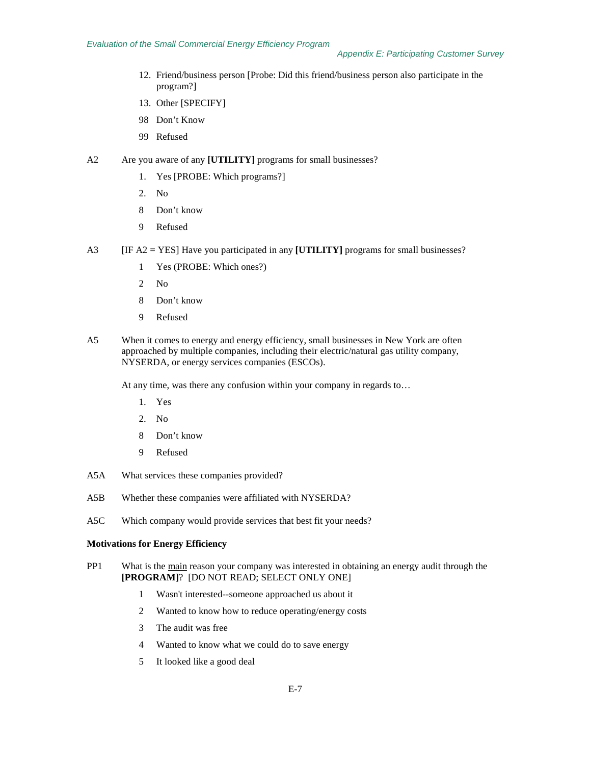12. Friend/business person [Probe: Did this friend/business person also participate in the program?]
13. Other [SPECIFY]

98 Don't Know

99 Refused

A2 Are you aware of any **[UTILITY]** programs for small businesses?

1. Yes [PROBE: Which programs?]
2. No

8 Don't know

9 Refused

A3 [IF A2 = YES] Have you participated in any **[UTILITY]** programs for small businesses?

1 Yes (PROBE: Which ones?)

2 No

8 Don't know

9 Refused

A5 When it comes to energy and energy efficiency, small businesses in New York are often approached by multiple companies, including their electric/natural gas utility company, NYSERDA, or energy services companies (ESCOs).

At any time, was there any confusion within your company in regards to…

1. Yes
2. No

8 Don't know

9 Refused

A5A What services these companies provided?

A5B Whether these companies were affiliated with NYSERDA?

A5C Which company would provide services that best fit your needs?

**Motivations for Energy Efficiency**

PP1 What is the main reason your company was interested in obtaining an energy audit through the **[PROGRAM]**? [DO NOT READ; SELECT ONLY ONE]

1 Wasn't interested--someone approached us about it

2 Wanted to know how to reduce operating/energy costs

3 The audit was free

4 Wanted to know what we could do to save energy

5 It looked like a good deal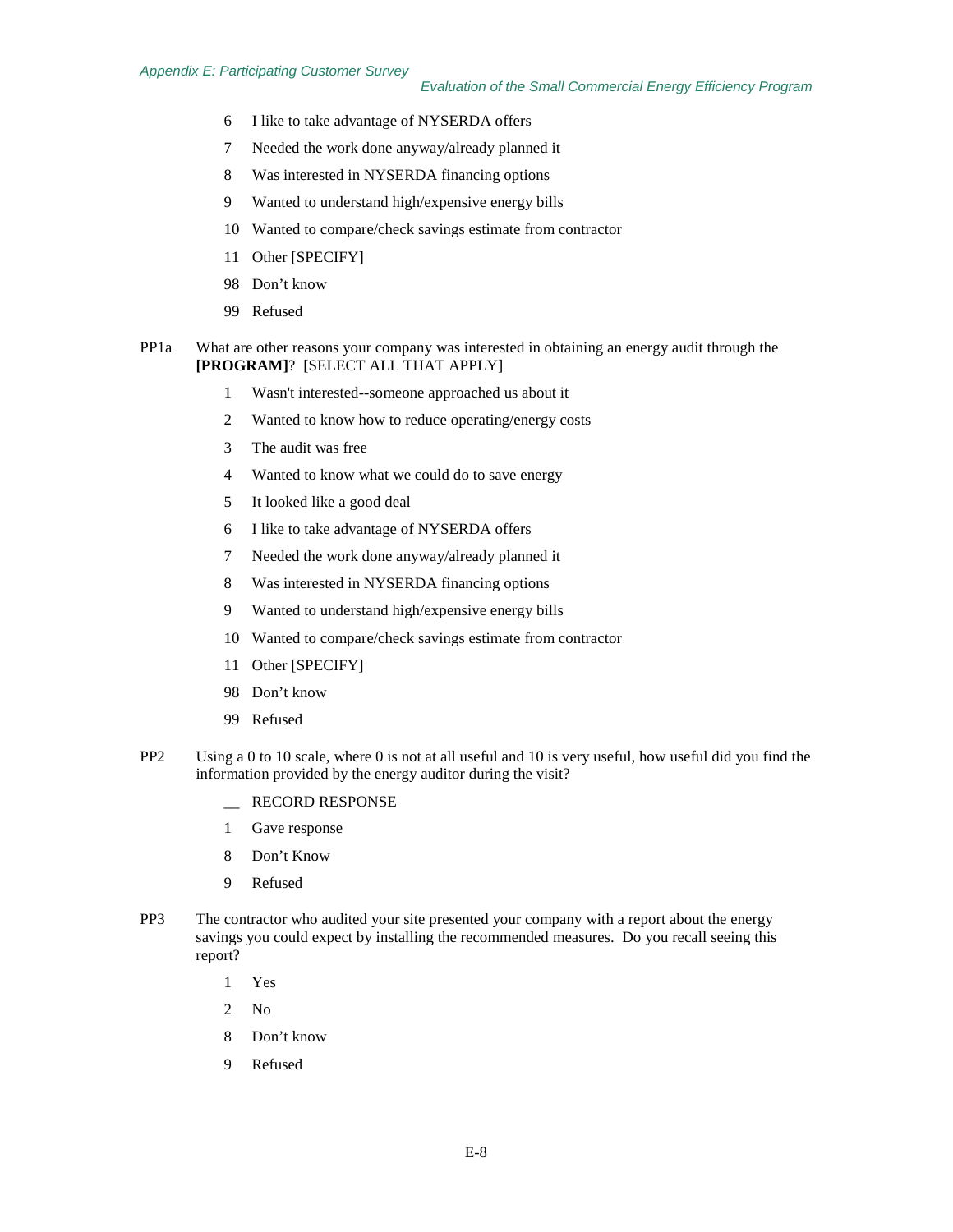6 I like to take advantage of NYSERDA offers

7 Needed the work done anyway/already planned it

8 Was interested in NYSERDA financing options

9 Wanted to understand high/expensive energy bills

10 Wanted to compare/check savings estimate from contractor

11 Other [SPECIFY]

98 Don't know

99 Refused

PP1a What are other reasons your company was interested in obtaining an energy audit through the **[PROGRAM]**? [SELECT ALL THAT APPLY]

1 Wasn't interested--someone approached us about it

2 Wanted to know how to reduce operating/energy costs

3 The audit was free

4 Wanted to know what we could do to save energy

5 It looked like a good deal

6 I like to take advantage of NYSERDA offers

7 Needed the work done anyway/already planned it

8 Was interested in NYSERDA financing options

9 Wanted to understand high/expensive energy bills

10 Wanted to compare/check savings estimate from contractor

11 Other [SPECIFY]

98 Don't know

99 Refused

PP2 Using a 0 to 10 scale, where 0 is not at all useful and 10 is very useful, how useful did you find the information provided by the energy auditor during the visit?

__ RECORD RESPONSE

1 Gave response

8 Don't Know

9 Refused

PP3 The contractor who audited your site presented your company with a report about the energy savings you could expect by installing the recommended measures. Do you recall seeing this report?

1 Yes

2 No

8 Don't know

9 Refused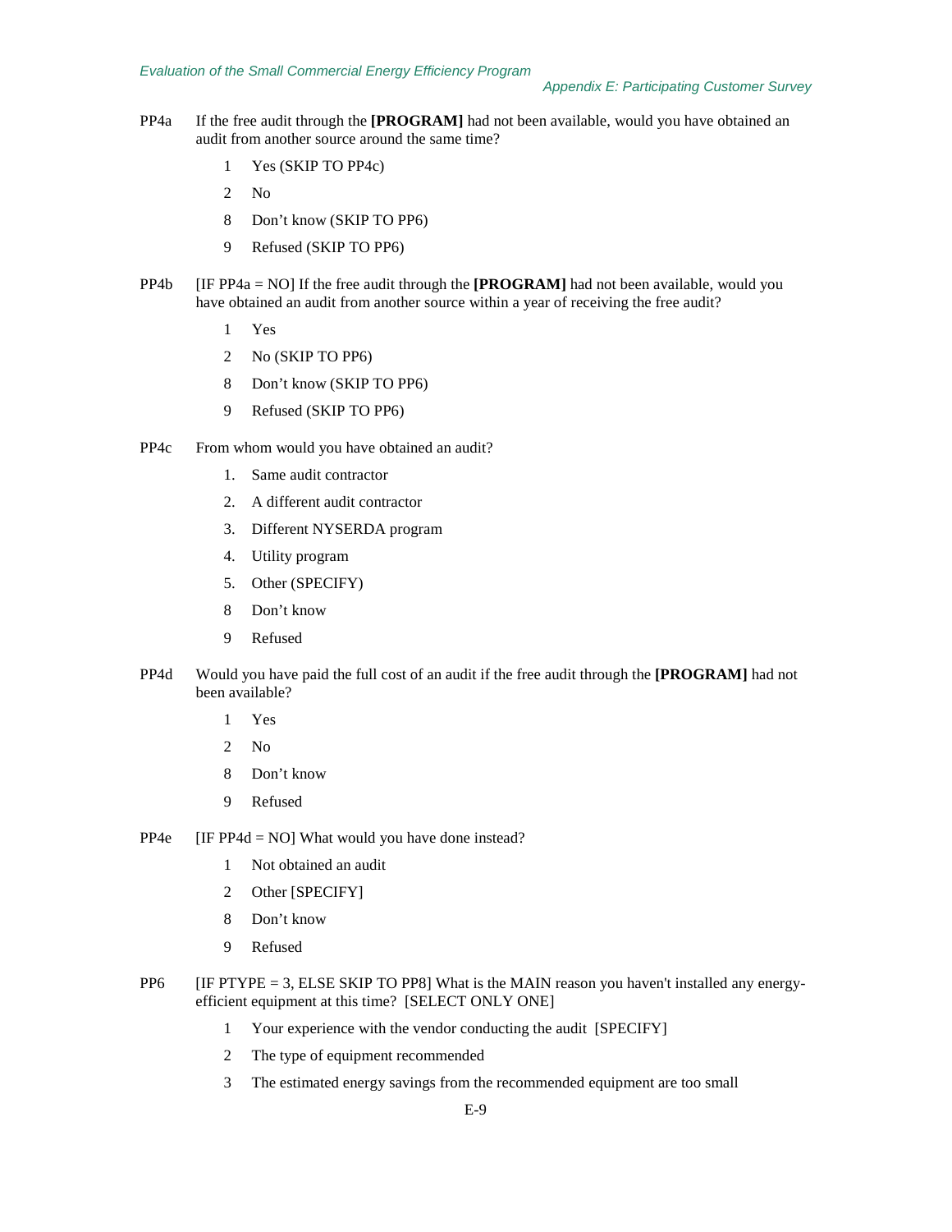PP4a If the free audit through the **[PROGRAM]** had not been available, would you have obtained an audit from another source around the same time?

1 Yes (SKIP TO PP4c)

2 No

8 Don't know (SKIP TO PP6)

9 Refused (SKIP TO PP6)

PP4b [IF PP4a = NO] If the free audit through the **[PROGRAM]** had not been available, would you have obtained an audit from another source within a year of receiving the free audit?

1 Yes

2 No (SKIP TO PP6)

8 Don't know (SKIP TO PP6)

9 Refused (SKIP TO PP6)

PP4c From whom would you have obtained an audit?

1. Same audit contractor

2. A different audit contractor

3. Different NYSERDA program

4. Utility program

5. Other (SPECIFY)

8 Don't know

9 Refused

PP4d Would you have paid the full cost of an audit if the free audit through the **[PROGRAM]** had not been available?

1 Yes

2 No

8 Don't know

9 Refused

PP4e [IF PP4d = NO] What would you have done instead?

1 Not obtained an audit

2 Other [SPECIFY]

8 Don't know

9 Refused

PP6 [IF PTYPE = 3, ELSE SKIP TO PP8] What is the MAIN reason you haven't installed any energy-efficient equipment at this time? [SELECT ONLY ONE]

1 Your experience with the vendor conducting the audit [SPECIFY]

2 The type of equipment recommended

3 The estimated energy savings from the recommended equipment are too small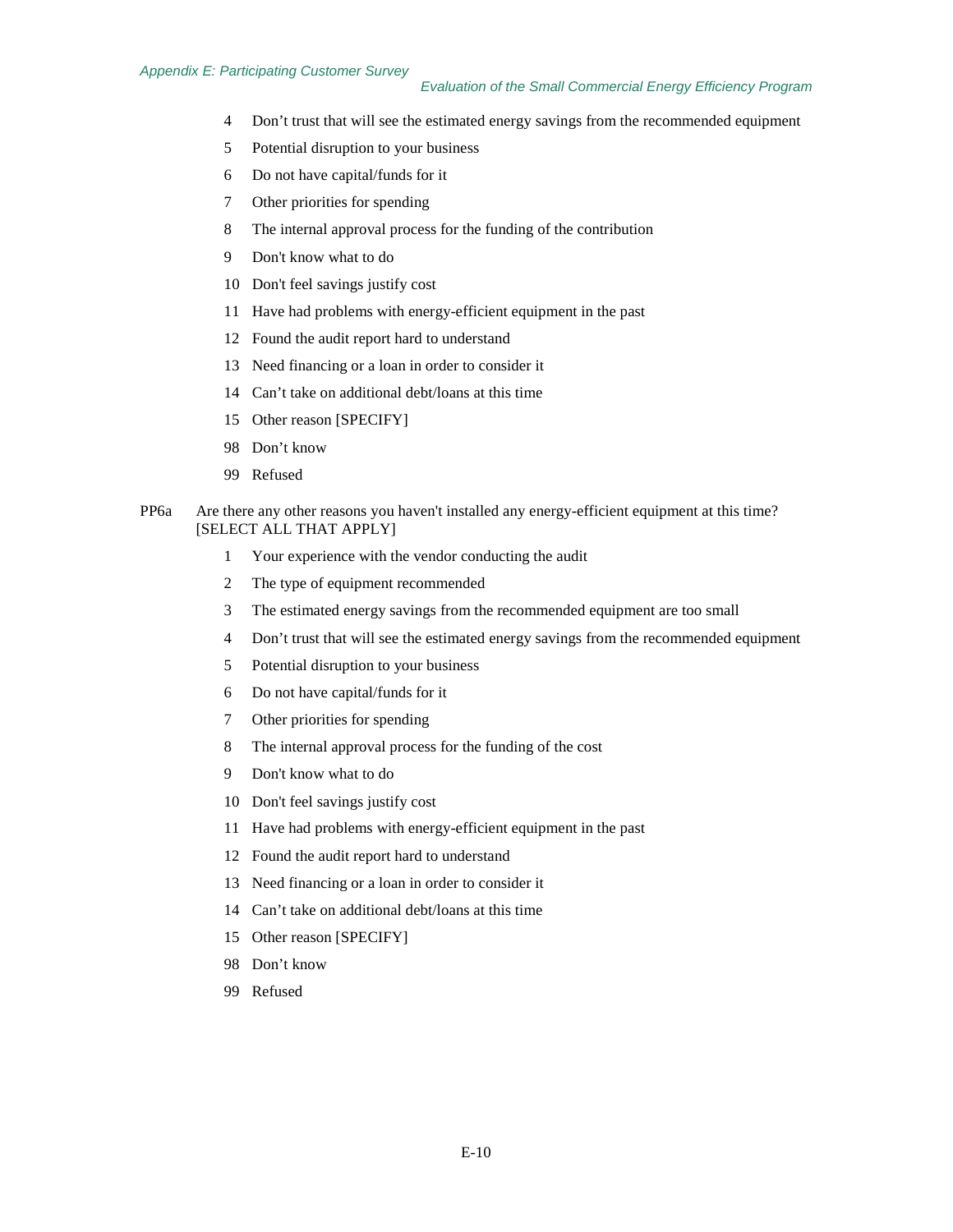4 Don't trust that will see the estimated energy savings from the recommended equipment

5 Potential disruption to your business

6 Do not have capital/funds for it

7 Other priorities for spending

8 The internal approval process for the funding of the contribution

9 Don't know what to do

10 Don't feel savings justify cost

11 Have had problems with energy-efficient equipment in the past

12 Found the audit report hard to understand

13 Need financing or a loan in order to consider it

14 Can't take on additional debt/loans at this time

15 Other reason [SPECIFY]

98 Don't know

99 Refused

PP6a Are there any other reasons you haven't installed any energy-efficient equipment at this time? [SELECT ALL THAT APPLY]

1 Your experience with the vendor conducting the audit

2 The type of equipment recommended

3 The estimated energy savings from the recommended equipment are too small

4 Don't trust that will see the estimated energy savings from the recommended equipment

5 Potential disruption to your business

6 Do not have capital/funds for it

7 Other priorities for spending

8 The internal approval process for the funding of the cost

9 Don't know what to do

10 Don't feel savings justify cost

11 Have had problems with energy-efficient equipment in the past

12 Found the audit report hard to understand

13 Need financing or a loan in order to consider it

14 Can't take on additional debt/loans at this time

15 Other reason [SPECIFY]

98 Don't know

99 Refused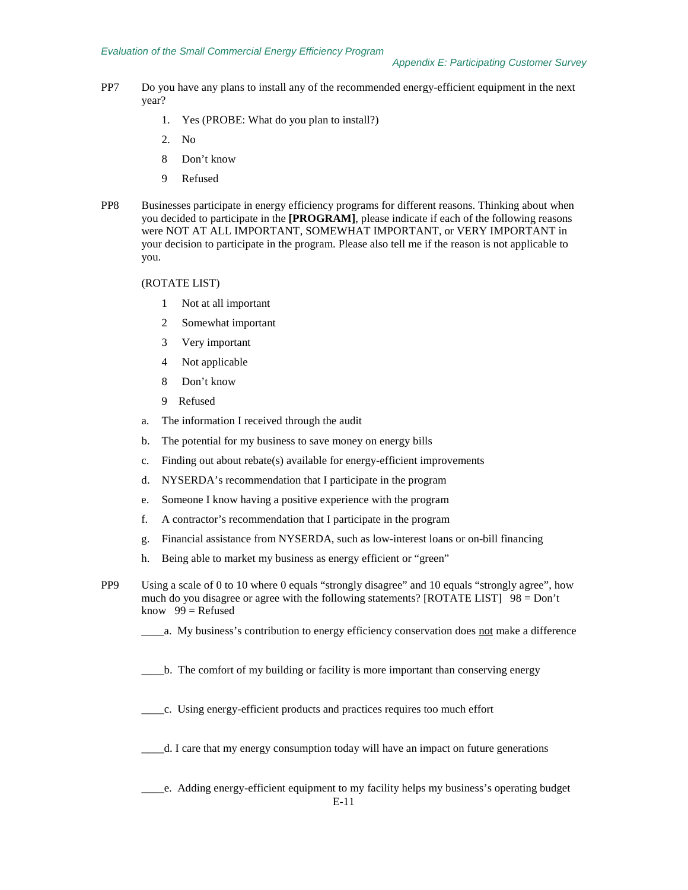PP7 Do you have any plans to install any of the recommended energy-efficient equipment in the next year?

1. Yes (PROBE: What do you plan to install?)
2. No
8 Don't know
9 Refused

PP8 Businesses participate in energy efficiency programs for different reasons. Thinking about when you decided to participate in the **[PROGRAM]**, please indicate if each of the following reasons were NOT AT ALL IMPORTANT, SOMEWHAT IMPORTANT, or VERY IMPORTANT in your decision to participate in the program. Please also tell me if the reason is not applicable to you.

(ROTATE LIST)

1 Not at all important
2 Somewhat important
3 Very important
4 Not applicable
8 Don't know
9 Refused

a. The information I received through the audit
b. The potential for my business to save money on energy bills
c. Finding out about rebate(s) available for energy-efficient improvements
d. NYSERDA's recommendation that I participate in the program
e. Someone I know having a positive experience with the program
f. A contractor's recommendation that I participate in the program
g. Financial assistance from NYSERDA, such as low-interest loans or on-bill financing
h. Being able to market my business as energy efficient or "green"

PP9 Using a scale of 0 to 10 where 0 equals "strongly disagree" and 10 equals "strongly agree", how much do you disagree or agree with the following statements? [ROTATE LIST] 98 = Don't know 99 = Refused

____a. My business's contribution to energy efficiency conservation does <u>not</u> make a difference

____b. The comfort of my building or facility is more important than conserving energy

____c. Using energy-efficient products and practices requires too much effort

____d. I care that my energy consumption today will have an impact on future generations

____e. Adding energy-efficient equipment to my facility helps my business's operating budget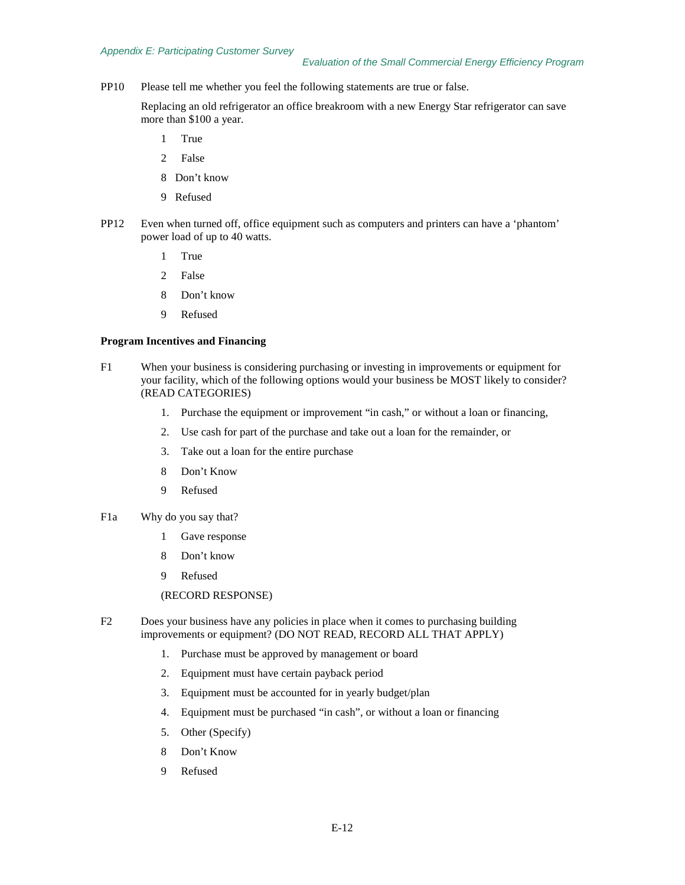PP10 Please tell me whether you feel the following statements are true or false.

Replacing an old refrigerator an office breakroom with a new Energy Star refrigerator can save more than $100 a year.

1 True

2 False

8 Don't know

9 Refused

PP12 Even when turned off, office equipment such as computers and printers can have a 'phantom' power load of up to 40 watts.

1 True

2 False

8 Don't know

9 Refused

**Program Incentives and Financing**

F1 When your business is considering purchasing or investing in improvements or equipment for your facility, which of the following options would your business be MOST likely to consider? (READ CATEGORIES)

1. Purchase the equipment or improvement "in cash," or without a loan or financing,
2. Use cash for part of the purchase and take out a loan for the remainder, or
3. Take out a loan for the entire purchase

8 Don't Know

9 Refused

F1a Why do you say that?

1 Gave response

8 Don't know

9 Refused

(RECORD RESPONSE)

F2 Does your business have any policies in place when it comes to purchasing building improvements or equipment? (DO NOT READ, RECORD ALL THAT APPLY)

1. Purchase must be approved by management or board
2. Equipment must have certain payback period
3. Equipment must be accounted for in yearly budget/plan
4. Equipment must be purchased "in cash", or without a loan or financing
5. Other (Specify)

8 Don't Know

9 Refused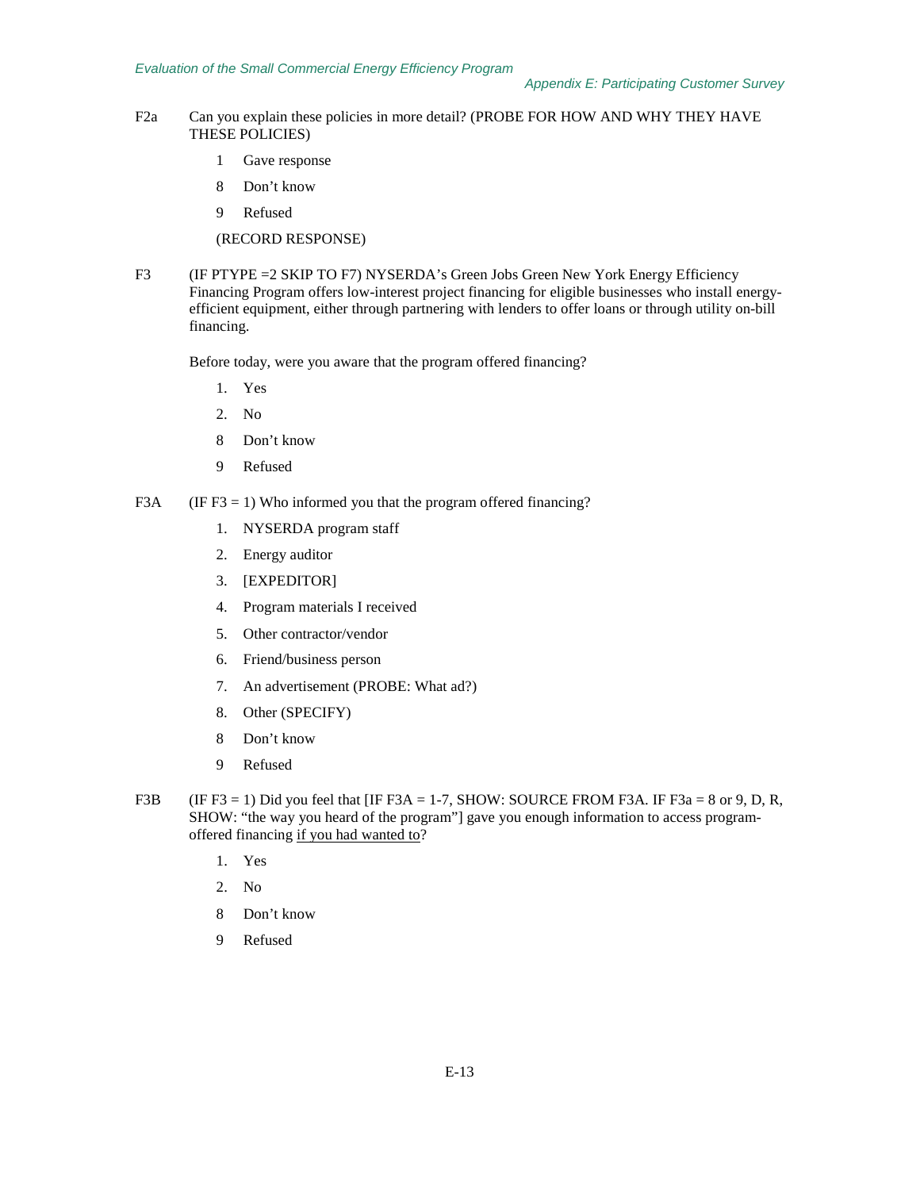F2a Can you explain these policies in more detail? (PROBE FOR HOW AND WHY THEY HAVE THESE POLICIES)

- 1 Gave response
- 8 Don't know
- 9 Refused

(RECORD RESPONSE)

F3 (IF PTYPE =2 SKIP TO F7) NYSERDA's Green Jobs Green New York Energy Efficiency Financing Program offers low-interest project financing for eligible businesses who install energy-efficient equipment, either through partnering with lenders to offer loans or through utility on-bill financing.

Before today, were you aware that the program offered financing?

- 1. Yes
- 2. No
- 8 Don't know
- 9 Refused

F3A (IF F3 = 1) Who informed you that the program offered financing?

- 1. NYSERDA program staff
- 2. Energy auditor
- 3. [EXPEDITOR]
- 4. Program materials I received
- 5. Other contractor/vendor
- 6. Friend/business person
- 7. An advertisement (PROBE: What ad?)
- 8. Other (SPECIFY)
- 8 Don't know
- 9 Refused

F3B (IF F3 = 1) Did you feel that [IF F3A = 1-7, SHOW: SOURCE FROM F3A. IF F3a = 8 or 9, D, R, SHOW: "the way you heard of the program"] gave you enough information to access program-offered financing <u>if you had wanted to</u>?

- 1. Yes
- 2. No
- 8 Don't know
- 9 Refused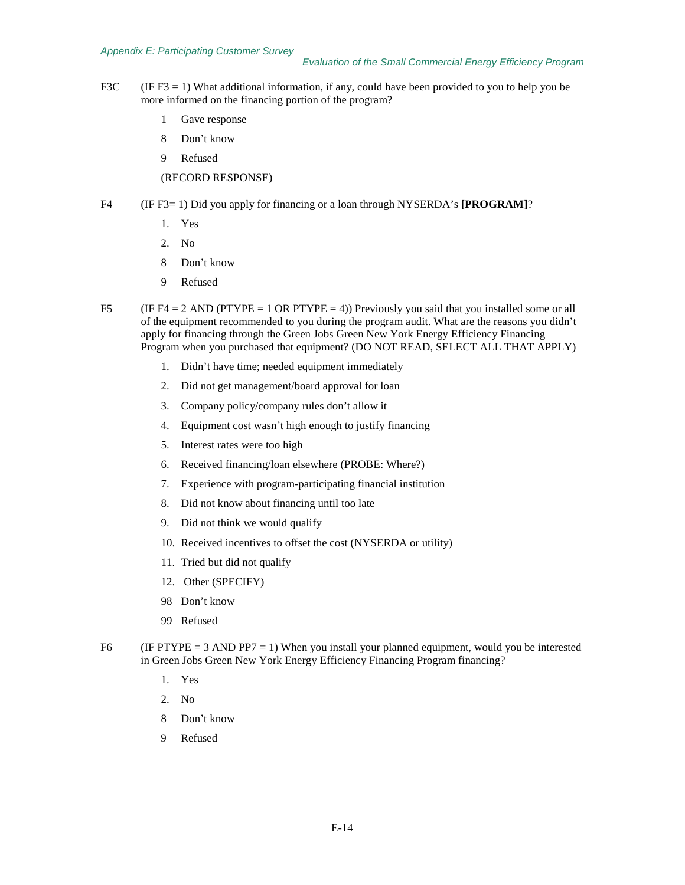F3C (IF F3 = 1) What additional information, if any, could have been provided to you to help you be more informed on the financing portion of the program?

- 1 Gave response
- 8 Don't know
- 9 Refused

(RECORD RESPONSE)

F4 (IF F3= 1) Did you apply for financing or a loan through NYSERDA's **[PROGRAM]**?

1. Yes
2. No

- 8 Don't know
- 9 Refused

F5 (IF F4 = 2 AND (PTYPE = 1 OR PTYPE = 4)) Previously you said that you installed some or all of the equipment recommended to you during the program audit. What are the reasons you didn't apply for financing through the Green Jobs Green New York Energy Efficiency Financing Program when you purchased that equipment? (DO NOT READ, SELECT ALL THAT APPLY)

1. Didn't have time; needed equipment immediately
2. Did not get management/board approval for loan
3. Company policy/company rules don't allow it
4. Equipment cost wasn't high enough to justify financing
5. Interest rates were too high
6. Received financing/loan elsewhere (PROBE: Where?)
7. Experience with program-participating financial institution
8. Did not know about financing until too late
9. Did not think we would qualify
10. Received incentives to offset the cost (NYSERDA or utility)
11. Tried but did not qualify
12. Other (SPECIFY)

- 98 Don't know
- 99 Refused

F6 (IF PTYPE = 3 AND PP7 = 1) When you install your planned equipment, would you be interested in Green Jobs Green New York Energy Efficiency Financing Program financing?

1. Yes
2. No

- 8 Don't know
- 9 Refused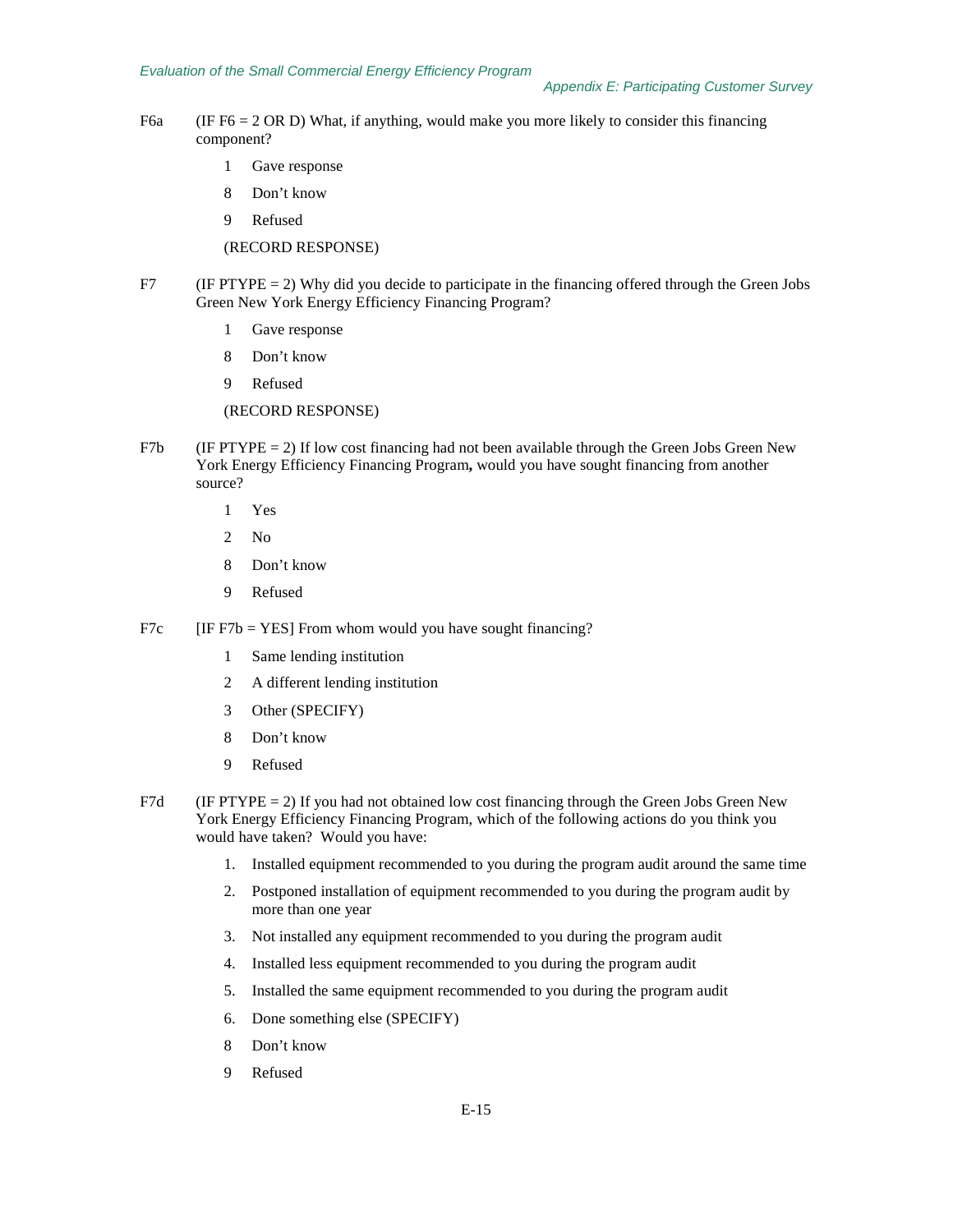F6a (IF F6 = 2 OR D) What, if anything, would make you more likely to consider this financing component?

1 Gave response

8 Don't know

9 Refused

(RECORD RESPONSE)

F7 (IF PTYPE = 2) Why did you decide to participate in the financing offered through the Green Jobs Green New York Energy Efficiency Financing Program?

1 Gave response

8 Don't know

9 Refused

(RECORD RESPONSE)

F7b (IF PTYPE = 2) If low cost financing had not been available through the Green Jobs Green New York Energy Efficiency Financing Program**,** would you have sought financing from another source?

1 Yes

2 No

8 Don't know

9 Refused

F7c [IF F7b = YES] From whom would you have sought financing?

1 Same lending institution

2 A different lending institution

3 Other (SPECIFY)

8 Don't know

9 Refused

F7d (IF PTYPE = 2) If you had not obtained low cost financing through the Green Jobs Green New York Energy Efficiency Financing Program, which of the following actions do you think you would have taken? Would you have:

1. Installed equipment recommended to you during the program audit around the same time
2. Postponed installation of equipment recommended to you during the program audit by more than one year
3. Not installed any equipment recommended to you during the program audit
4. Installed less equipment recommended to you during the program audit
5. Installed the same equipment recommended to you during the program audit
6. Done something else (SPECIFY)

8 Don't know

9 Refused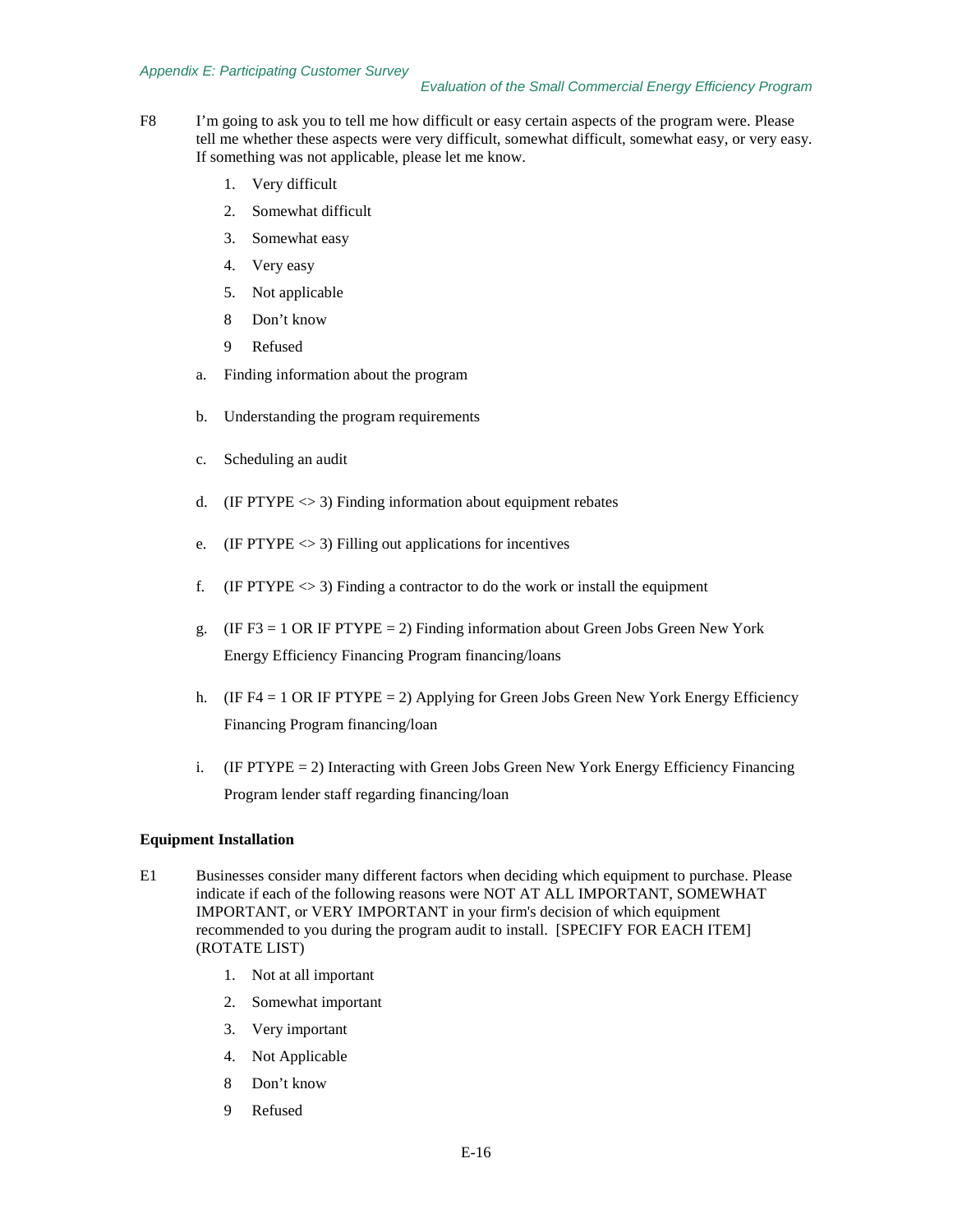F8 I'm going to ask you to tell me how difficult or easy certain aspects of the program were. Please tell me whether these aspects were very difficult, somewhat difficult, somewhat easy, or very easy. If something was not applicable, please let me know.

1. Very difficult
2. Somewhat difficult
3. Somewhat easy
4. Very easy
5. Not applicable
8 Don't know
9 Refused

a. Finding information about the program

b. Understanding the program requirements

c. Scheduling an audit

d. (IF PTYPE <> 3) Finding information about equipment rebates

e. (IF PTYPE <> 3) Filling out applications for incentives

f. (IF PTYPE <> 3) Finding a contractor to do the work or install the equipment

g. (IF F3 = 1 OR IF PTYPE = 2) Finding information about Green Jobs Green New York Energy Efficiency Financing Program financing/loans

h. (IF F4 = 1 OR IF PTYPE = 2) Applying for Green Jobs Green New York Energy Efficiency Financing Program financing/loan

i. (IF PTYPE = 2) Interacting with Green Jobs Green New York Energy Efficiency Financing Program lender staff regarding financing/loan

**Equipment Installation**

E1 Businesses consider many different factors when deciding which equipment to purchase. Please indicate if each of the following reasons were NOT AT ALL IMPORTANT, SOMEWHAT IMPORTANT, or VERY IMPORTANT in your firm's decision of which equipment recommended to you during the program audit to install. [SPECIFY FOR EACH ITEM] (ROTATE LIST)

1. Not at all important
2. Somewhat important
3. Very important
4. Not Applicable
8 Don't know
9 Refused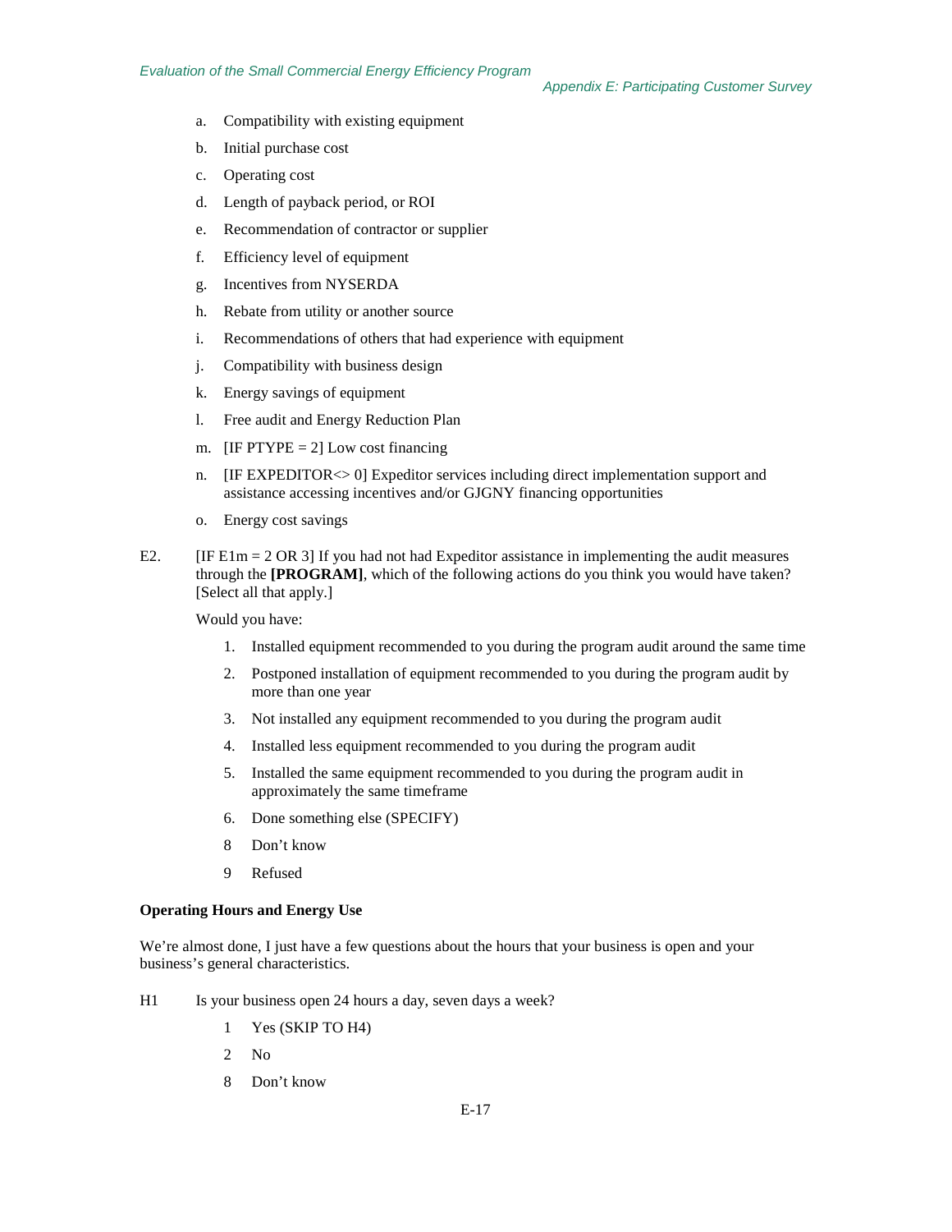a. Compatibility with existing equipment

b. Initial purchase cost

c. Operating cost

d. Length of payback period, or ROI

e. Recommendation of contractor or supplier

f. Efficiency level of equipment

g. Incentives from NYSERDA

h. Rebate from utility or another source

i. Recommendations of others that had experience with equipment

j. Compatibility with business design

k. Energy savings of equipment

l. Free audit and Energy Reduction Plan

m. [IF PTYPE = 2] Low cost financing

n. [IF EXPEDITOR<> 0] Expeditor services including direct implementation support and assistance accessing incentives and/or GJGNY financing opportunities

o. Energy cost savings

E2. [IF E1m = 2 OR 3] If you had not had Expeditor assistance in implementing the audit measures through the **[PROGRAM]**, which of the following actions do you think you would have taken? [Select all that apply.]

Would you have:

1. Installed equipment recommended to you during the program audit around the same time
2. Postponed installation of equipment recommended to you during the program audit by more than one year
3. Not installed any equipment recommended to you during the program audit
4. Installed less equipment recommended to you during the program audit
5. Installed the same equipment recommended to you during the program audit in approximately the same timeframe
6. Done something else (SPECIFY)

8 Don't know

9 Refused

**Operating Hours and Energy Use**

We're almost done, I just have a few questions about the hours that your business is open and your business's general characteristics.

H1 Is your business open 24 hours a day, seven days a week?

1 Yes (SKIP TO H4)

2 No

8 Don't know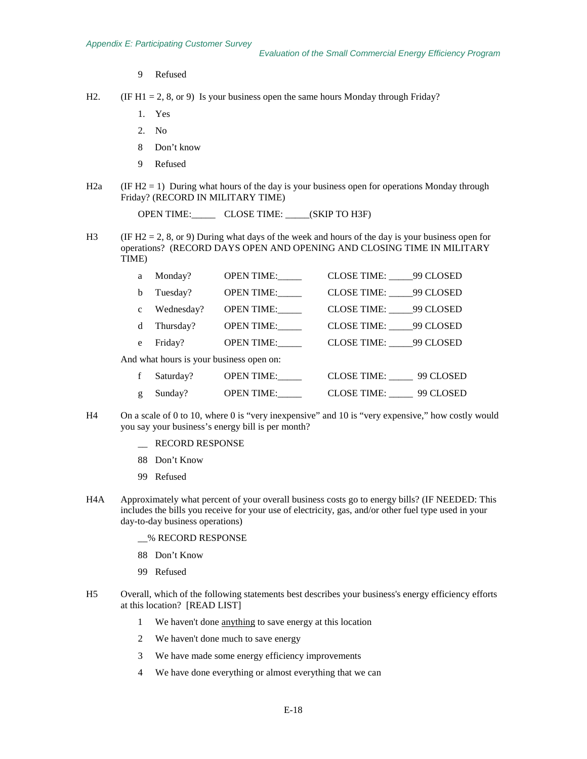9 Refused

H2. (IF H1 = 2, 8, or 9) Is your business open the same hours Monday through Friday?

1. Yes
2. No

8 Don't know

9 Refused

H2a (IF H2 = 1) During what hours of the day is your business open for operations Monday through Friday? (RECORD IN MILITARY TIME)

OPEN TIME:_____ CLOSE TIME: _____(SKIP TO H3F)

H3 (IF H2 = 2, 8, or 9) During what days of the week and hours of the day is your business open for operations? (RECORD DAYS OPEN AND OPENING AND CLOSING TIME IN MILITARY TIME)

| | | | |
|---|---|---|---|
| a | Monday? | OPEN TIME:_____ | CLOSE TIME: _____99 CLOSED |
| b | Tuesday? | OPEN TIME:_____ | CLOSE TIME: _____99 CLOSED |
| c | Wednesday? | OPEN TIME:_____ | CLOSE TIME: _____99 CLOSED |
| d | Thursday? | OPEN TIME:_____ | CLOSE TIME: _____99 CLOSED |
| e | Friday? | OPEN TIME:_____ | CLOSE TIME: _____99 CLOSED |

And what hours is your business open on:

| | | | |
|---|---|---|---|
| f | Saturday? | OPEN TIME:_____ | CLOSE TIME: _____ 99 CLOSED |
| g | Sunday? | OPEN TIME:_____ | CLOSE TIME: _____ 99 CLOSED |

H4 On a scale of 0 to 10, where 0 is "very inexpensive" and 10 is "very expensive," how costly would you say your business's energy bill is per month?

__ RECORD RESPONSE

88 Don't Know

99 Refused

H4A Approximately what percent of your overall business costs go to energy bills? (IF NEEDED: This includes the bills you receive for your use of electricity, gas, and/or other fuel type used in your day-to-day business operations)

__% RECORD RESPONSE

88 Don't Know

99 Refused

H5 Overall, which of the following statements best describes your business's energy efficiency efforts at this location? [READ LIST]

1 We haven't done anything to save energy at this location

2 We haven't done much to save energy

3 We have made some energy efficiency improvements

4 We have done everything or almost everything that we can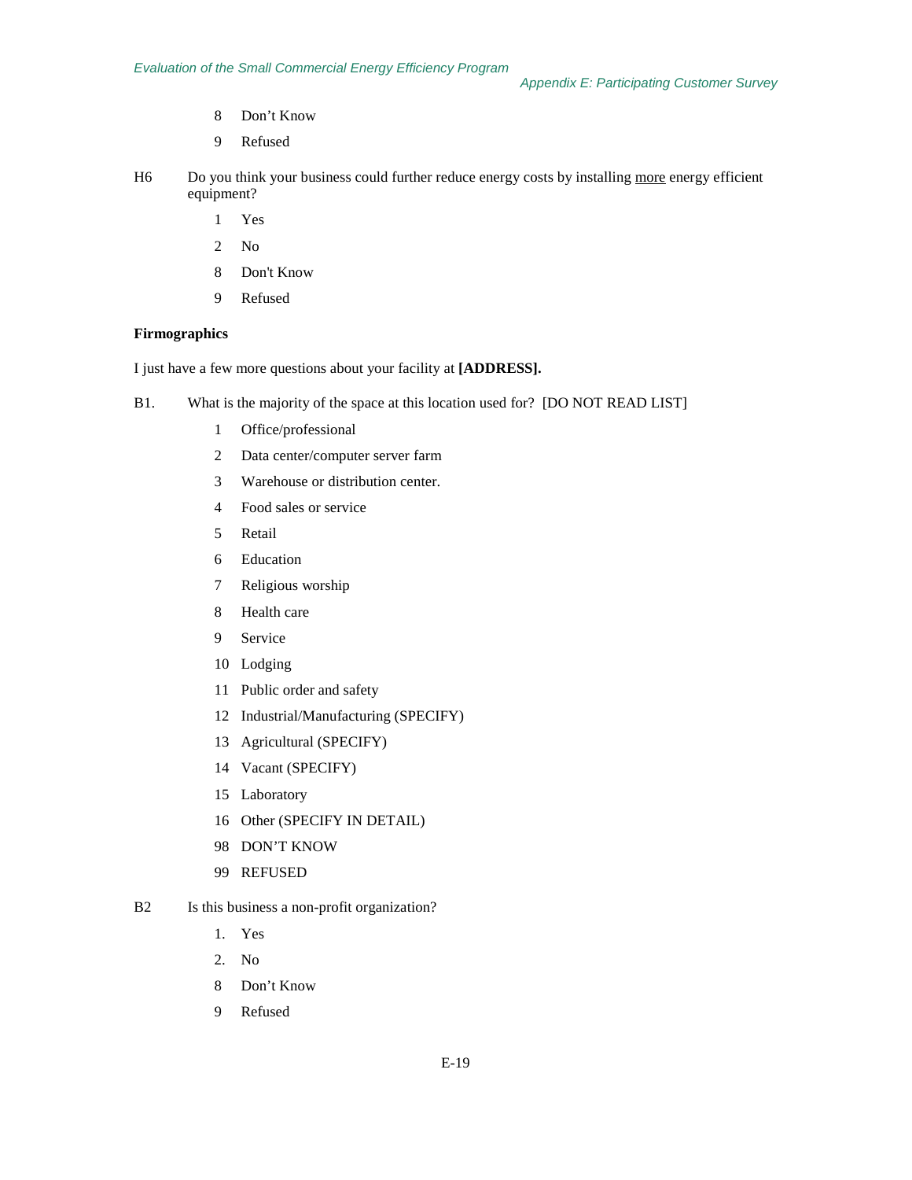8 Don't Know

9 Refused

H6 Do you think your business could further reduce energy costs by installing <u>more</u> energy efficient equipment?

1 Yes

2 No

8 Don't Know

9 Refused

**Firmographics**

I just have a few more questions about your facility at **[ADDRESS].**

B1. What is the majority of the space at this location used for? [DO NOT READ LIST]

1 Office/professional

2 Data center/computer server farm

3 Warehouse or distribution center.

4 Food sales or service

5 Retail

6 Education

7 Religious worship

8 Health care

9 Service

10 Lodging

11 Public order and safety

12 Industrial/Manufacturing (SPECIFY)

13 Agricultural (SPECIFY)

14 Vacant (SPECIFY)

15 Laboratory

16 Other (SPECIFY IN DETAIL)

98 DON'T KNOW

99 REFUSED

B2 Is this business a non-profit organization?

1. Yes

2. No

8 Don't Know

9 Refused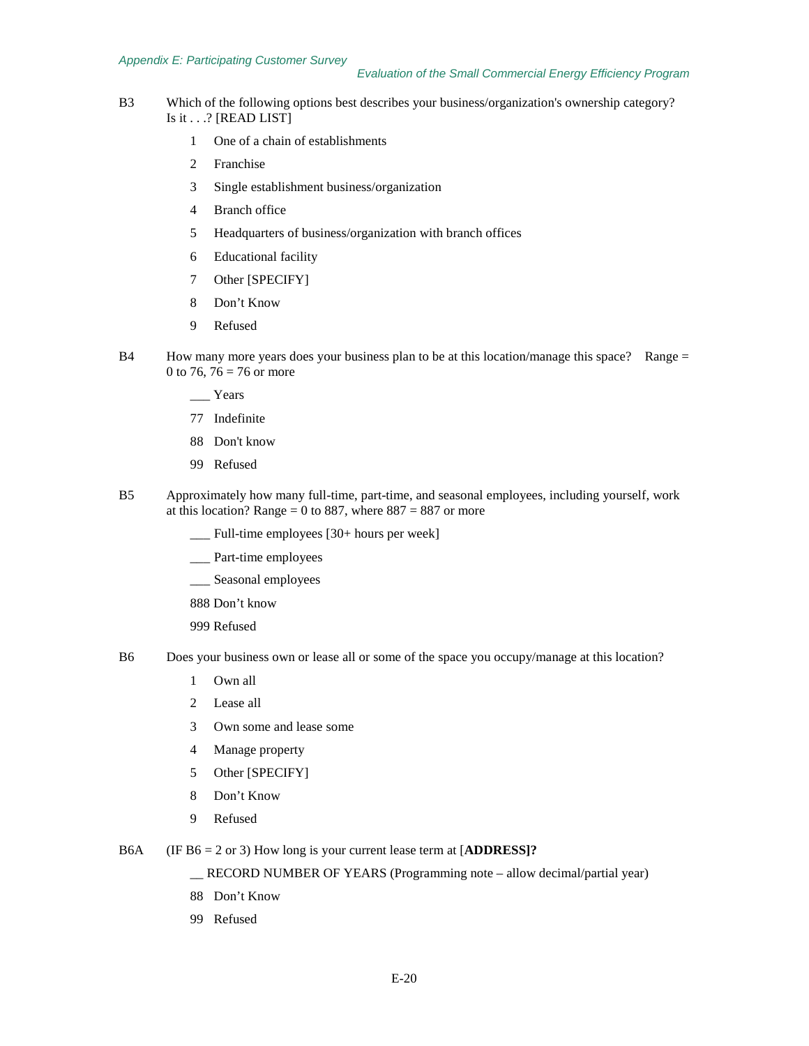B3 Which of the following options best describes your business/organization's ownership category? Is it . . .? [READ LIST]

1 One of a chain of establishments

2 Franchise

3 Single establishment business/organization

4 Branch office

5 Headquarters of business/organization with branch offices

6 Educational facility

7 Other [SPECIFY]

8 Don't Know

9 Refused

B4 How many more years does your business plan to be at this location/manage this space? Range = 0 to 76, 76 = 76 or more

___ Years

77 Indefinite

88 Don't know

99 Refused

B5 Approximately how many full-time, part-time, and seasonal employees, including yourself, work at this location? Range = 0 to 887, where 887 = 887 or more

___ Full-time employees [30+ hours per week]

___ Part-time employees

___ Seasonal employees

888 Don't know

999 Refused

B6 Does your business own or lease all or some of the space you occupy/manage at this location?

1 Own all

2 Lease all

3 Own some and lease some

4 Manage property

5 Other [SPECIFY]

8 Don't Know

9 Refused

B6A (IF B6 = 2 or 3) How long is your current lease term at [**ADDRESS]?**

__ RECORD NUMBER OF YEARS (Programming note – allow decimal/partial year)

88 Don't Know

99 Refused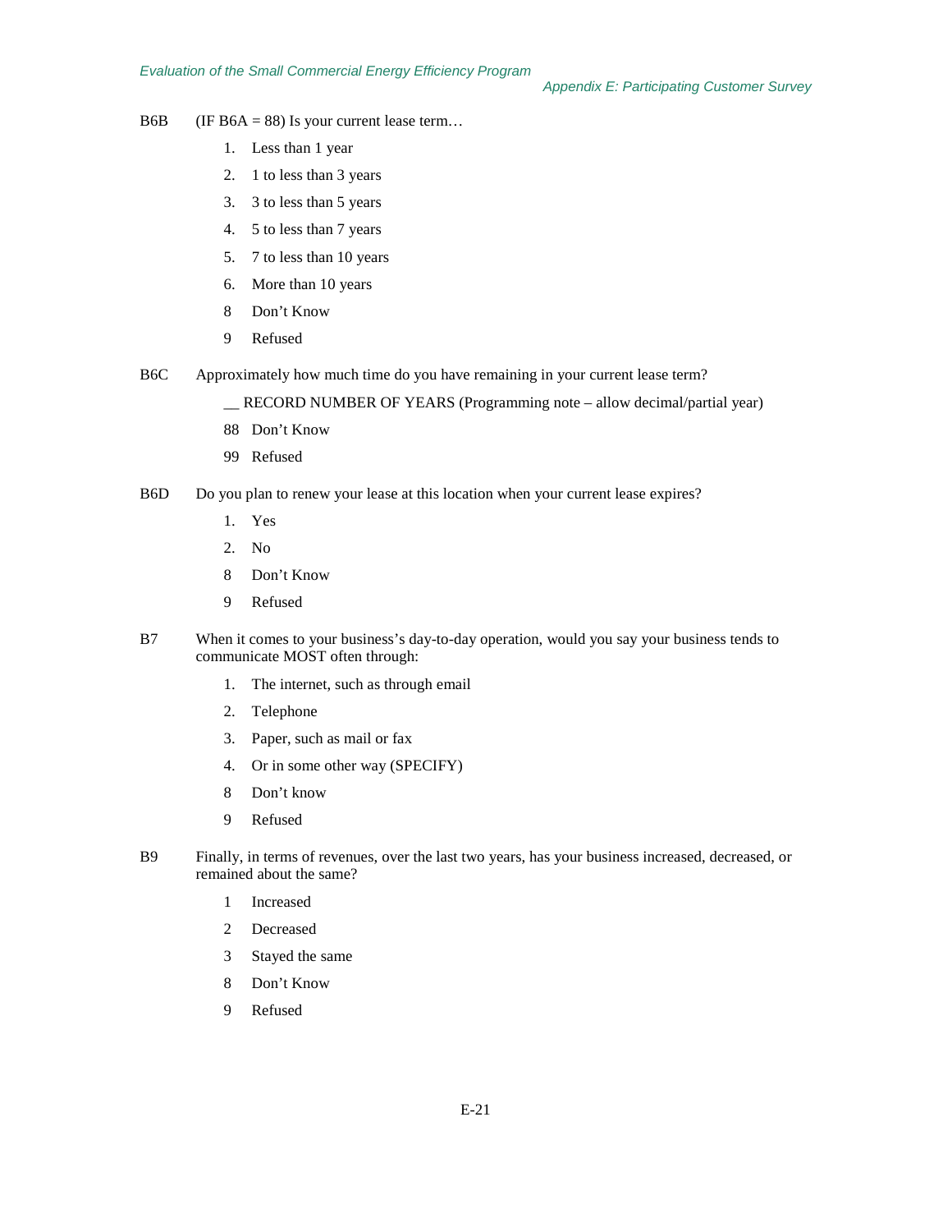B6B (IF B6A = 88) Is your current lease term…

1. Less than 1 year
2. 1 to less than 3 years
3. 3 to less than 5 years
4. 5 to less than 7 years
5. 7 to less than 10 years
6. More than 10 years

8 Don't Know

9 Refused

B6C Approximately how much time do you have remaining in your current lease term?

__ RECORD NUMBER OF YEARS (Programming note – allow decimal/partial year)

88 Don't Know

99 Refused

B6D Do you plan to renew your lease at this location when your current lease expires?

1. Yes
2. No

8 Don't Know

9 Refused

B7 When it comes to your business's day-to-day operation, would you say your business tends to communicate MOST often through:

1. The internet, such as through email
2. Telephone
3. Paper, such as mail or fax
4. Or in some other way (SPECIFY)

8 Don't know

9 Refused

B9 Finally, in terms of revenues, over the last two years, has your business increased, decreased, or remained about the same?

1 Increased

2 Decreased

3 Stayed the same

8 Don't Know

9 Refused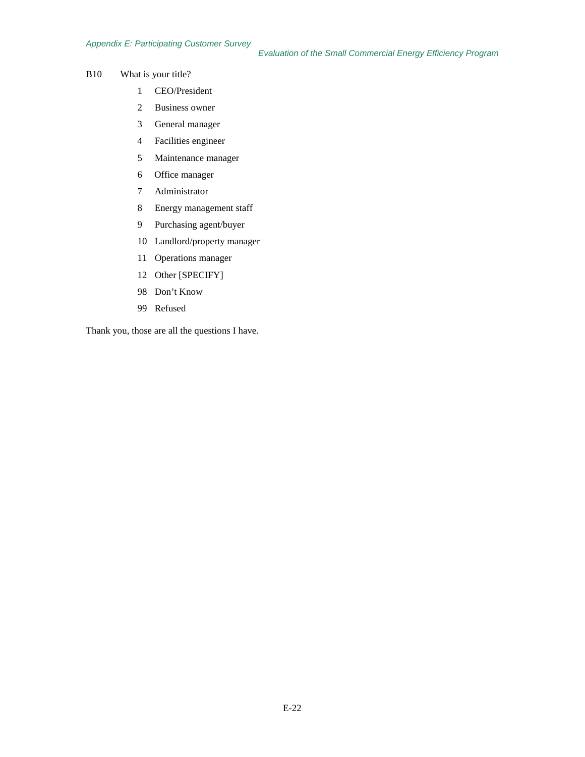B10 What is your title?

1 CEO/President
2 Business owner
3 General manager
4 Facilities engineer
5 Maintenance manager
6 Office manager
7 Administrator
8 Energy management staff
9 Purchasing agent/buyer
10 Landlord/property manager
11 Operations manager
12 Other [SPECIFY]
98 Don't Know
99 Refused

Thank you, those are all the questions I have.